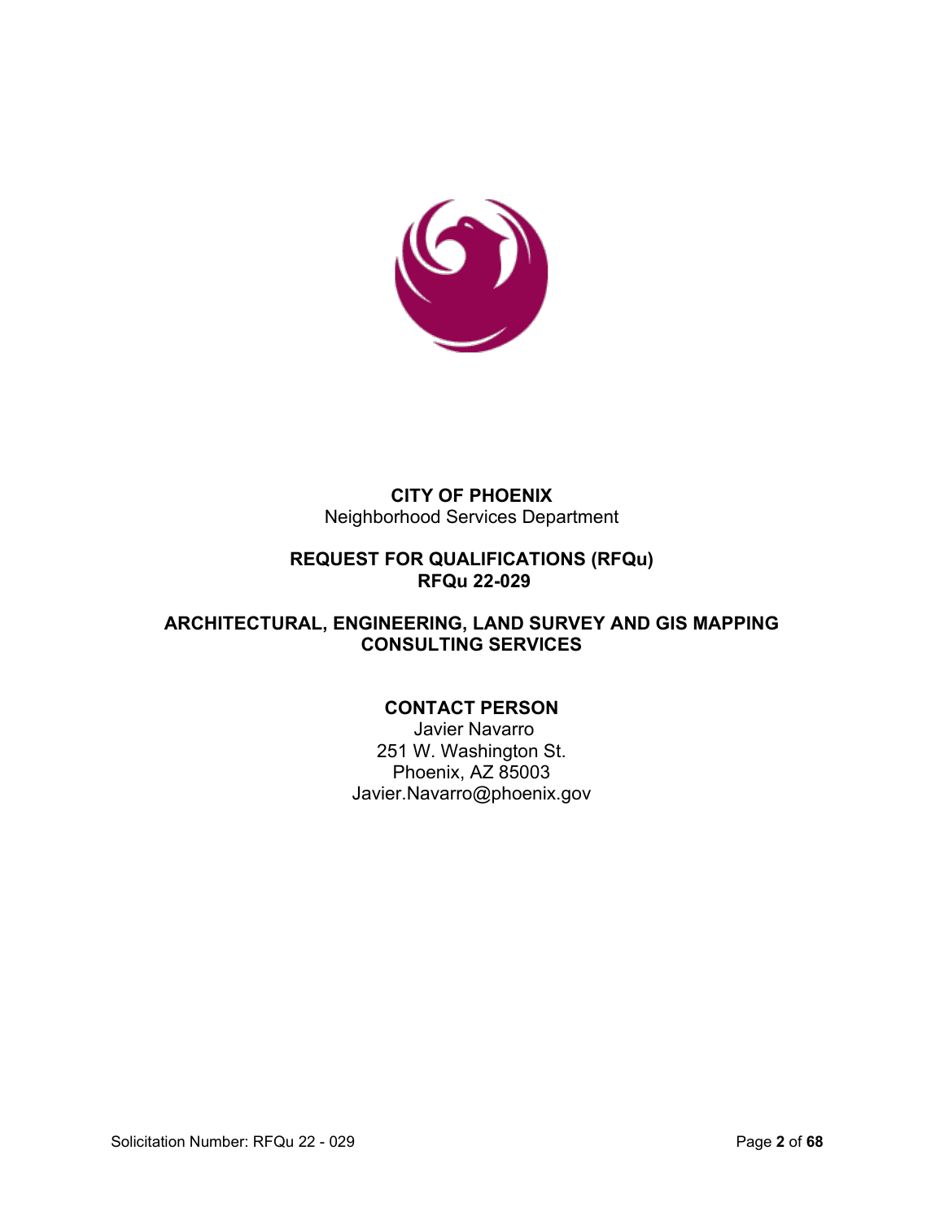**CITY OF PHOENIX**
Neighborhood Services Department

**REQUEST FOR QUALIFICATIONS (RFQu)**
**RFQu 22-029**

**ARCHITECTURAL, ENGINEERING, LAND SURVEY AND GIS MAPPING CONSULTING SERVICES**

**CONTACT PERSON**
Javier Navarro
251 W. Washington St.
Phoenix, AZ 85003
Javier.Navarro@phoenix.gov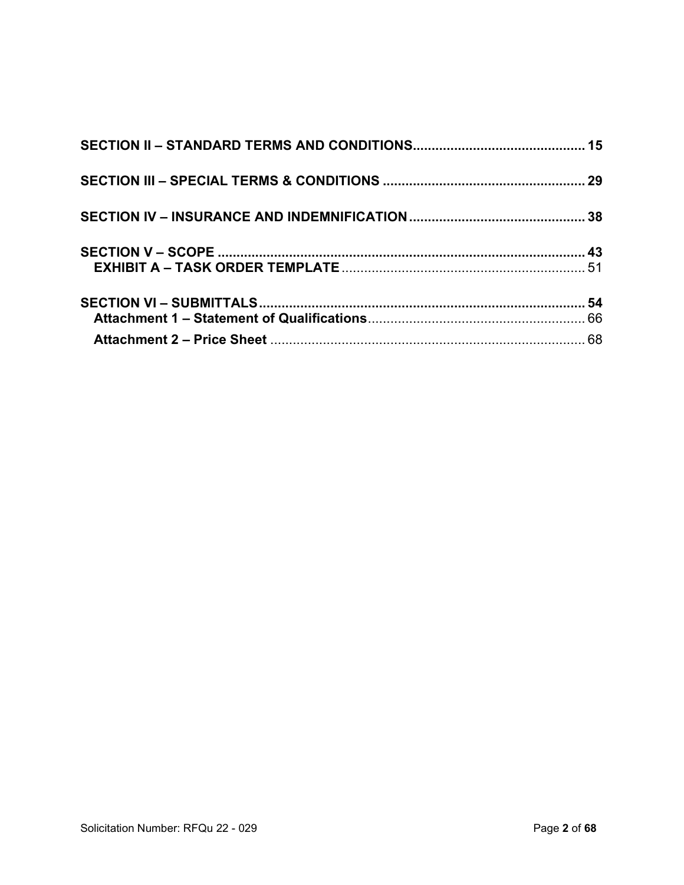**SECTION II – STANDARD TERMS AND CONDITIONS.............................................. 15**

**SECTION III – SPECIAL TERMS & CONDITIONS ..................................................... 29**

**SECTION IV – INSURANCE AND INDEMNIFICATION .............................................. 38**

**SECTION V – SCOPE ................................................................................................. 43**
**EXHIBIT A – TASK ORDER TEMPLATE** ................................................................ 51

**SECTION VI – SUBMITTALS...................................................................................... 54**
**Attachment 1 – Statement of Qualifications**.......................................................... 66
**Attachment 2 – Price Sheet** .................................................................................... 68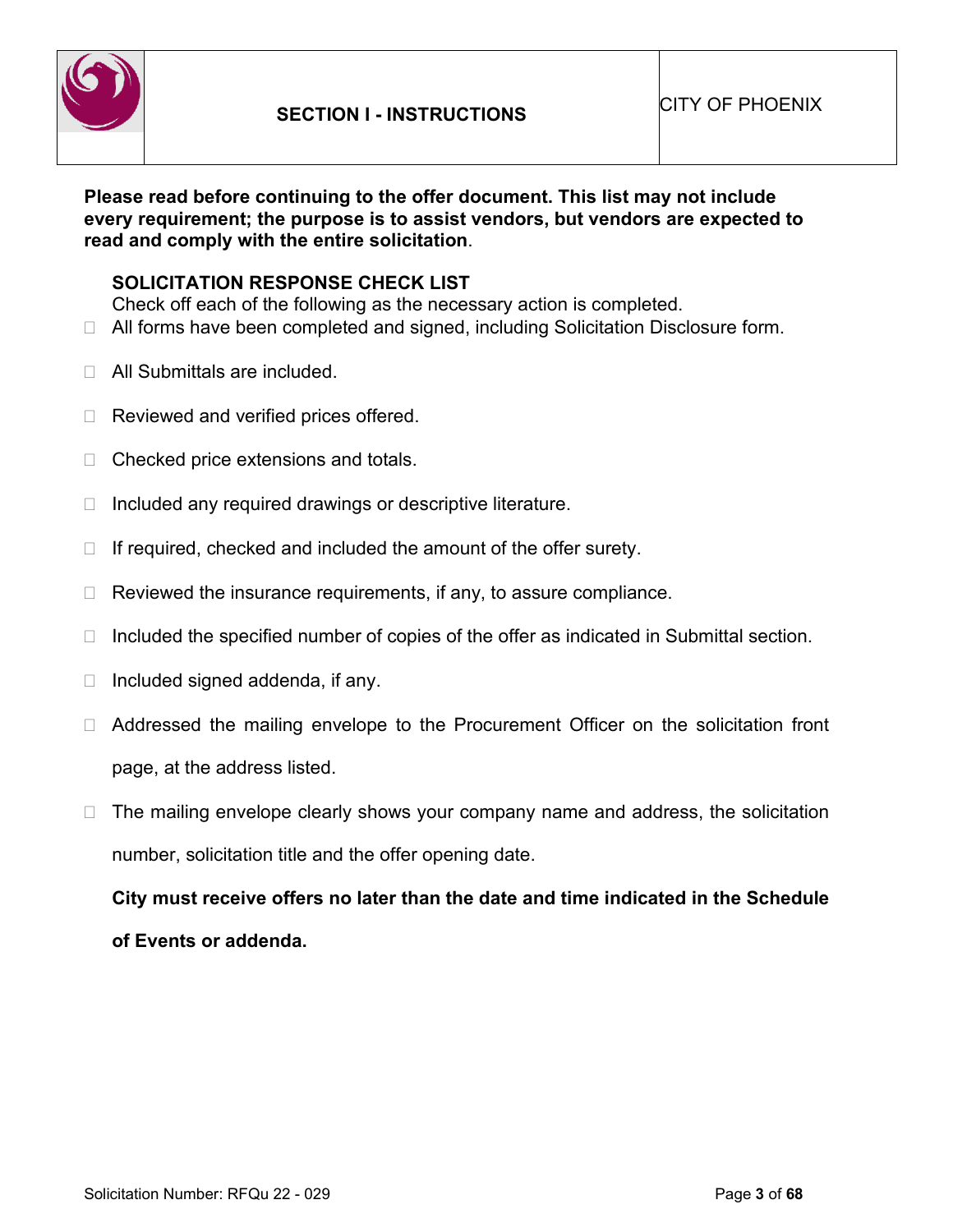# SECTION I - INSTRUCTIONS

CITY OF PHOENIX

**Please read before continuing to the offer document. This list may not include every requirement; the purpose is to assist vendors, but vendors are expected to read and comply with the entire solicitation**.

**SOLICITATION RESPONSE CHECK LIST**

Check off each of the following as the necessary action is completed.

- ☐ All forms have been completed and signed, including Solicitation Disclosure form.
- ☐ All Submittals are included.
- ☐ Reviewed and verified prices offered.
- ☐ Checked price extensions and totals.
- ☐ Included any required drawings or descriptive literature.
- ☐ If required, checked and included the amount of the offer surety.
- ☐ Reviewed the insurance requirements, if any, to assure compliance.
- ☐ Included the specified number of copies of the offer as indicated in Submittal section.
- ☐ Included signed addenda, if any.
- ☐ Addressed the mailing envelope to the Procurement Officer on the solicitation front page, at the address listed.
- ☐ The mailing envelope clearly shows your company name and address, the solicitation number, solicitation title and the offer opening date.

**City must receive offers no later than the date and time indicated in the Schedule of Events or addenda.**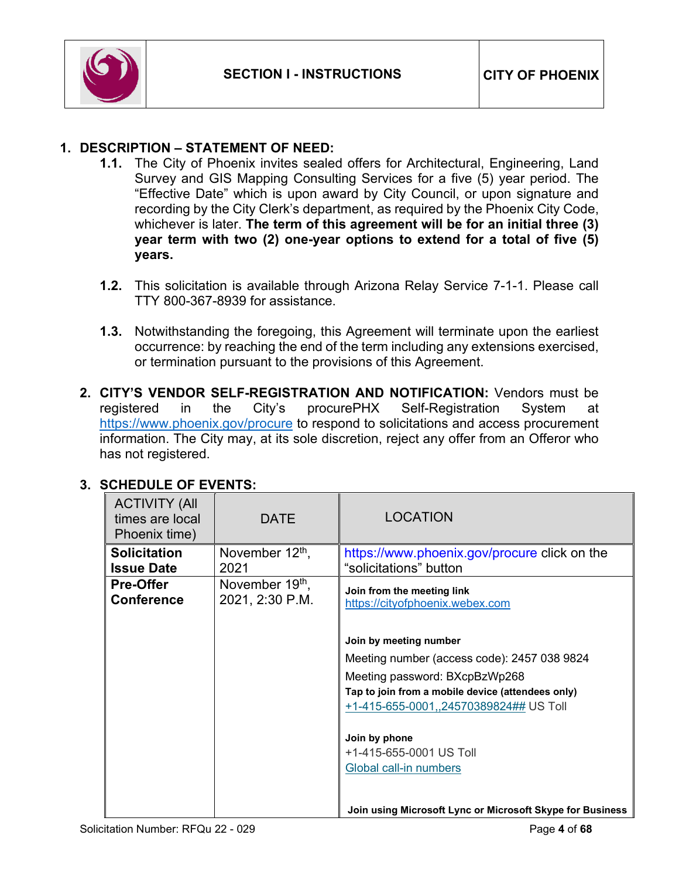| | SECTION I - INSTRUCTIONS | CITY OF PHOENIX |
|---|---|---|

1. **DESCRIPTION – STATEMENT OF NEED:**
   - **1.1.** The City of Phoenix invites sealed offers for Architectural, Engineering, Land Survey and GIS Mapping Consulting Services for a five (5) year period. The "Effective Date" which is upon award by City Council, or upon signature and recording by the City Clerk's department, as required by the Phoenix City Code, whichever is later. **The term of this agreement will be for an initial three (3) year term with two (2) one-year options to extend for a total of five (5) years.**
   - **1.2.** This solicitation is available through Arizona Relay Service 7-1-1. Please call TTY 800-367-8939 for assistance.
   - **1.3.** Notwithstanding the foregoing, this Agreement will terminate upon the earliest occurrence: by reaching the end of the term including any extensions exercised, or termination pursuant to the provisions of this Agreement.

2. **CITY'S VENDOR SELF-REGISTRATION AND NOTIFICATION:** Vendors must be registered in the City's procurePHX Self-Registration System at https://www.phoenix.gov/procure to respond to solicitations and access procurement information. The City may, at its sole discretion, reject any offer from an Offeror who has not registered.

3. **SCHEDULE OF EVENTS:**

| ACTIVITY (All times are local Phoenix time) | DATE | LOCATION |
|---|---|---|
| **Solicitation Issue Date** | November 12th, 2021 | https://www.phoenix.gov/procure click on the "solicitations" button |
| **Pre-Offer Conference** | November 19th, 2021, 2:30 P.M. | **Join from the meeting link** https://cityofphoenix.webex.com<br><br>**Join by meeting number**<br>Meeting number (access code): 2457 038 9824<br>Meeting password: BXcpBzWp268<br>**Tap to join from a mobile device (attendees only)**<br>+1-415-655-0001,,24570389824## US Toll<br><br>**Join by phone**<br>+1-415-655-0001 US Toll<br>Global call-in numbers<br><br>**Join using Microsoft Lync or Microsoft Skype for Business** |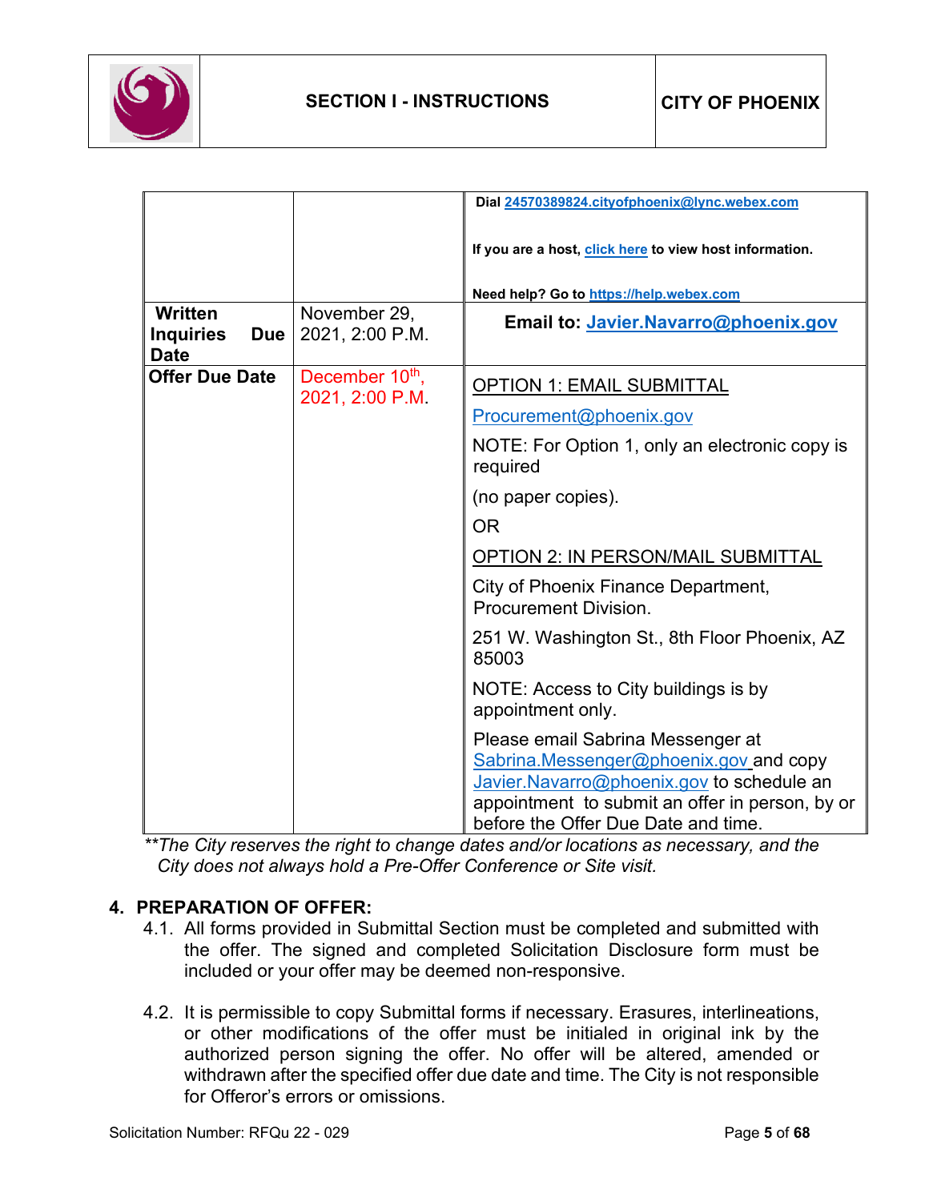| | | |
|---|---|---|
| | | **Dial 24570389824.cityofphoenix@lync.webex.com**<br><br>**If you are a host, click here to view host information.**<br><br>**Need help? Go to https://help.webex.com** |
| **Written Inquiries Due Date** | November 29, 2021, 2:00 P.M. | **Email to: Javier.Navarro@phoenix.gov** |
| **Offer Due Date** | December 10th, 2021, 2:00 P.M. | OPTION 1: EMAIL SUBMITTAL<br><br>Procurement@phoenix.gov<br><br>NOTE: For Option 1, only an electronic copy is required<br><br>(no paper copies).<br><br>OR<br><br>OPTION 2: IN PERSON/MAIL SUBMITTAL<br><br>City of Phoenix Finance Department, Procurement Division.<br><br>251 W. Washington St., 8th Floor Phoenix, AZ 85003<br><br>NOTE: Access to City buildings is by appointment only.<br><br>Please email Sabrina Messenger at Sabrina.Messenger@phoenix.gov and copy Javier.Navarro@phoenix.gov to schedule an appointment to submit an offer in person, by or before the Offer Due Date and time. |

*\*\*The City reserves the right to change dates and/or locations as necessary, and the City does not always hold a Pre-Offer Conference or Site visit.*

## 4. PREPARATION OF OFFER:

4.1. All forms provided in Submittal Section must be completed and submitted with the offer. The signed and completed Solicitation Disclosure form must be included or your offer may be deemed non-responsive.

4.2. It is permissible to copy Submittal forms if necessary. Erasures, interlineations, or other modifications of the offer must be initialed in original ink by the authorized person signing the offer. No offer will be altered, amended or withdrawn after the specified offer due date and time. The City is not responsible for Offeror's errors or omissions.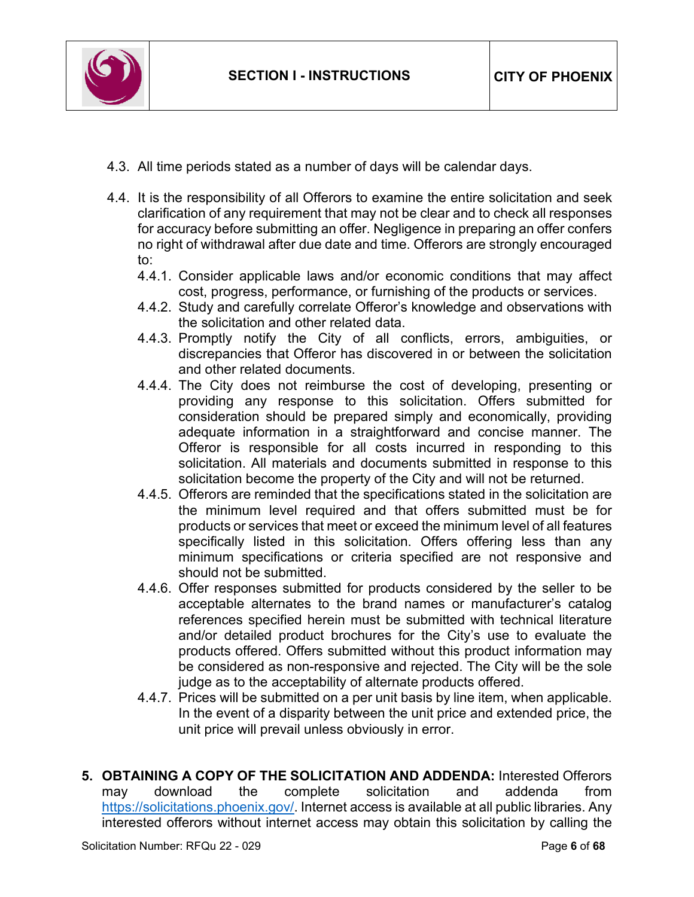4.3. All time periods stated as a number of days will be calendar days.

4.4. It is the responsibility of all Offerors to examine the entire solicitation and seek clarification of any requirement that may not be clear and to check all responses for accuracy before submitting an offer. Negligence in preparing an offer confers no right of withdrawal after due date and time. Offerors are strongly encouraged to:

   4.4.1. Consider applicable laws and/or economic conditions that may affect cost, progress, performance, or furnishing of the products or services.

   4.4.2. Study and carefully correlate Offeror's knowledge and observations with the solicitation and other related data.

   4.4.3. Promptly notify the City of all conflicts, errors, ambiguities, or discrepancies that Offeror has discovered in or between the solicitation and other related documents.

   4.4.4. The City does not reimburse the cost of developing, presenting or providing any response to this solicitation. Offers submitted for consideration should be prepared simply and economically, providing adequate information in a straightforward and concise manner. The Offeror is responsible for all costs incurred in responding to this solicitation. All materials and documents submitted in response to this solicitation become the property of the City and will not be returned.

   4.4.5. Offerors are reminded that the specifications stated in the solicitation are the minimum level required and that offers submitted must be for products or services that meet or exceed the minimum level of all features specifically listed in this solicitation. Offers offering less than any minimum specifications or criteria specified are not responsive and should not be submitted.

   4.4.6. Offer responses submitted for products considered by the seller to be acceptable alternates to the brand names or manufacturer's catalog references specified herein must be submitted with technical literature and/or detailed product brochures for the City's use to evaluate the products offered. Offers submitted without this product information may be considered as non-responsive and rejected. The City will be the sole judge as to the acceptability of alternate products offered.

   4.4.7. Prices will be submitted on a per unit basis by line item, when applicable. In the event of a disparity between the unit price and extended price, the unit price will prevail unless obviously in error.

5. **OBTAINING A COPY OF THE SOLICITATION AND ADDENDA:** Interested Offerors may download the complete solicitation and addenda from https://solicitations.phoenix.gov/. Internet access is available at all public libraries. Any interested offerors without internet access may obtain this solicitation by calling the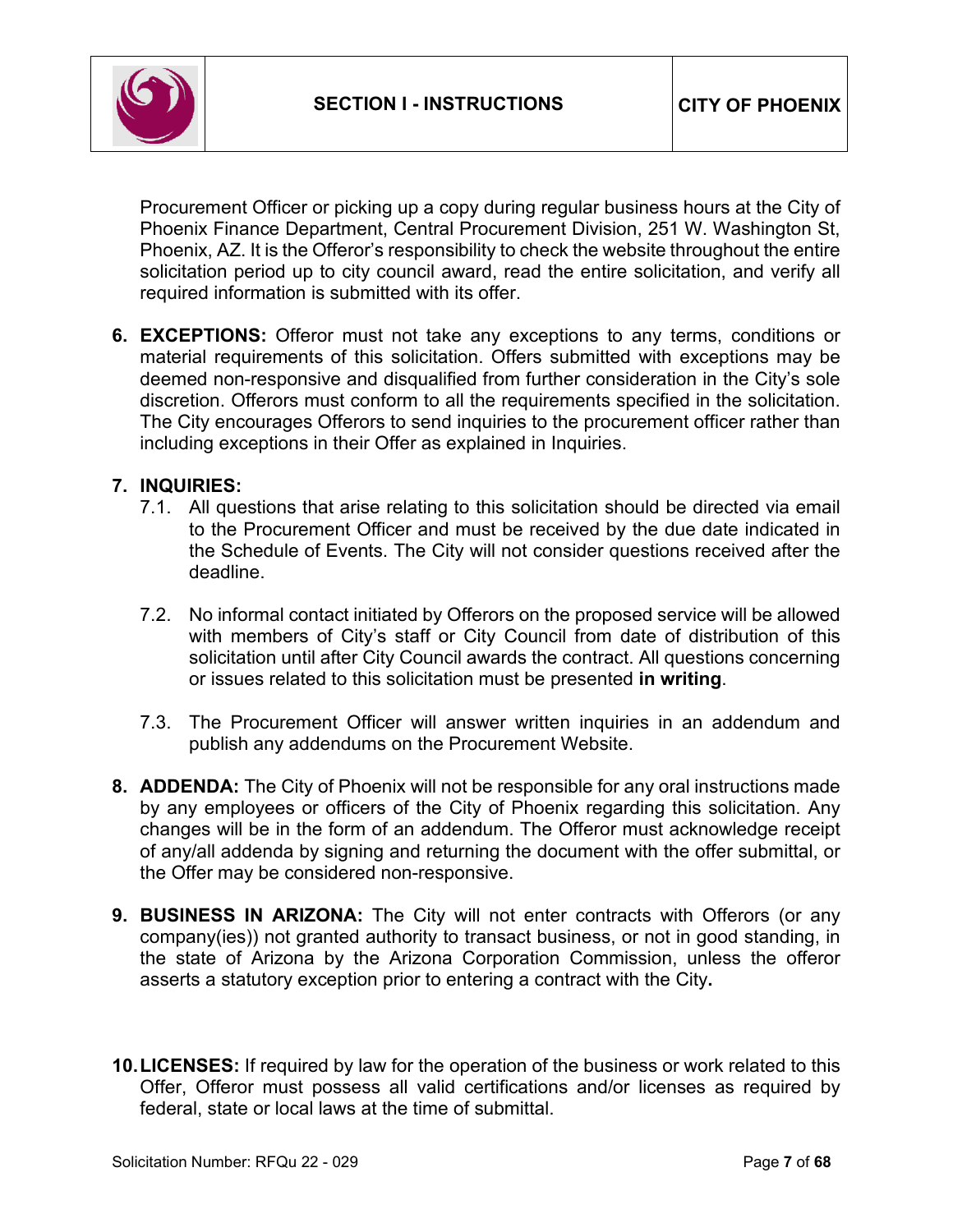Procurement Officer or picking up a copy during regular business hours at the City of Phoenix Finance Department, Central Procurement Division, 251 W. Washington St, Phoenix, AZ. It is the Offeror's responsibility to check the website throughout the entire solicitation period up to city council award, read the entire solicitation, and verify all required information is submitted with its offer.

6. **EXCEPTIONS:** Offeror must not take any exceptions to any terms, conditions or material requirements of this solicitation. Offers submitted with exceptions may be deemed non-responsive and disqualified from further consideration in the City's sole discretion. Offerors must conform to all the requirements specified in the solicitation. The City encourages Offerors to send inquiries to the procurement officer rather than including exceptions in their Offer as explained in Inquiries.

7. **INQUIRIES:**
   - 7.1. All questions that arise relating to this solicitation should be directed via email to the Procurement Officer and must be received by the due date indicated in the Schedule of Events. The City will not consider questions received after the deadline.
   - 7.2. No informal contact initiated by Offerors on the proposed service will be allowed with members of City's staff or City Council from date of distribution of this solicitation until after City Council awards the contract. All questions concerning or issues related to this solicitation must be presented **in writing**.
   - 7.3. The Procurement Officer will answer written inquiries in an addendum and publish any addendums on the Procurement Website.

8. **ADDENDA:** The City of Phoenix will not be responsible for any oral instructions made by any employees or officers of the City of Phoenix regarding this solicitation. Any changes will be in the form of an addendum. The Offeror must acknowledge receipt of any/all addenda by signing and returning the document with the offer submittal, or the Offer may be considered non-responsive.

9. **BUSINESS IN ARIZONA:** The City will not enter contracts with Offerors (or any company(ies)) not granted authority to transact business, or not in good standing, in the state of Arizona by the Arizona Corporation Commission, unless the offeror asserts a statutory exception prior to entering a contract with the City**.**

10. **LICENSES:** If required by law for the operation of the business or work related to this Offer, Offeror must possess all valid certifications and/or licenses as required by federal, state or local laws at the time of submittal.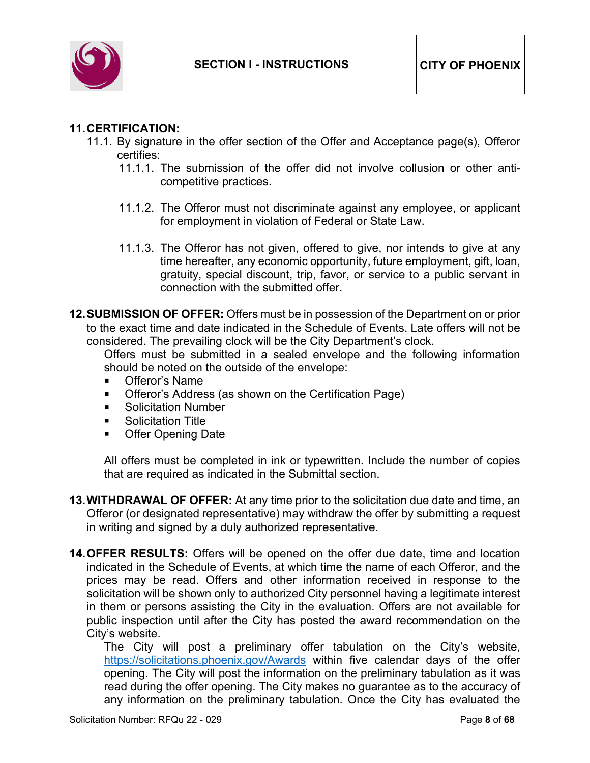**11. CERTIFICATION:**

11.1. By signature in the offer section of the Offer and Acceptance page(s), Offeror certifies:

11.1.1. The submission of the offer did not involve collusion or other anti-competitive practices.

11.1.2. The Offeror must not discriminate against any employee, or applicant for employment in violation of Federal or State Law.

11.1.3. The Offeror has not given, offered to give, nor intends to give at any time hereafter, any economic opportunity, future employment, gift, loan, gratuity, special discount, trip, favor, or service to a public servant in connection with the submitted offer.

**12. SUBMISSION OF OFFER:** Offers must be in possession of the Department on or prior to the exact time and date indicated in the Schedule of Events. Late offers will not be considered. The prevailing clock will be the City Department's clock.

Offers must be submitted in a sealed envelope and the following information should be noted on the outside of the envelope:

- Offeror's Name
- Offeror's Address (as shown on the Certification Page)
- Solicitation Number
- Solicitation Title
- Offer Opening Date

All offers must be completed in ink or typewritten. Include the number of copies that are required as indicated in the Submittal section.

**13. WITHDRAWAL OF OFFER:** At any time prior to the solicitation due date and time, an Offeror (or designated representative) may withdraw the offer by submitting a request in writing and signed by a duly authorized representative.

**14. OFFER RESULTS:** Offers will be opened on the offer due date, time and location indicated in the Schedule of Events, at which time the name of each Offeror, and the prices may be read. Offers and other information received in response to the solicitation will be shown only to authorized City personnel having a legitimate interest in them or persons assisting the City in the evaluation. Offers are not available for public inspection until after the City has posted the award recommendation on the City's website.

The City will post a preliminary offer tabulation on the City's website, https://solicitations.phoenix.gov/Awards within five calendar days of the offer opening. The City will post the information on the preliminary tabulation as it was read during the offer opening. The City makes no guarantee as to the accuracy of any information on the preliminary tabulation. Once the City has evaluated the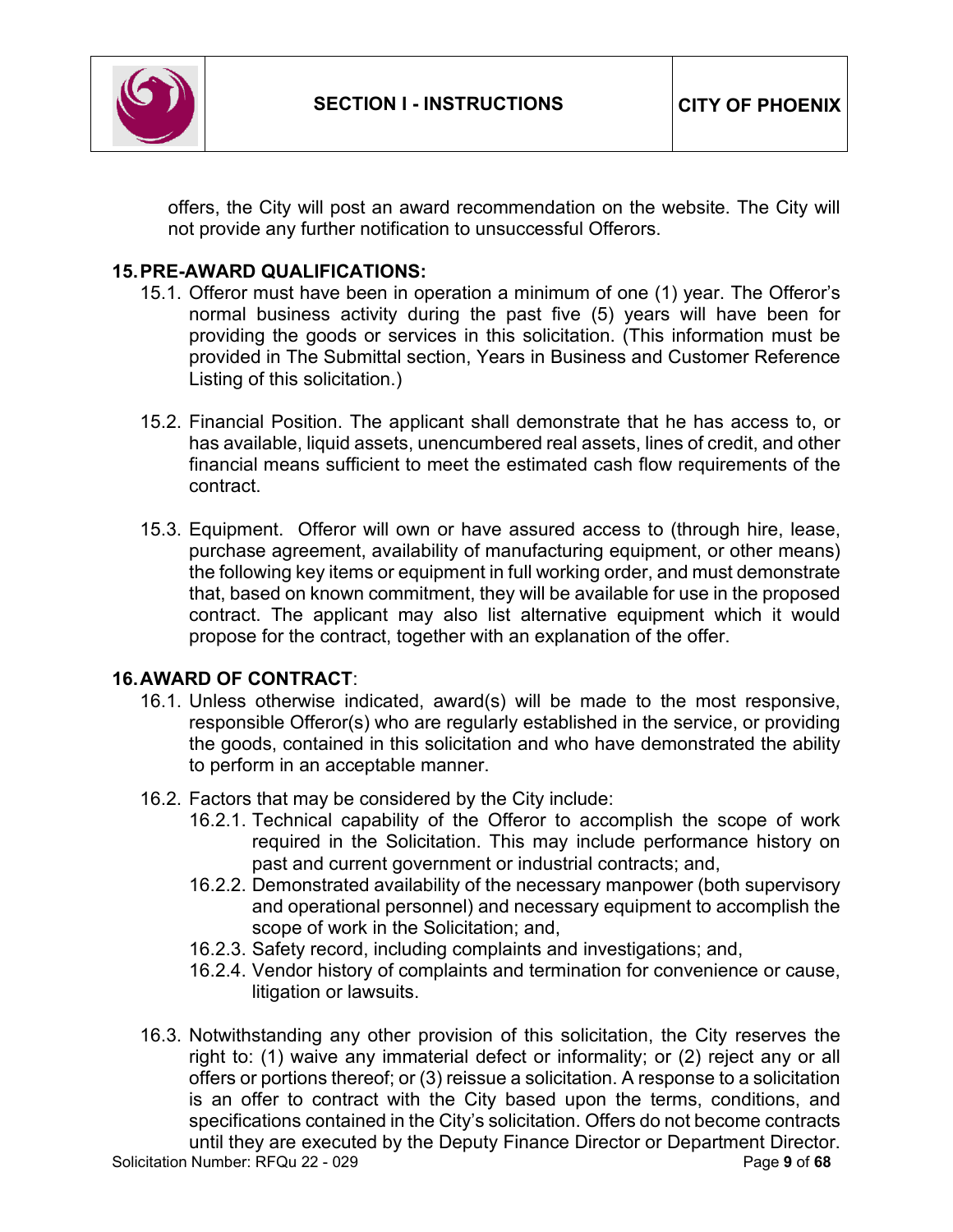offers, the City will post an award recommendation on the website. The City will not provide any further notification to unsuccessful Offerors.

## 15. PRE-AWARD QUALIFICATIONS:

15.1. Offeror must have been in operation a minimum of one (1) year. The Offeror's normal business activity during the past five (5) years will have been for providing the goods or services in this solicitation. (This information must be provided in The Submittal section, Years in Business and Customer Reference Listing of this solicitation.)

15.2. Financial Position. The applicant shall demonstrate that he has access to, or has available, liquid assets, unencumbered real assets, lines of credit, and other financial means sufficient to meet the estimated cash flow requirements of the contract.

15.3. Equipment. Offeror will own or have assured access to (through hire, lease, purchase agreement, availability of manufacturing equipment, or other means) the following key items or equipment in full working order, and must demonstrate that, based on known commitment, they will be available for use in the proposed contract. The applicant may also list alternative equipment which it would propose for the contract, together with an explanation of the offer.

## 16. AWARD OF CONTRACT:

16.1. Unless otherwise indicated, award(s) will be made to the most responsive, responsible Offeror(s) who are regularly established in the service, or providing the goods, contained in this solicitation and who have demonstrated the ability to perform in an acceptable manner.

16.2. Factors that may be considered by the City include:

16.2.1. Technical capability of the Offeror to accomplish the scope of work required in the Solicitation. This may include performance history on past and current government or industrial contracts; and,

16.2.2. Demonstrated availability of the necessary manpower (both supervisory and operational personnel) and necessary equipment to accomplish the scope of work in the Solicitation; and,

16.2.3. Safety record, including complaints and investigations; and,

16.2.4. Vendor history of complaints and termination for convenience or cause, litigation or lawsuits.

16.3. Notwithstanding any other provision of this solicitation, the City reserves the right to: (1) waive any immaterial defect or informality; or (2) reject any or all offers or portions thereof; or (3) reissue a solicitation. A response to a solicitation is an offer to contract with the City based upon the terms, conditions, and specifications contained in the City's solicitation. Offers do not become contracts until they are executed by the Deputy Finance Director or Department Director.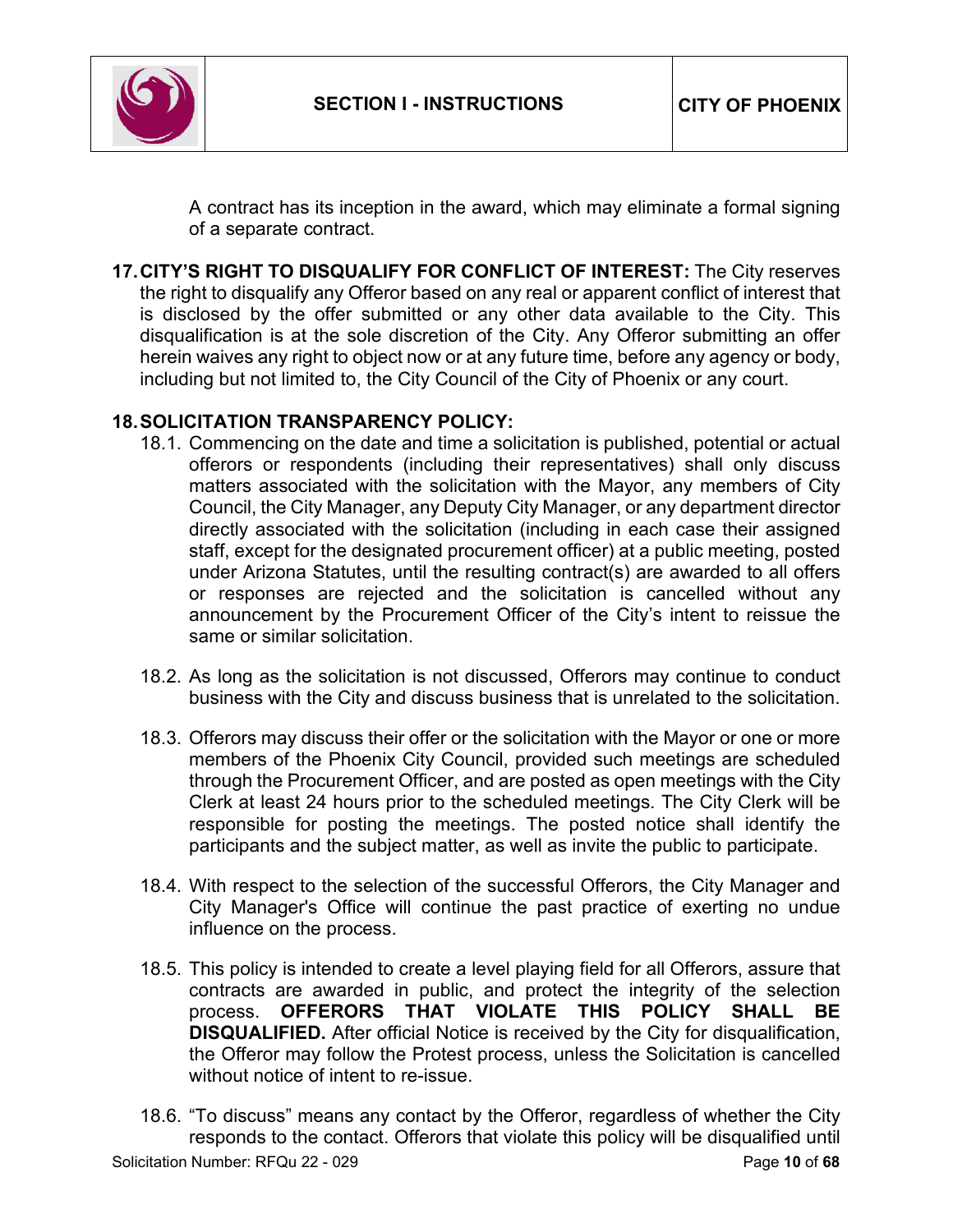A contract has its inception in the award, which may eliminate a formal signing of a separate contract.

**17. CITY'S RIGHT TO DISQUALIFY FOR CONFLICT OF INTEREST:** The City reserves the right to disqualify any Offeror based on any real or apparent conflict of interest that is disclosed by the offer submitted or any other data available to the City. This disqualification is at the sole discretion of the City. Any Offeror submitting an offer herein waives any right to object now or at any future time, before any agency or body, including but not limited to, the City Council of the City of Phoenix or any court.

**18. SOLICITATION TRANSPARENCY POLICY:**

18.1. Commencing on the date and time a solicitation is published, potential or actual offerors or respondents (including their representatives) shall only discuss matters associated with the solicitation with the Mayor, any members of City Council, the City Manager, any Deputy City Manager, or any department director directly associated with the solicitation (including in each case their assigned staff, except for the designated procurement officer) at a public meeting, posted under Arizona Statutes, until the resulting contract(s) are awarded to all offers or responses are rejected and the solicitation is cancelled without any announcement by the Procurement Officer of the City's intent to reissue the same or similar solicitation.

18.2. As long as the solicitation is not discussed, Offerors may continue to conduct business with the City and discuss business that is unrelated to the solicitation.

18.3. Offerors may discuss their offer or the solicitation with the Mayor or one or more members of the Phoenix City Council, provided such meetings are scheduled through the Procurement Officer, and are posted as open meetings with the City Clerk at least 24 hours prior to the scheduled meetings. The City Clerk will be responsible for posting the meetings. The posted notice shall identify the participants and the subject matter, as well as invite the public to participate.

18.4. With respect to the selection of the successful Offerors, the City Manager and City Manager's Office will continue the past practice of exerting no undue influence on the process.

18.5. This policy is intended to create a level playing field for all Offerors, assure that contracts are awarded in public, and protect the integrity of the selection process. **OFFERORS THAT VIOLATE THIS POLICY SHALL BE DISQUALIFIED.** After official Notice is received by the City for disqualification, the Offeror may follow the Protest process, unless the Solicitation is cancelled without notice of intent to re-issue.

18.6. "To discuss" means any contact by the Offeror, regardless of whether the City responds to the contact. Offerors that violate this policy will be disqualified until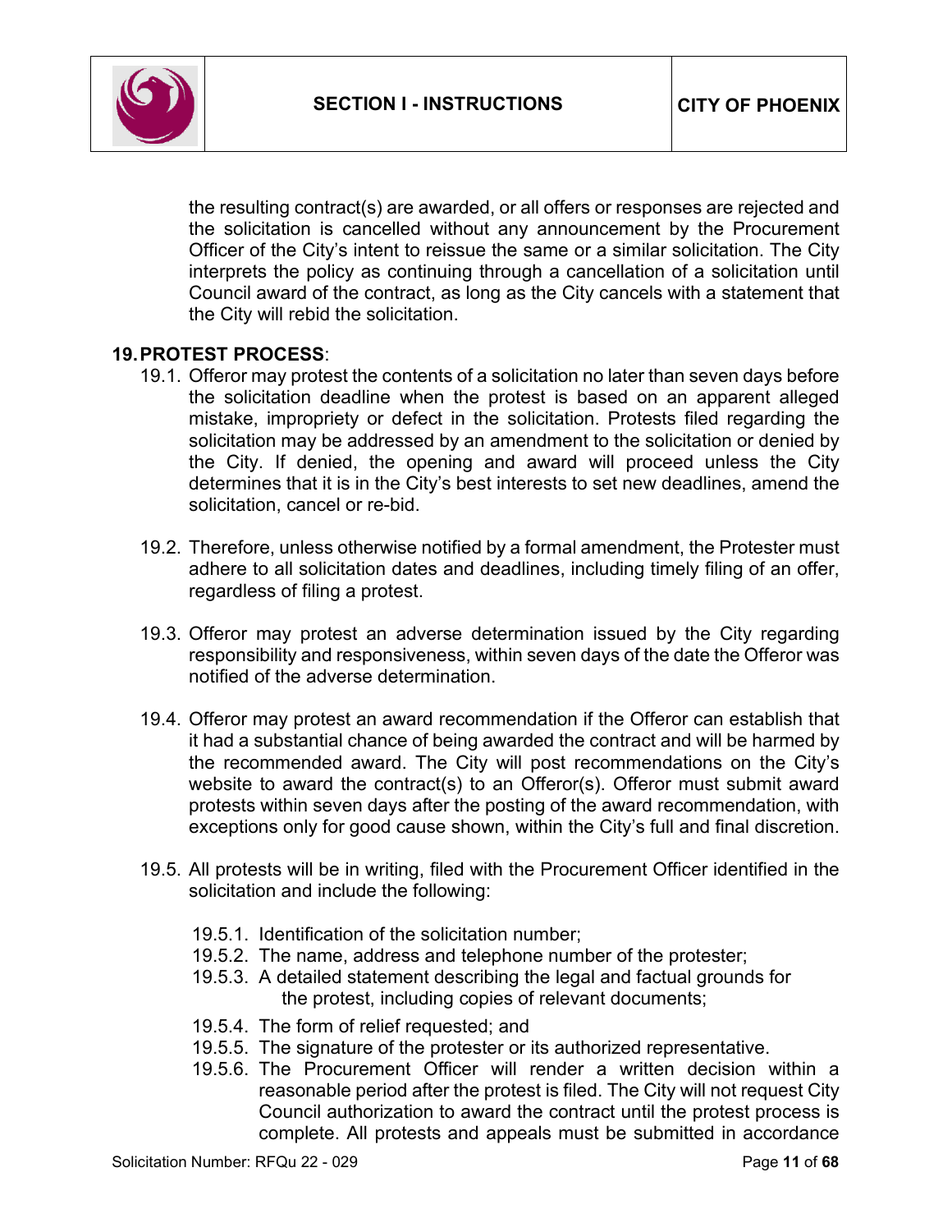the resulting contract(s) are awarded, or all offers or responses are rejected and the solicitation is cancelled without any announcement by the Procurement Officer of the City's intent to reissue the same or a similar solicitation. The City interprets the policy as continuing through a cancellation of a solicitation until Council award of the contract, as long as the City cancels with a statement that the City will rebid the solicitation.

**19. PROTEST PROCESS**:

19.1. Offeror may protest the contents of a solicitation no later than seven days before the solicitation deadline when the protest is based on an apparent alleged mistake, impropriety or defect in the solicitation. Protests filed regarding the solicitation may be addressed by an amendment to the solicitation or denied by the City. If denied, the opening and award will proceed unless the City determines that it is in the City's best interests to set new deadlines, amend the solicitation, cancel or re-bid.

19.2. Therefore, unless otherwise notified by a formal amendment, the Protester must adhere to all solicitation dates and deadlines, including timely filing of an offer, regardless of filing a protest.

19.3. Offeror may protest an adverse determination issued by the City regarding responsibility and responsiveness, within seven days of the date the Offeror was notified of the adverse determination.

19.4. Offeror may protest an award recommendation if the Offeror can establish that it had a substantial chance of being awarded the contract and will be harmed by the recommended award. The City will post recommendations on the City's website to award the contract(s) to an Offeror(s). Offeror must submit award protests within seven days after the posting of the award recommendation, with exceptions only for good cause shown, within the City's full and final discretion.

19.5. All protests will be in writing, filed with the Procurement Officer identified in the solicitation and include the following:

- 19.5.1. Identification of the solicitation number;
- 19.5.2. The name, address and telephone number of the protester;
- 19.5.3. A detailed statement describing the legal and factual grounds for the protest, including copies of relevant documents;
- 19.5.4. The form of relief requested; and
- 19.5.5. The signature of the protester or its authorized representative.
- 19.5.6. The Procurement Officer will render a written decision within a reasonable period after the protest is filed. The City will not request City Council authorization to award the contract until the protest process is complete. All protests and appeals must be submitted in accordance

Solicitation Number: RFQu 22 - 029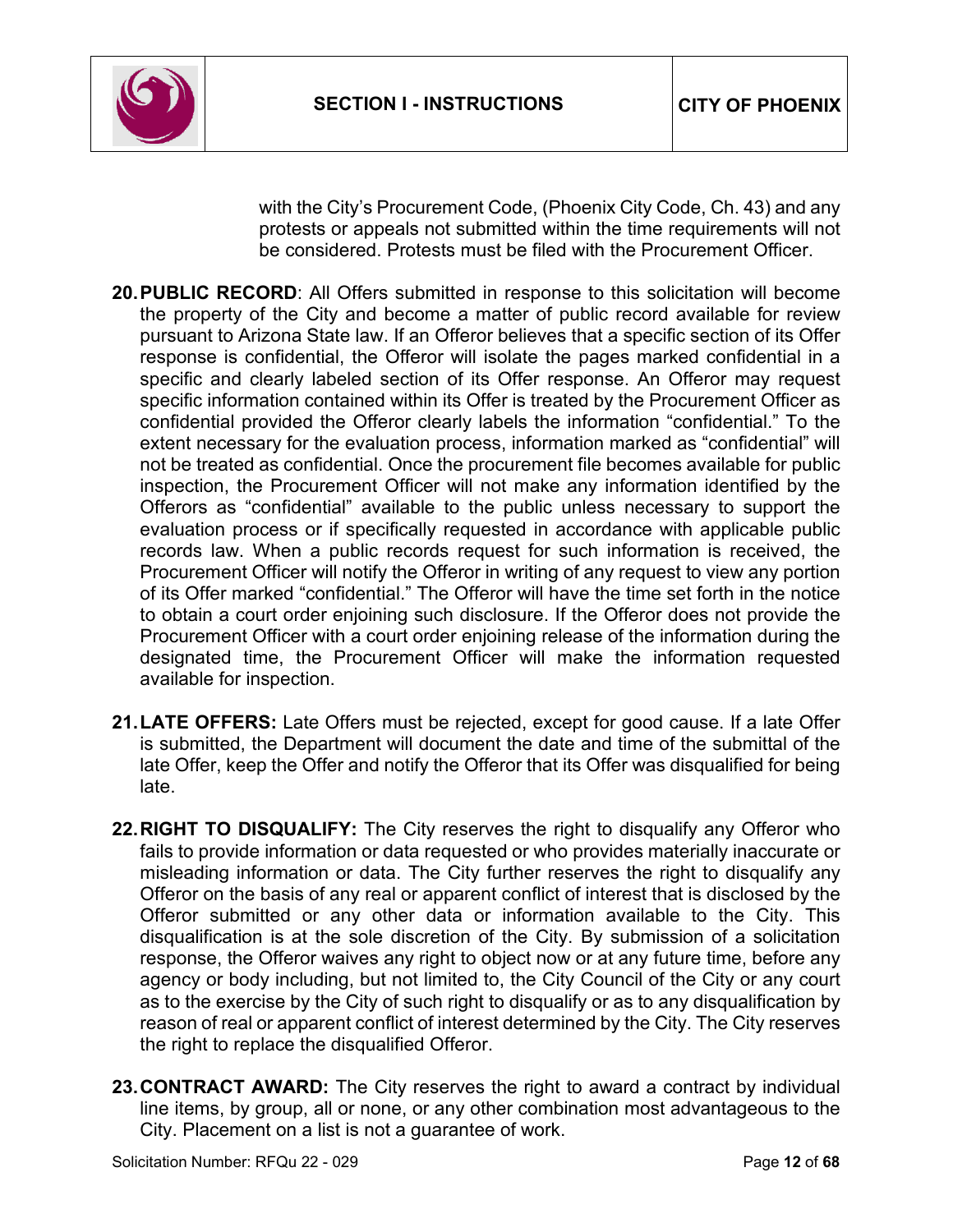with the City's Procurement Code, (Phoenix City Code, Ch. 43) and any protests or appeals not submitted within the time requirements will not be considered. Protests must be filed with the Procurement Officer.

20. **PUBLIC RECORD**: All Offers submitted in response to this solicitation will become the property of the City and become a matter of public record available for review pursuant to Arizona State law. If an Offeror believes that a specific section of its Offer response is confidential, the Offeror will isolate the pages marked confidential in a specific and clearly labeled section of its Offer response. An Offeror may request specific information contained within its Offer is treated by the Procurement Officer as confidential provided the Offeror clearly labels the information "confidential." To the extent necessary for the evaluation process, information marked as "confidential" will not be treated as confidential. Once the procurement file becomes available for public inspection, the Procurement Officer will not make any information identified by the Offerors as "confidential" available to the public unless necessary to support the evaluation process or if specifically requested in accordance with applicable public records law. When a public records request for such information is received, the Procurement Officer will notify the Offeror in writing of any request to view any portion of its Offer marked "confidential." The Offeror will have the time set forth in the notice to obtain a court order enjoining such disclosure. If the Offeror does not provide the Procurement Officer with a court order enjoining release of the information during the designated time, the Procurement Officer will make the information requested available for inspection.

21. **LATE OFFERS:** Late Offers must be rejected, except for good cause. If a late Offer is submitted, the Department will document the date and time of the submittal of the late Offer, keep the Offer and notify the Offeror that its Offer was disqualified for being late.

22. **RIGHT TO DISQUALIFY:** The City reserves the right to disqualify any Offeror who fails to provide information or data requested or who provides materially inaccurate or misleading information or data. The City further reserves the right to disqualify any Offeror on the basis of any real or apparent conflict of interest that is disclosed by the Offeror submitted or any other data or information available to the City. This disqualification is at the sole discretion of the City. By submission of a solicitation response, the Offeror waives any right to object now or at any future time, before any agency or body including, but not limited to, the City Council of the City or any court as to the exercise by the City of such right to disqualify or as to any disqualification by reason of real or apparent conflict of interest determined by the City. The City reserves the right to replace the disqualified Offeror.

23. **CONTRACT AWARD:** The City reserves the right to award a contract by individual line items, by group, all or none, or any other combination most advantageous to the City. Placement on a list is not a guarantee of work.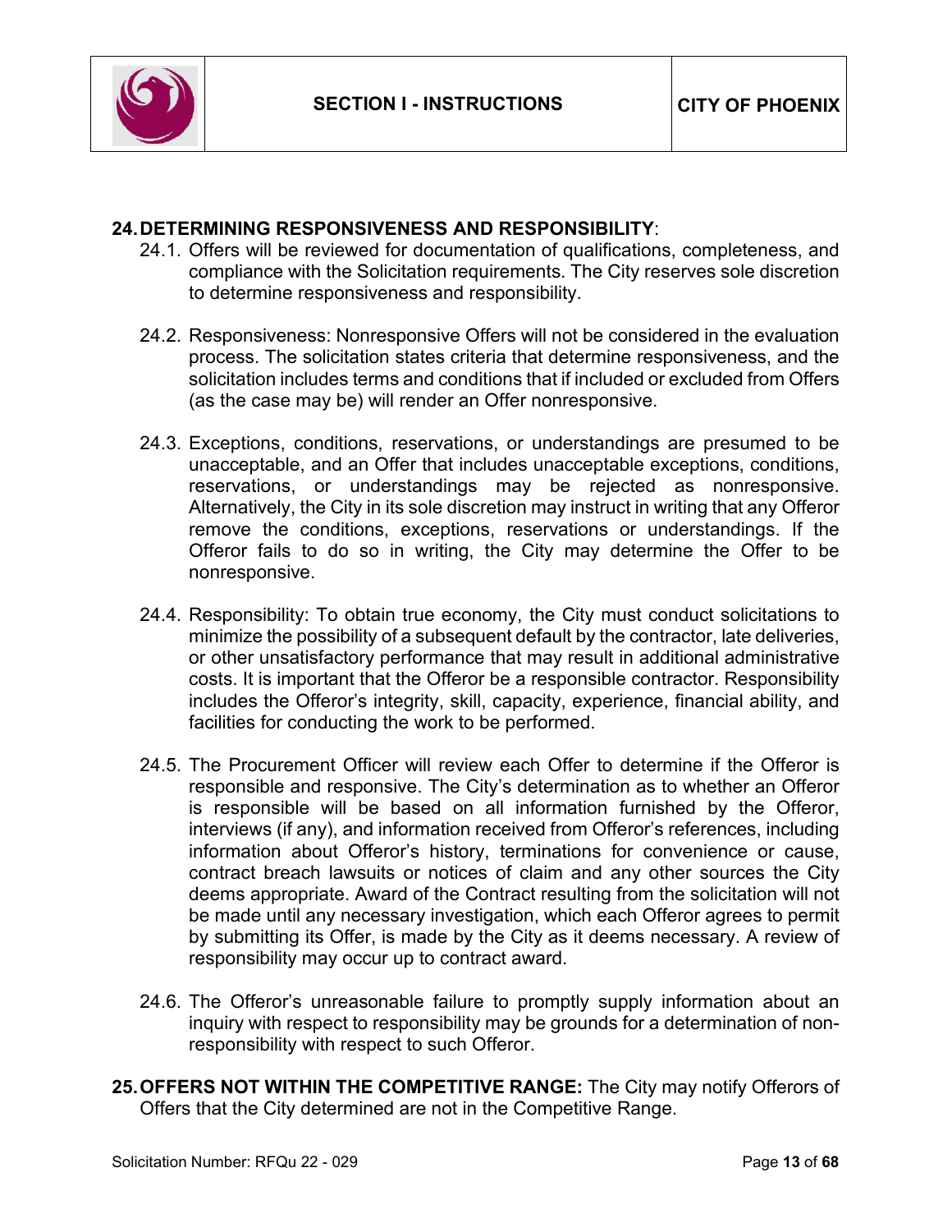**24. DETERMINING RESPONSIVENESS AND RESPONSIBILITY**:

24.1. Offers will be reviewed for documentation of qualifications, completeness, and compliance with the Solicitation requirements. The City reserves sole discretion to determine responsiveness and responsibility.

24.2. Responsiveness: Nonresponsive Offers will not be considered in the evaluation process. The solicitation states criteria that determine responsiveness, and the solicitation includes terms and conditions that if included or excluded from Offers (as the case may be) will render an Offer nonresponsive.

24.3. Exceptions, conditions, reservations, or understandings are presumed to be unacceptable, and an Offer that includes unacceptable exceptions, conditions, reservations, or understandings may be rejected as nonresponsive. Alternatively, the City in its sole discretion may instruct in writing that any Offeror remove the conditions, exceptions, reservations or understandings. If the Offeror fails to do so in writing, the City may determine the Offer to be nonresponsive.

24.4. Responsibility: To obtain true economy, the City must conduct solicitations to minimize the possibility of a subsequent default by the contractor, late deliveries, or other unsatisfactory performance that may result in additional administrative costs. It is important that the Offeror be a responsible contractor. Responsibility includes the Offeror's integrity, skill, capacity, experience, financial ability, and facilities for conducting the work to be performed.

24.5. The Procurement Officer will review each Offer to determine if the Offeror is responsible and responsive. The City's determination as to whether an Offeror is responsible will be based on all information furnished by the Offeror, interviews (if any), and information received from Offeror's references, including information about Offeror's history, terminations for convenience or cause, contract breach lawsuits or notices of claim and any other sources the City deems appropriate. Award of the Contract resulting from the solicitation will not be made until any necessary investigation, which each Offeror agrees to permit by submitting its Offer, is made by the City as it deems necessary. A review of responsibility may occur up to contract award.

24.6. The Offeror's unreasonable failure to promptly supply information about an inquiry with respect to responsibility may be grounds for a determination of non-responsibility with respect to such Offeror.

**25. OFFERS NOT WITHIN THE COMPETITIVE RANGE:** The City may notify Offerors of Offers that the City determined are not in the Competitive Range.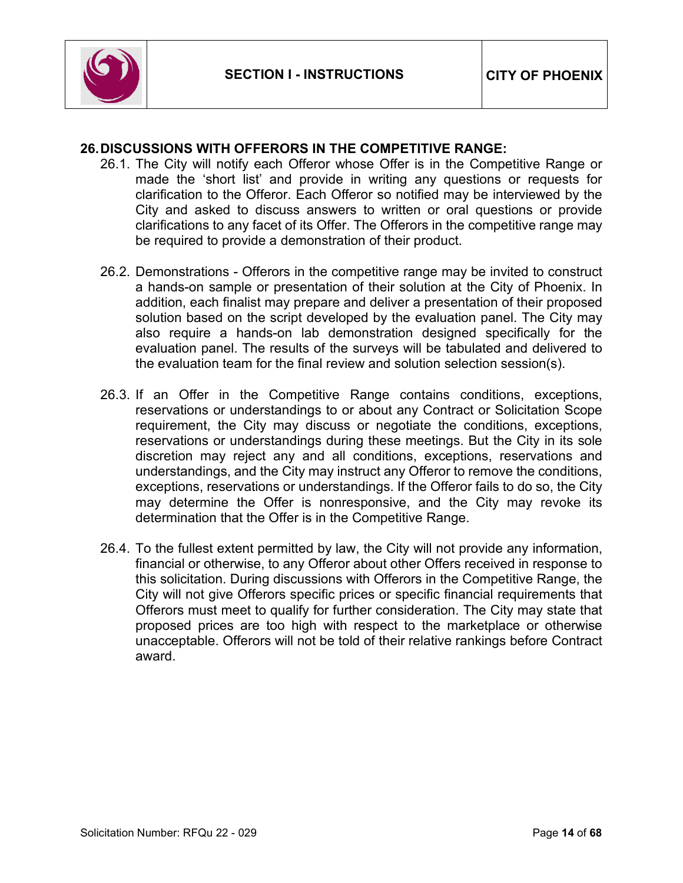## 26. DISCUSSIONS WITH OFFERORS IN THE COMPETITIVE RANGE:

26.1. The City will notify each Offeror whose Offer is in the Competitive Range or made the 'short list' and provide in writing any questions or requests for clarification to the Offeror. Each Offeror so notified may be interviewed by the City and asked to discuss answers to written or oral questions or provide clarifications to any facet of its Offer. The Offerors in the competitive range may be required to provide a demonstration of their product.

26.2. Demonstrations - Offerors in the competitive range may be invited to construct a hands-on sample or presentation of their solution at the City of Phoenix. In addition, each finalist may prepare and deliver a presentation of their proposed solution based on the script developed by the evaluation panel. The City may also require a hands-on lab demonstration designed specifically for the evaluation panel. The results of the surveys will be tabulated and delivered to the evaluation team for the final review and solution selection session(s).

26.3. If an Offer in the Competitive Range contains conditions, exceptions, reservations or understandings to or about any Contract or Solicitation Scope requirement, the City may discuss or negotiate the conditions, exceptions, reservations or understandings during these meetings. But the City in its sole discretion may reject any and all conditions, exceptions, reservations and understandings, and the City may instruct any Offeror to remove the conditions, exceptions, reservations or understandings. If the Offeror fails to do so, the City may determine the Offer is nonresponsive, and the City may revoke its determination that the Offer is in the Competitive Range.

26.4. To the fullest extent permitted by law, the City will not provide any information, financial or otherwise, to any Offeror about other Offers received in response to this solicitation. During discussions with Offerors in the Competitive Range, the City will not give Offerors specific prices or specific financial requirements that Offerors must meet to qualify for further consideration. The City may state that proposed prices are too high with respect to the marketplace or otherwise unacceptable. Offerors will not be told of their relative rankings before Contract award.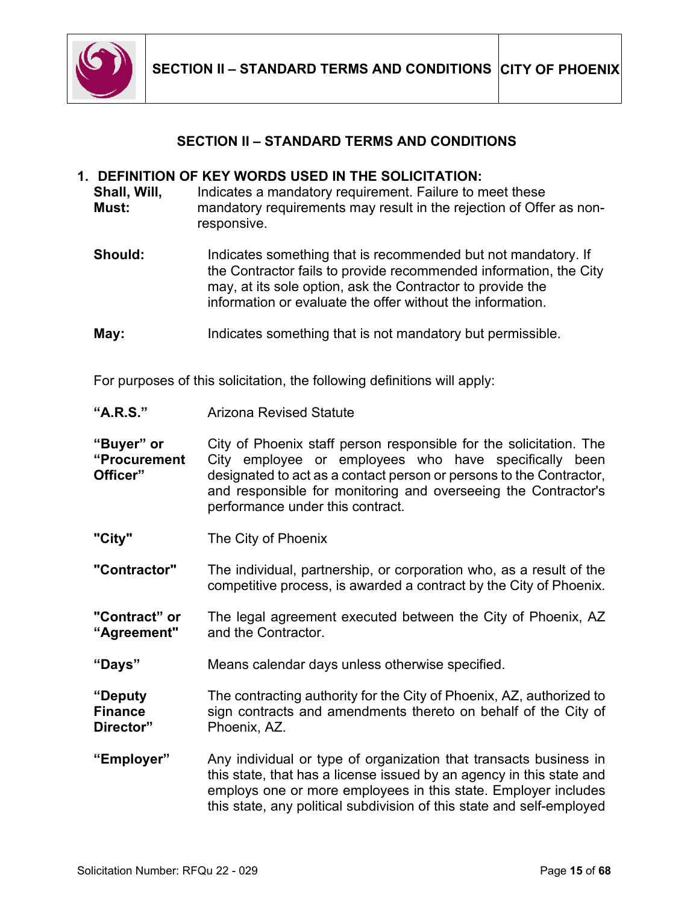# SECTION II – STANDARD TERMS AND CONDITIONS

## 1. DEFINITION OF KEY WORDS USED IN THE SOLICITATION:

**Shall, Will, Must:** Indicates a mandatory requirement. Failure to meet these mandatory requirements may result in the rejection of Offer as non-responsive.

**Should:** Indicates something that is recommended but not mandatory. If the Contractor fails to provide recommended information, the City may, at its sole option, ask the Contractor to provide the information or evaluate the offer without the information.

**May:** Indicates something that is not mandatory but permissible.

For purposes of this solicitation, the following definitions will apply:

**"A.R.S."** Arizona Revised Statute

**"Buyer" or "Procurement Officer"** City of Phoenix staff person responsible for the solicitation. The City employee or employees who have specifically been designated to act as a contact person or persons to the Contractor, and responsible for monitoring and overseeing the Contractor's performance under this contract.

**"City"** The City of Phoenix

**"Contractor"** The individual, partnership, or corporation who, as a result of the competitive process, is awarded a contract by the City of Phoenix.

**"Contract" or "Agreement"** The legal agreement executed between the City of Phoenix, AZ and the Contractor.

**"Days"** Means calendar days unless otherwise specified.

**"Deputy Finance Director"** The contracting authority for the City of Phoenix, AZ, authorized to sign contracts and amendments thereto on behalf of the City of Phoenix, AZ.

**"Employer"** Any individual or type of organization that transacts business in this state, that has a license issued by an agency in this state and employs one or more employees in this state. Employer includes this state, any political subdivision of this state and self-employed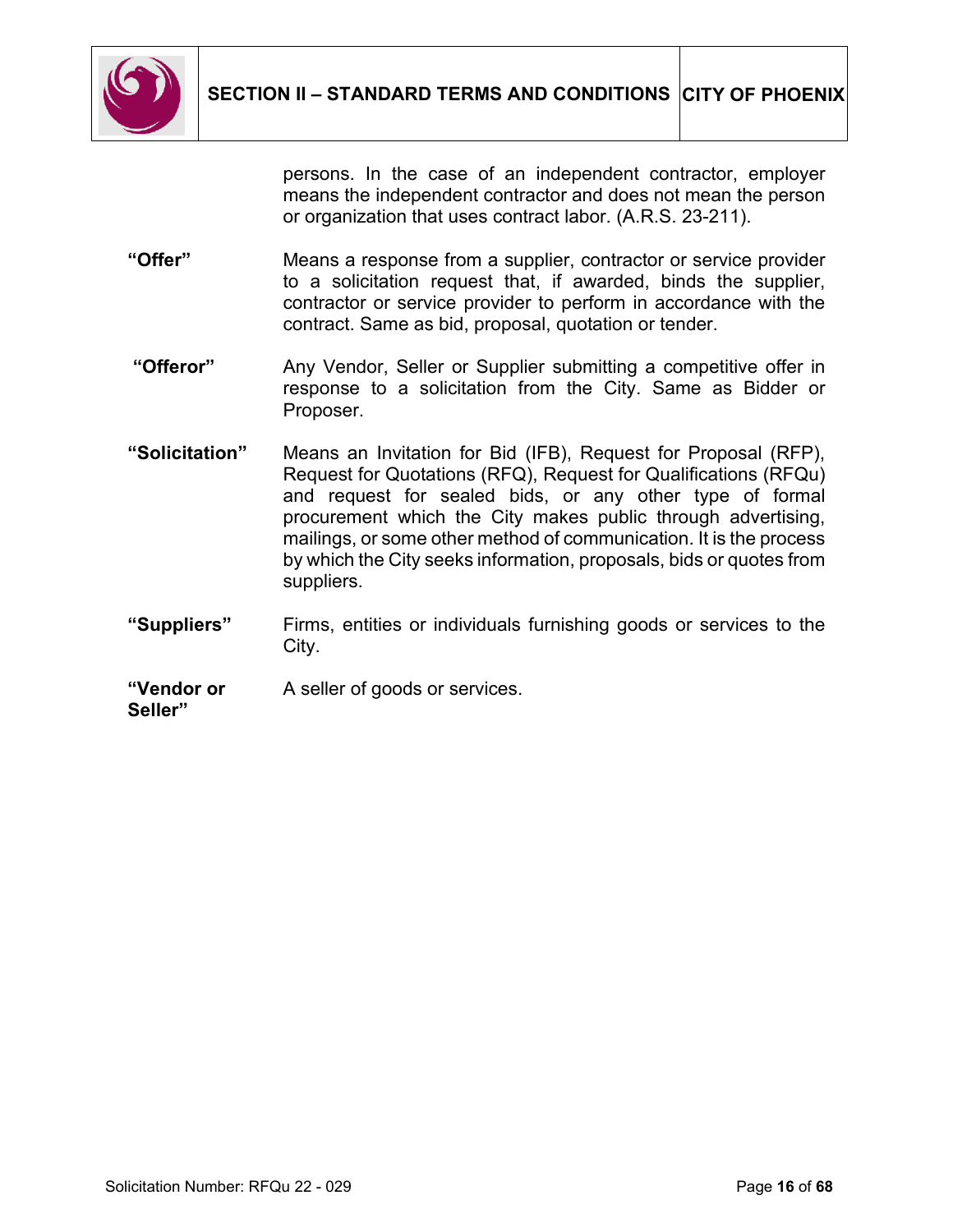persons. In the case of an independent contractor, employer means the independent contractor and does not mean the person or organization that uses contract labor. (A.R.S. 23-211).

| | |
|---|---|
| **“Offer”** | Means a response from a supplier, contractor or service provider to a solicitation request that, if awarded, binds the supplier, contractor or service provider to perform in accordance with the contract. Same as bid, proposal, quotation or tender. |
| **“Offeror”** | Any Vendor, Seller or Supplier submitting a competitive offer in response to a solicitation from the City. Same as Bidder or Proposer. |
| **“Solicitation”** | Means an Invitation for Bid (IFB), Request for Proposal (RFP), Request for Quotations (RFQ), Request for Qualifications (RFQu) and request for sealed bids, or any other type of formal procurement which the City makes public through advertising, mailings, or some other method of communication. It is the process by which the City seeks information, proposals, bids or quotes from suppliers. |
| **“Suppliers”** | Firms, entities or individuals furnishing goods or services to the City. |
| **“Vendor or Seller”** | A seller of goods or services. |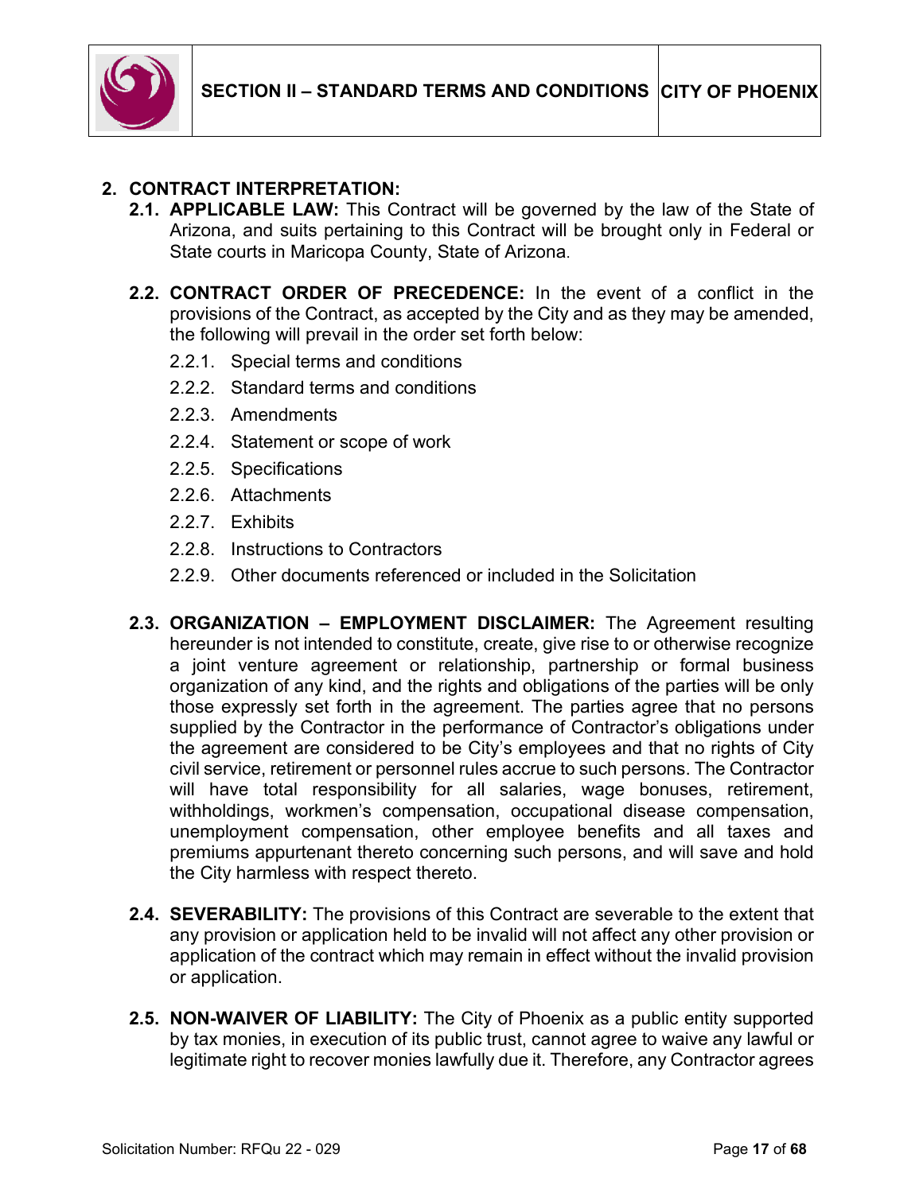## 2. CONTRACT INTERPRETATION:

**2.1. APPLICABLE LAW:** This Contract will be governed by the law of the State of Arizona, and suits pertaining to this Contract will be brought only in Federal or State courts in Maricopa County, State of Arizona.

**2.2. CONTRACT ORDER OF PRECEDENCE:** In the event of a conflict in the provisions of the Contract, as accepted by the City and as they may be amended, the following will prevail in the order set forth below:

- 2.2.1. Special terms and conditions
- 2.2.2. Standard terms and conditions
- 2.2.3. Amendments
- 2.2.4. Statement or scope of work
- 2.2.5. Specifications
- 2.2.6. Attachments
- 2.2.7. Exhibits
- 2.2.8. Instructions to Contractors
- 2.2.9. Other documents referenced or included in the Solicitation

**2.3. ORGANIZATION – EMPLOYMENT DISCLAIMER:** The Agreement resulting hereunder is not intended to constitute, create, give rise to or otherwise recognize a joint venture agreement or relationship, partnership or formal business organization of any kind, and the rights and obligations of the parties will be only those expressly set forth in the agreement. The parties agree that no persons supplied by the Contractor in the performance of Contractor's obligations under the agreement are considered to be City's employees and that no rights of City civil service, retirement or personnel rules accrue to such persons. The Contractor will have total responsibility for all salaries, wage bonuses, retirement, withholdings, workmen's compensation, occupational disease compensation, unemployment compensation, other employee benefits and all taxes and premiums appurtenant thereto concerning such persons, and will save and hold the City harmless with respect thereto.

**2.4. SEVERABILITY:** The provisions of this Contract are severable to the extent that any provision or application held to be invalid will not affect any other provision or application of the contract which may remain in effect without the invalid provision or application.

**2.5. NON-WAIVER OF LIABILITY:** The City of Phoenix as a public entity supported by tax monies, in execution of its public trust, cannot agree to waive any lawful or legitimate right to recover monies lawfully due it. Therefore, any Contractor agrees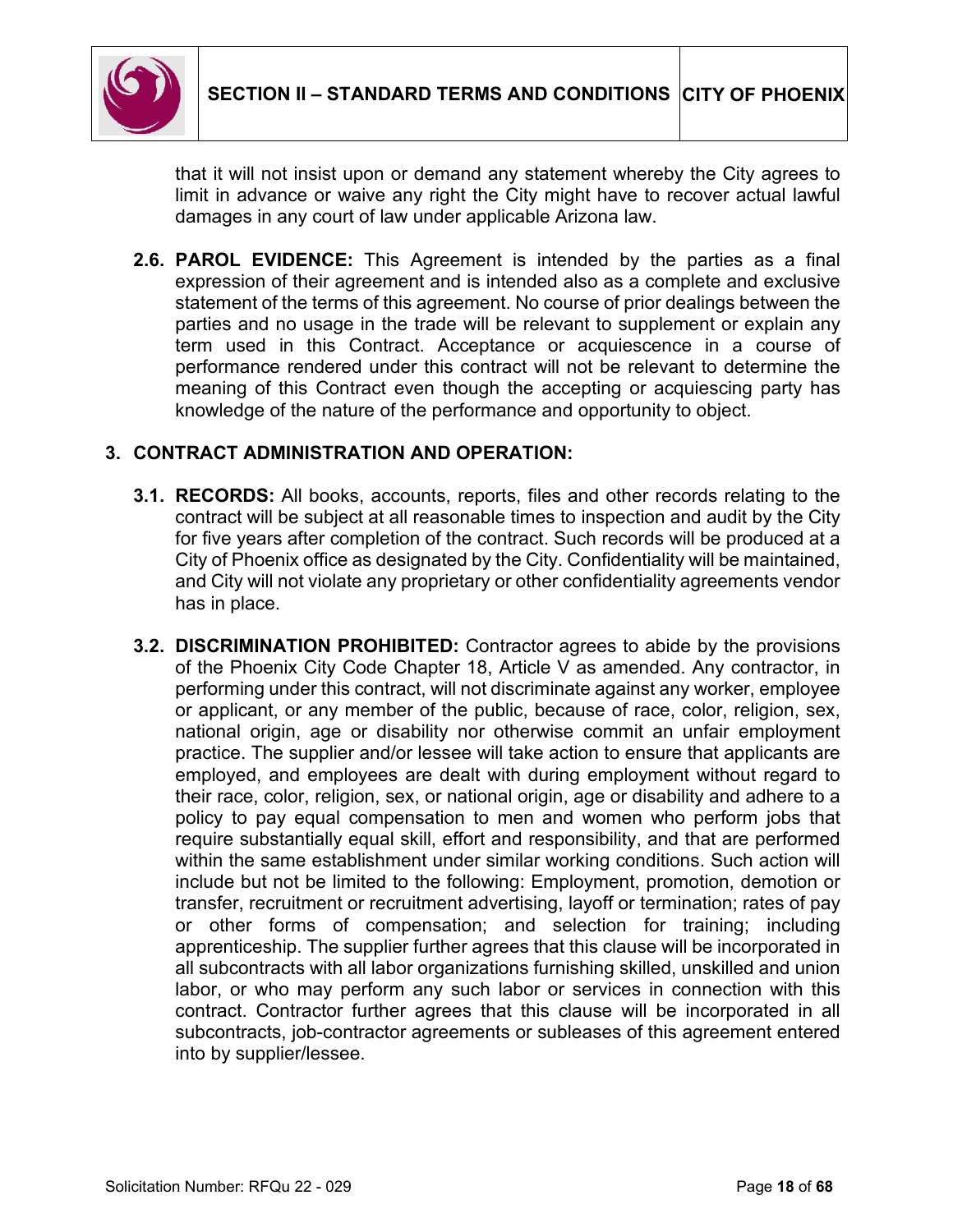that it will not insist upon or demand any statement whereby the City agrees to limit in advance or waive any right the City might have to recover actual lawful damages in any court of law under applicable Arizona law.

**2.6. PAROL EVIDENCE:** This Agreement is intended by the parties as a final expression of their agreement and is intended also as a complete and exclusive statement of the terms of this agreement. No course of prior dealings between the parties and no usage in the trade will be relevant to supplement or explain any term used in this Contract. Acceptance or acquiescence in a course of performance rendered under this contract will not be relevant to determine the meaning of this Contract even though the accepting or acquiescing party has knowledge of the nature of the performance and opportunity to object.

## 3. CONTRACT ADMINISTRATION AND OPERATION:

**3.1. RECORDS:** All books, accounts, reports, files and other records relating to the contract will be subject at all reasonable times to inspection and audit by the City for five years after completion of the contract. Such records will be produced at a City of Phoenix office as designated by the City. Confidentiality will be maintained, and City will not violate any proprietary or other confidentiality agreements vendor has in place.

**3.2. DISCRIMINATION PROHIBITED:** Contractor agrees to abide by the provisions of the Phoenix City Code Chapter 18, Article V as amended. Any contractor, in performing under this contract, will not discriminate against any worker, employee or applicant, or any member of the public, because of race, color, religion, sex, national origin, age or disability nor otherwise commit an unfair employment practice. The supplier and/or lessee will take action to ensure that applicants are employed, and employees are dealt with during employment without regard to their race, color, religion, sex, or national origin, age or disability and adhere to a policy to pay equal compensation to men and women who perform jobs that require substantially equal skill, effort and responsibility, and that are performed within the same establishment under similar working conditions. Such action will include but not be limited to the following: Employment, promotion, demotion or transfer, recruitment or recruitment advertising, layoff or termination; rates of pay or other forms of compensation; and selection for training; including apprenticeship. The supplier further agrees that this clause will be incorporated in all subcontracts with all labor organizations furnishing skilled, unskilled and union labor, or who may perform any such labor or services in connection with this contract. Contractor further agrees that this clause will be incorporated in all subcontracts, job-contractor agreements or subleases of this agreement entered into by supplier/lessee.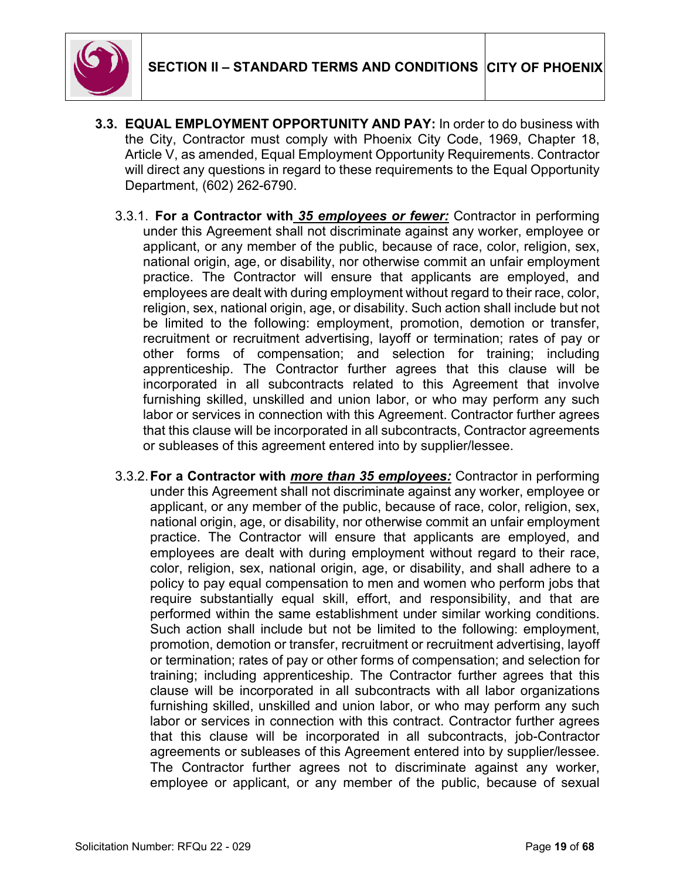**3.3. EQUAL EMPLOYMENT OPPORTUNITY AND PAY:** In order to do business with the City, Contractor must comply with Phoenix City Code, 1969, Chapter 18, Article V, as amended, Equal Employment Opportunity Requirements. Contractor will direct any questions in regard to these requirements to the Equal Opportunity Department, (602) 262-6790.

3.3.1. **For a Contractor with** ***35 employees or fewer:*** Contractor in performing under this Agreement shall not discriminate against any worker, employee or applicant, or any member of the public, because of race, color, religion, sex, national origin, age, or disability, nor otherwise commit an unfair employment practice. The Contractor will ensure that applicants are employed, and employees are dealt with during employment without regard to their race, color, religion, sex, national origin, age, or disability. Such action shall include but not be limited to the following: employment, promotion, demotion or transfer, recruitment or recruitment advertising, layoff or termination; rates of pay or other forms of compensation; and selection for training; including apprenticeship. The Contractor further agrees that this clause will be incorporated in all subcontracts related to this Agreement that involve furnishing skilled, unskilled and union labor, or who may perform any such labor or services in connection with this Agreement. Contractor further agrees that this clause will be incorporated in all subcontracts, Contractor agreements or subleases of this agreement entered into by supplier/lessee.

3.3.2. **For a Contractor with** ***more than 35 employees:*** Contractor in performing under this Agreement shall not discriminate against any worker, employee or applicant, or any member of the public, because of race, color, religion, sex, national origin, age, or disability, nor otherwise commit an unfair employment practice. The Contractor will ensure that applicants are employed, and employees are dealt with during employment without regard to their race, color, religion, sex, national origin, age, or disability, and shall adhere to a policy to pay equal compensation to men and women who perform jobs that require substantially equal skill, effort, and responsibility, and that are performed within the same establishment under similar working conditions. Such action shall include but not be limited to the following: employment, promotion, demotion or transfer, recruitment or recruitment advertising, layoff or termination; rates of pay or other forms of compensation; and selection for training; including apprenticeship. The Contractor further agrees that this clause will be incorporated in all subcontracts with all labor organizations furnishing skilled, unskilled and union labor, or who may perform any such labor or services in connection with this contract. Contractor further agrees that this clause will be incorporated in all subcontracts, job-Contractor agreements or subleases of this Agreement entered into by supplier/lessee. The Contractor further agrees not to discriminate against any worker, employee or applicant, or any member of the public, because of sexual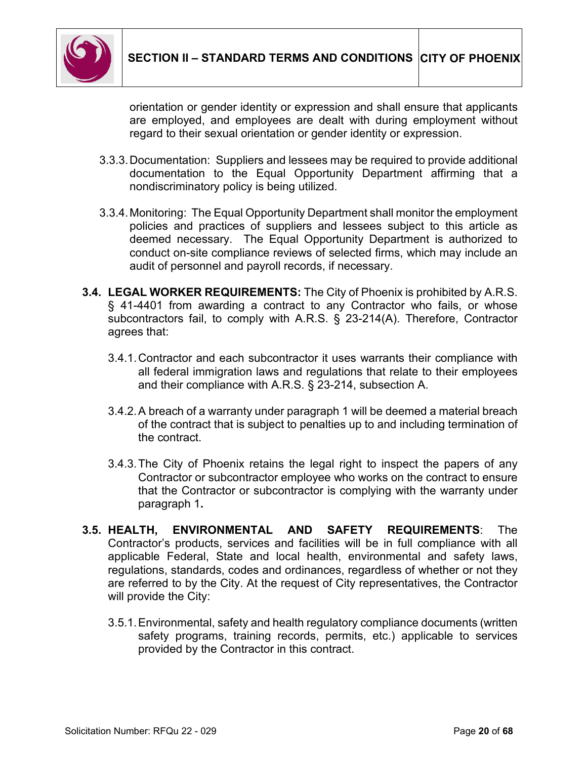orientation or gender identity or expression and shall ensure that applicants are employed, and employees are dealt with during employment without regard to their sexual orientation or gender identity or expression.

3.3.3. Documentation: Suppliers and lessees may be required to provide additional documentation to the Equal Opportunity Department affirming that a nondiscriminatory policy is being utilized.

3.3.4. Monitoring: The Equal Opportunity Department shall monitor the employment policies and practices of suppliers and lessees subject to this article as deemed necessary. The Equal Opportunity Department is authorized to conduct on-site compliance reviews of selected firms, which may include an audit of personnel and payroll records, if necessary.

**3.4. LEGAL WORKER REQUIREMENTS:** The City of Phoenix is prohibited by A.R.S. § 41-4401 from awarding a contract to any Contractor who fails, or whose subcontractors fail, to comply with A.R.S. § 23-214(A). Therefore, Contractor agrees that:

3.4.1. Contractor and each subcontractor it uses warrants their compliance with all federal immigration laws and regulations that relate to their employees and their compliance with A.R.S. § 23-214, subsection A.

3.4.2. A breach of a warranty under paragraph 1 will be deemed a material breach of the contract that is subject to penalties up to and including termination of the contract.

3.4.3. The City of Phoenix retains the legal right to inspect the papers of any Contractor or subcontractor employee who works on the contract to ensure that the Contractor or subcontractor is complying with the warranty under paragraph 1**.**

**3.5. HEALTH, ENVIRONMENTAL AND SAFETY REQUIREMENTS**: The Contractor's products, services and facilities will be in full compliance with all applicable Federal, State and local health, environmental and safety laws, regulations, standards, codes and ordinances, regardless of whether or not they are referred to by the City. At the request of City representatives, the Contractor will provide the City:

3.5.1. Environmental, safety and health regulatory compliance documents (written safety programs, training records, permits, etc.) applicable to services provided by the Contractor in this contract.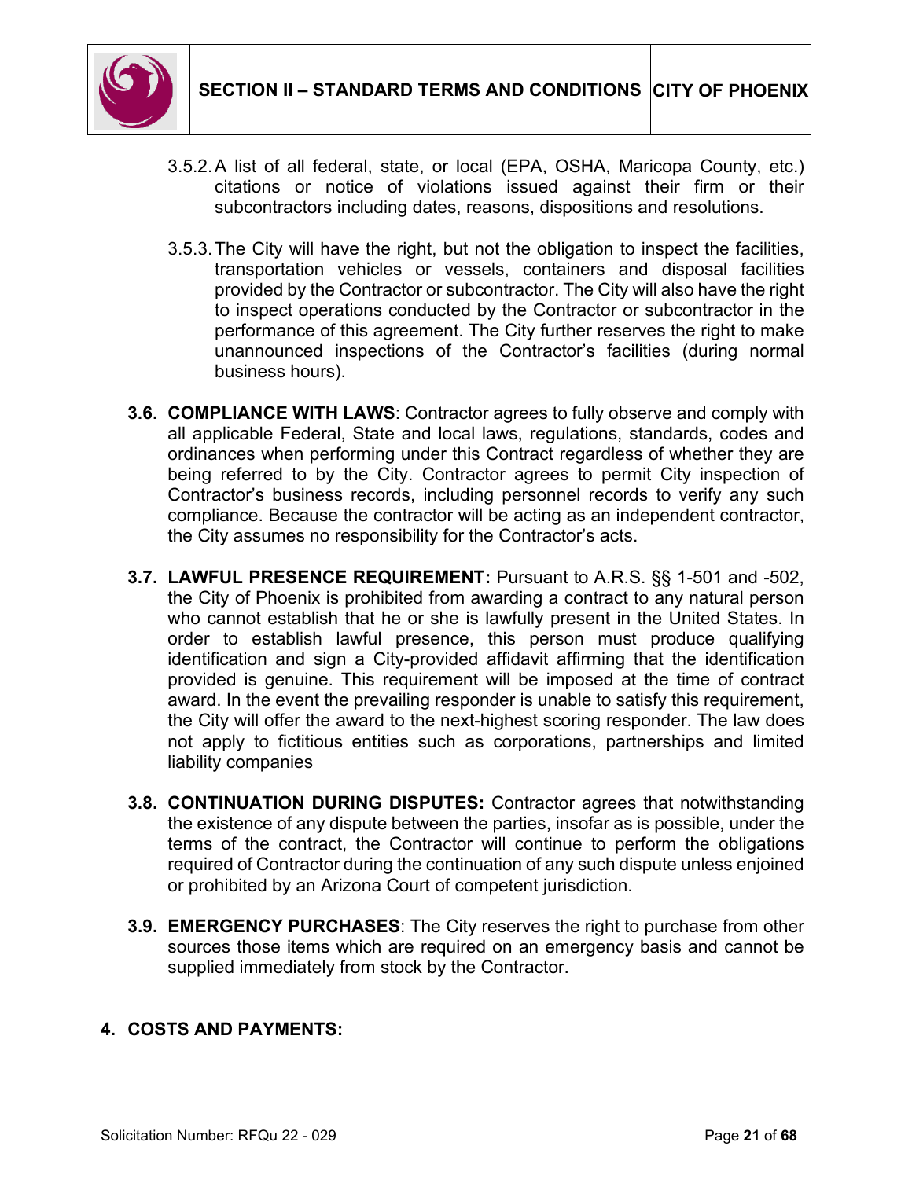3.5.2. A list of all federal, state, or local (EPA, OSHA, Maricopa County, etc.) citations or notice of violations issued against their firm or their subcontractors including dates, reasons, dispositions and resolutions.

3.5.3. The City will have the right, but not the obligation to inspect the facilities, transportation vehicles or vessels, containers and disposal facilities provided by the Contractor or subcontractor. The City will also have the right to inspect operations conducted by the Contractor or subcontractor in the performance of this agreement. The City further reserves the right to make unannounced inspections of the Contractor's facilities (during normal business hours).

**3.6. COMPLIANCE WITH LAWS**: Contractor agrees to fully observe and comply with all applicable Federal, State and local laws, regulations, standards, codes and ordinances when performing under this Contract regardless of whether they are being referred to by the City. Contractor agrees to permit City inspection of Contractor's business records, including personnel records to verify any such compliance. Because the contractor will be acting as an independent contractor, the City assumes no responsibility for the Contractor's acts.

**3.7. LAWFUL PRESENCE REQUIREMENT:** Pursuant to A.R.S. §§ 1-501 and -502, the City of Phoenix is prohibited from awarding a contract to any natural person who cannot establish that he or she is lawfully present in the United States. In order to establish lawful presence, this person must produce qualifying identification and sign a City-provided affidavit affirming that the identification provided is genuine. This requirement will be imposed at the time of contract award. In the event the prevailing responder is unable to satisfy this requirement, the City will offer the award to the next-highest scoring responder. The law does not apply to fictitious entities such as corporations, partnerships and limited liability companies

**3.8. CONTINUATION DURING DISPUTES:** Contractor agrees that notwithstanding the existence of any dispute between the parties, insofar as is possible, under the terms of the contract, the Contractor will continue to perform the obligations required of Contractor during the continuation of any such dispute unless enjoined or prohibited by an Arizona Court of competent jurisdiction.

**3.9. EMERGENCY PURCHASES**: The City reserves the right to purchase from other sources those items which are required on an emergency basis and cannot be supplied immediately from stock by the Contractor.

## 4. COSTS AND PAYMENTS: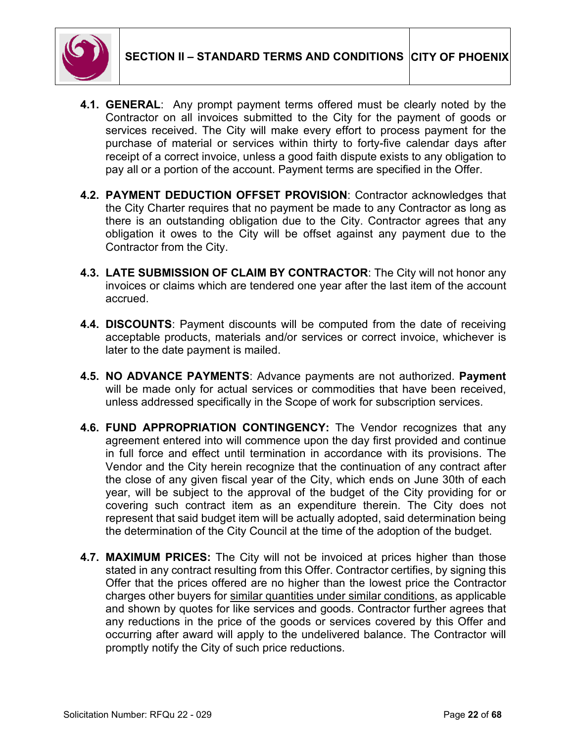**4.1. GENERAL**: Any prompt payment terms offered must be clearly noted by the Contractor on all invoices submitted to the City for the payment of goods or services received. The City will make every effort to process payment for the purchase of material or services within thirty to forty-five calendar days after receipt of a correct invoice, unless a good faith dispute exists to any obligation to pay all or a portion of the account. Payment terms are specified in the Offer.

**4.2. PAYMENT DEDUCTION OFFSET PROVISION**: Contractor acknowledges that the City Charter requires that no payment be made to any Contractor as long as there is an outstanding obligation due to the City. Contractor agrees that any obligation it owes to the City will be offset against any payment due to the Contractor from the City.

**4.3. LATE SUBMISSION OF CLAIM BY CONTRACTOR**: The City will not honor any invoices or claims which are tendered one year after the last item of the account accrued.

**4.4. DISCOUNTS**: Payment discounts will be computed from the date of receiving acceptable products, materials and/or services or correct invoice, whichever is later to the date payment is mailed.

**4.5. NO ADVANCE PAYMENTS**: Advance payments are not authorized. **Payment** will be made only for actual services or commodities that have been received, unless addressed specifically in the Scope of work for subscription services.

**4.6. FUND APPROPRIATION CONTINGENCY:** The Vendor recognizes that any agreement entered into will commence upon the day first provided and continue in full force and effect until termination in accordance with its provisions. The Vendor and the City herein recognize that the continuation of any contract after the close of any given fiscal year of the City, which ends on June 30th of each year, will be subject to the approval of the budget of the City providing for or covering such contract item as an expenditure therein. The City does not represent that said budget item will be actually adopted, said determination being the determination of the City Council at the time of the adoption of the budget.

**4.7. MAXIMUM PRICES:** The City will not be invoiced at prices higher than those stated in any contract resulting from this Offer. Contractor certifies, by signing this Offer that the prices offered are no higher than the lowest price the Contractor charges other buyers for similar quantities under similar conditions, as applicable and shown by quotes for like services and goods. Contractor further agrees that any reductions in the price of the goods or services covered by this Offer and occurring after award will apply to the undelivered balance. The Contractor will promptly notify the City of such price reductions.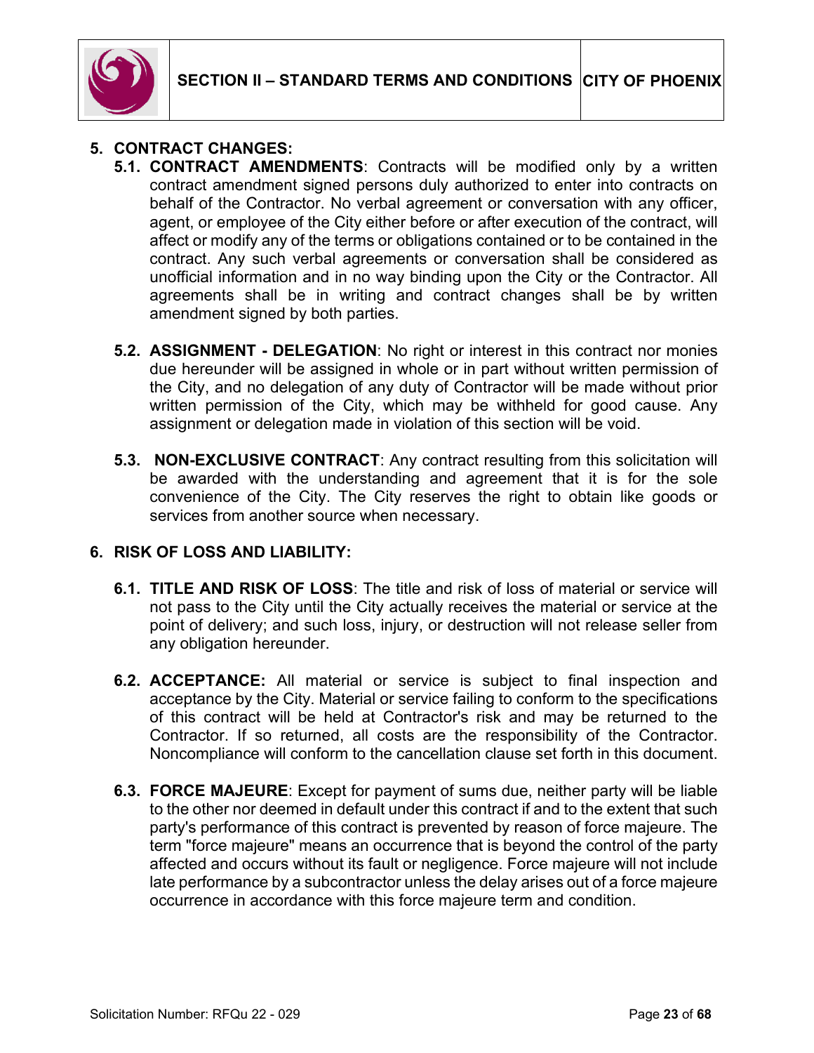## 5. CONTRACT CHANGES:

**5.1. CONTRACT AMENDMENTS**: Contracts will be modified only by a written contract amendment signed persons duly authorized to enter into contracts on behalf of the Contractor. No verbal agreement or conversation with any officer, agent, or employee of the City either before or after execution of the contract, will affect or modify any of the terms or obligations contained or to be contained in the contract. Any such verbal agreements or conversation shall be considered as unofficial information and in no way binding upon the City or the Contractor. All agreements shall be in writing and contract changes shall be by written amendment signed by both parties.

**5.2. ASSIGNMENT - DELEGATION**: No right or interest in this contract nor monies due hereunder will be assigned in whole or in part without written permission of the City, and no delegation of any duty of Contractor will be made without prior written permission of the City, which may be withheld for good cause. Any assignment or delegation made in violation of this section will be void.

**5.3. NON-EXCLUSIVE CONTRACT**: Any contract resulting from this solicitation will be awarded with the understanding and agreement that it is for the sole convenience of the City. The City reserves the right to obtain like goods or services from another source when necessary.

## 6. RISK OF LOSS AND LIABILITY:

**6.1. TITLE AND RISK OF LOSS**: The title and risk of loss of material or service will not pass to the City until the City actually receives the material or service at the point of delivery; and such loss, injury, or destruction will not release seller from any obligation hereunder.

**6.2. ACCEPTANCE:** All material or service is subject to final inspection and acceptance by the City. Material or service failing to conform to the specifications of this contract will be held at Contractor's risk and may be returned to the Contractor. If so returned, all costs are the responsibility of the Contractor. Noncompliance will conform to the cancellation clause set forth in this document.

**6.3. FORCE MAJEURE**: Except for payment of sums due, neither party will be liable to the other nor deemed in default under this contract if and to the extent that such party's performance of this contract is prevented by reason of force majeure. The term "force majeure" means an occurrence that is beyond the control of the party affected and occurs without its fault or negligence. Force majeure will not include late performance by a subcontractor unless the delay arises out of a force majeure occurrence in accordance with this force majeure term and condition.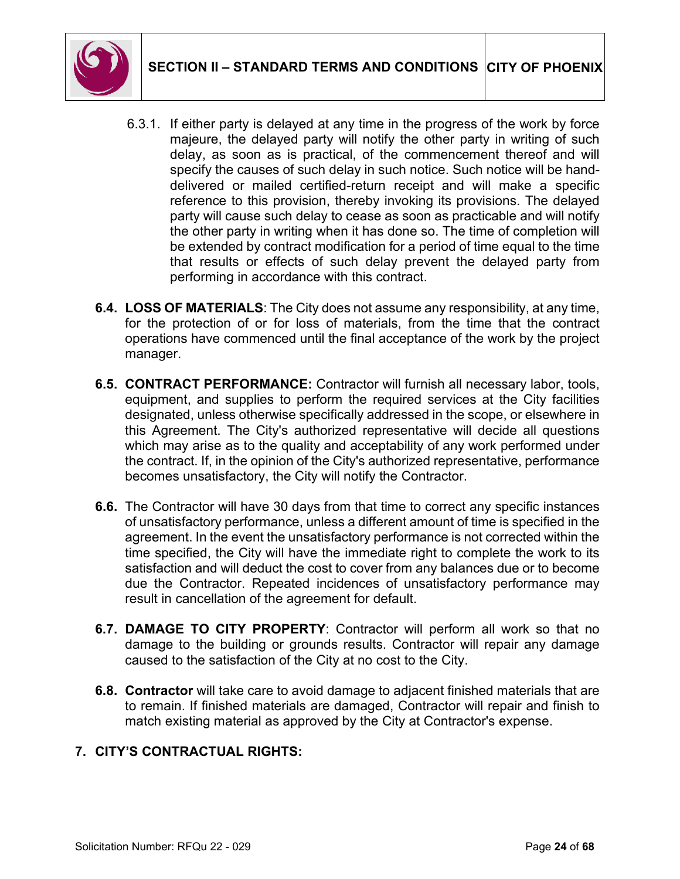6.3.1. If either party is delayed at any time in the progress of the work by force majeure, the delayed party will notify the other party in writing of such delay, as soon as is practical, of the commencement thereof and will specify the causes of such delay in such notice. Such notice will be hand-delivered or mailed certified-return receipt and will make a specific reference to this provision, thereby invoking its provisions. The delayed party will cause such delay to cease as soon as practicable and will notify the other party in writing when it has done so. The time of completion will be extended by contract modification for a period of time equal to the time that results or effects of such delay prevent the delayed party from performing in accordance with this contract.

**6.4. LOSS OF MATERIALS**: The City does not assume any responsibility, at any time, for the protection of or for loss of materials, from the time that the contract operations have commenced until the final acceptance of the work by the project manager.

**6.5. CONTRACT PERFORMANCE:** Contractor will furnish all necessary labor, tools, equipment, and supplies to perform the required services at the City facilities designated, unless otherwise specifically addressed in the scope, or elsewhere in this Agreement. The City's authorized representative will decide all questions which may arise as to the quality and acceptability of any work performed under the contract. If, in the opinion of the City's authorized representative, performance becomes unsatisfactory, the City will notify the Contractor.

**6.6.** The Contractor will have 30 days from that time to correct any specific instances of unsatisfactory performance, unless a different amount of time is specified in the agreement. In the event the unsatisfactory performance is not corrected within the time specified, the City will have the immediate right to complete the work to its satisfaction and will deduct the cost to cover from any balances due or to become due the Contractor. Repeated incidences of unsatisfactory performance may result in cancellation of the agreement for default.

**6.7. DAMAGE TO CITY PROPERTY**: Contractor will perform all work so that no damage to the building or grounds results. Contractor will repair any damage caused to the satisfaction of the City at no cost to the City.

**6.8. Contractor** will take care to avoid damage to adjacent finished materials that are to remain. If finished materials are damaged, Contractor will repair and finish to match existing material as approved by the City at Contractor's expense.

## 7. CITY'S CONTRACTUAL RIGHTS: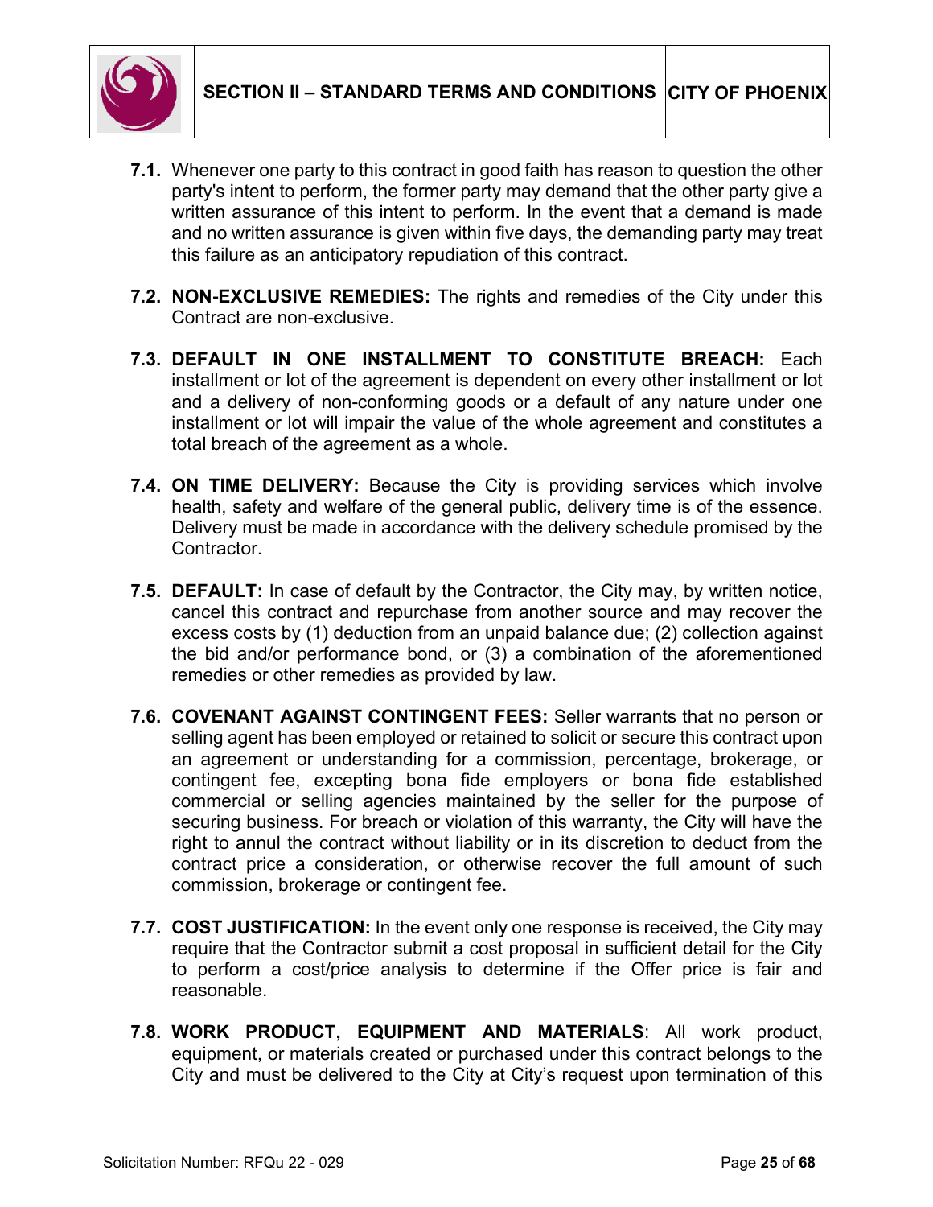**7.1.** Whenever one party to this contract in good faith has reason to question the other party's intent to perform, the former party may demand that the other party give a written assurance of this intent to perform. In the event that a demand is made and no written assurance is given within five days, the demanding party may treat this failure as an anticipatory repudiation of this contract.

**7.2. NON-EXCLUSIVE REMEDIES:** The rights and remedies of the City under this Contract are non-exclusive.

**7.3. DEFAULT IN ONE INSTALLMENT TO CONSTITUTE BREACH:** Each installment or lot of the agreement is dependent on every other installment or lot and a delivery of non-conforming goods or a default of any nature under one installment or lot will impair the value of the whole agreement and constitutes a total breach of the agreement as a whole.

**7.4. ON TIME DELIVERY:** Because the City is providing services which involve health, safety and welfare of the general public, delivery time is of the essence. Delivery must be made in accordance with the delivery schedule promised by the Contractor.

**7.5. DEFAULT:** In case of default by the Contractor, the City may, by written notice, cancel this contract and repurchase from another source and may recover the excess costs by (1) deduction from an unpaid balance due; (2) collection against the bid and/or performance bond, or (3) a combination of the aforementioned remedies or other remedies as provided by law.

**7.6. COVENANT AGAINST CONTINGENT FEES:** Seller warrants that no person or selling agent has been employed or retained to solicit or secure this contract upon an agreement or understanding for a commission, percentage, brokerage, or contingent fee, excepting bona fide employers or bona fide established commercial or selling agencies maintained by the seller for the purpose of securing business. For breach or violation of this warranty, the City will have the right to annul the contract without liability or in its discretion to deduct from the contract price a consideration, or otherwise recover the full amount of such commission, brokerage or contingent fee.

**7.7. COST JUSTIFICATION:** In the event only one response is received, the City may require that the Contractor submit a cost proposal in sufficient detail for the City to perform a cost/price analysis to determine if the Offer price is fair and reasonable.

**7.8. WORK PRODUCT, EQUIPMENT AND MATERIALS**: All work product, equipment, or materials created or purchased under this contract belongs to the City and must be delivered to the City at City's request upon termination of this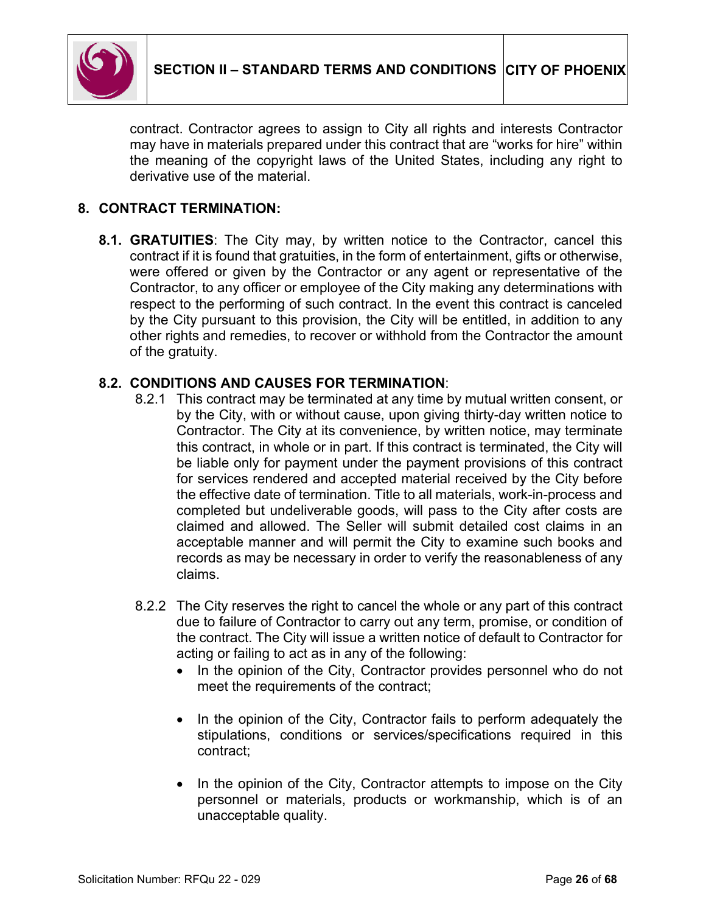contract. Contractor agrees to assign to City all rights and interests Contractor may have in materials prepared under this contract that are "works for hire" within the meaning of the copyright laws of the United States, including any right to derivative use of the material.

## 8. CONTRACT TERMINATION:

**8.1. GRATUITIES**: The City may, by written notice to the Contractor, cancel this contract if it is found that gratuities, in the form of entertainment, gifts or otherwise, were offered or given by the Contractor or any agent or representative of the Contractor, to any officer or employee of the City making any determinations with respect to the performing of such contract. In the event this contract is canceled by the City pursuant to this provision, the City will be entitled, in addition to any other rights and remedies, to recover or withhold from the Contractor the amount of the gratuity.

**8.2. CONDITIONS AND CAUSES FOR TERMINATION**:

8.2.1 This contract may be terminated at any time by mutual written consent, or by the City, with or without cause, upon giving thirty-day written notice to Contractor. The City at its convenience, by written notice, may terminate this contract, in whole or in part. If this contract is terminated, the City will be liable only for payment under the payment provisions of this contract for services rendered and accepted material received by the City before the effective date of termination. Title to all materials, work-in-process and completed but undeliverable goods, will pass to the City after costs are claimed and allowed. The Seller will submit detailed cost claims in an acceptable manner and will permit the City to examine such books and records as may be necessary in order to verify the reasonableness of any claims.

8.2.2 The City reserves the right to cancel the whole or any part of this contract due to failure of Contractor to carry out any term, promise, or condition of the contract. The City will issue a written notice of default to Contractor for acting or failing to act as in any of the following:

- In the opinion of the City, Contractor provides personnel who do not meet the requirements of the contract;
- In the opinion of the City, Contractor fails to perform adequately the stipulations, conditions or services/specifications required in this contract;
- In the opinion of the City, Contractor attempts to impose on the City personnel or materials, products or workmanship, which is of an unacceptable quality.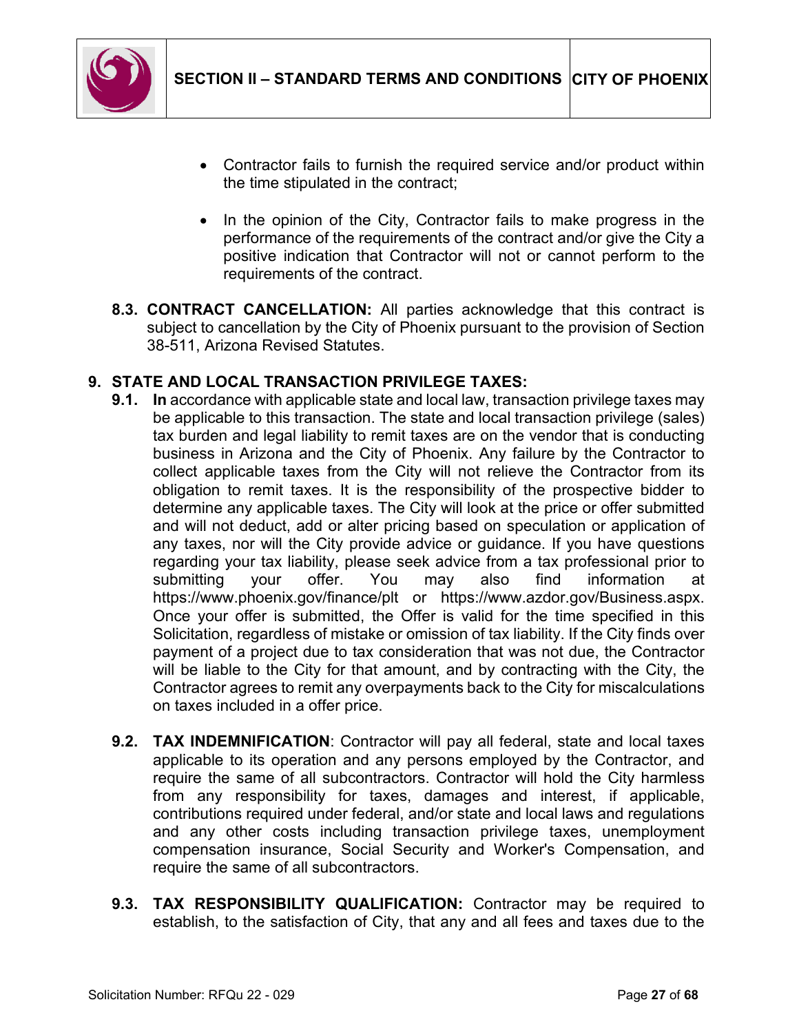- Contractor fails to furnish the required service and/or product within the time stipulated in the contract;

- In the opinion of the City, Contractor fails to make progress in the performance of the requirements of the contract and/or give the City a positive indication that Contractor will not or cannot perform to the requirements of the contract.

**8.3. CONTRACT CANCELLATION:** All parties acknowledge that this contract is subject to cancellation by the City of Phoenix pursuant to the provision of Section 38-511, Arizona Revised Statutes.

## 9. STATE AND LOCAL TRANSACTION PRIVILEGE TAXES:

**9.1.** **In** accordance with applicable state and local law, transaction privilege taxes may be applicable to this transaction. The state and local transaction privilege (sales) tax burden and legal liability to remit taxes are on the vendor that is conducting business in Arizona and the City of Phoenix. Any failure by the Contractor to collect applicable taxes from the City will not relieve the Contractor from its obligation to remit taxes. It is the responsibility of the prospective bidder to determine any applicable taxes. The City will look at the price or offer submitted and will not deduct, add or alter pricing based on speculation or application of any taxes, nor will the City provide advice or guidance. If you have questions regarding your tax liability, please seek advice from a tax professional prior to submitting your offer. You may also find information at https://www.phoenix.gov/finance/plt or https://www.azdor.gov/Business.aspx. Once your offer is submitted, the Offer is valid for the time specified in this Solicitation, regardless of mistake or omission of tax liability. If the City finds over payment of a project due to tax consideration that was not due, the Contractor will be liable to the City for that amount, and by contracting with the City, the Contractor agrees to remit any overpayments back to the City for miscalculations on taxes included in a offer price.

**9.2.** **TAX INDEMNIFICATION**: Contractor will pay all federal, state and local taxes applicable to its operation and any persons employed by the Contractor, and require the same of all subcontractors. Contractor will hold the City harmless from any responsibility for taxes, damages and interest, if applicable, contributions required under federal, and/or state and local laws and regulations and any other costs including transaction privilege taxes, unemployment compensation insurance, Social Security and Worker's Compensation, and require the same of all subcontractors.

**9.3.** **TAX RESPONSIBILITY QUALIFICATION:** Contractor may be required to establish, to the satisfaction of City, that any and all fees and taxes due to the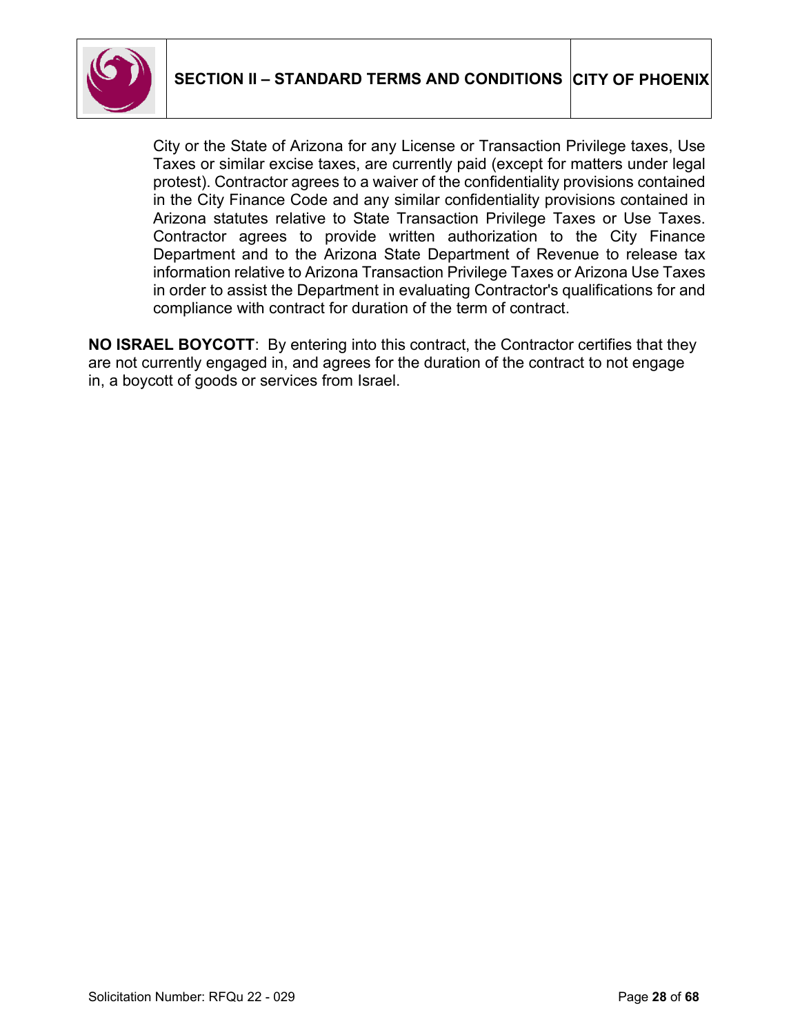City or the State of Arizona for any License or Transaction Privilege taxes, Use Taxes or similar excise taxes, are currently paid (except for matters under legal protest). Contractor agrees to a waiver of the confidentiality provisions contained in the City Finance Code and any similar confidentiality provisions contained in Arizona statutes relative to State Transaction Privilege Taxes or Use Taxes. Contractor agrees to provide written authorization to the City Finance Department and to the Arizona State Department of Revenue to release tax information relative to Arizona Transaction Privilege Taxes or Arizona Use Taxes in order to assist the Department in evaluating Contractor's qualifications for and compliance with contract for duration of the term of contract.

**NO ISRAEL BOYCOTT**: By entering into this contract, the Contractor certifies that they are not currently engaged in, and agrees for the duration of the contract to not engage in, a boycott of goods or services from Israel.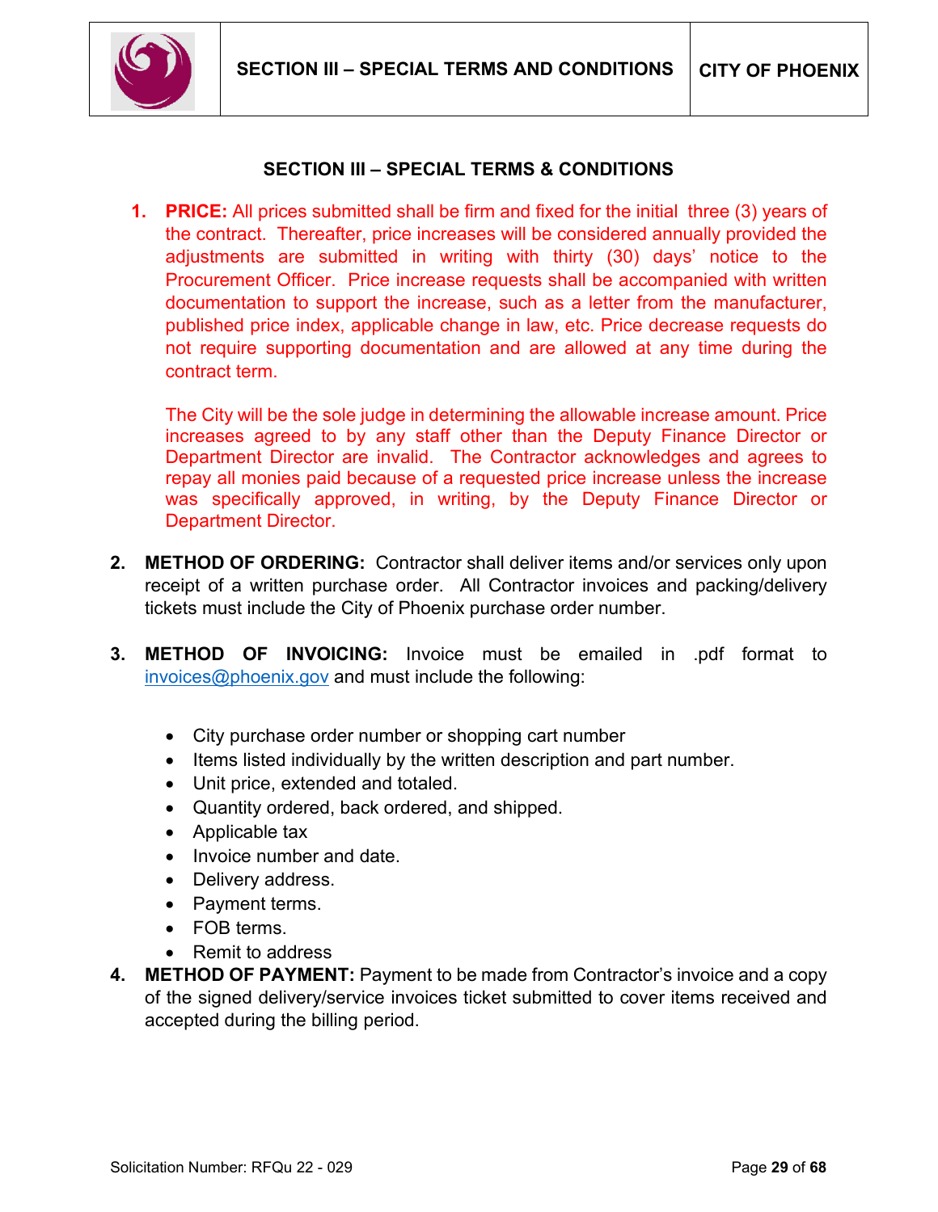## SECTION III – SPECIAL TERMS & CONDITIONS

1. **PRICE:** All prices submitted shall be firm and fixed for the initial three (3) years of the contract. Thereafter, price increases will be considered annually provided the adjustments are submitted in writing with thirty (30) days' notice to the Procurement Officer. Price increase requests shall be accompanied with written documentation to support the increase, such as a letter from the manufacturer, published price index, applicable change in law, etc. Price decrease requests do not require supporting documentation and are allowed at any time during the contract term.

   The City will be the sole judge in determining the allowable increase amount. Price increases agreed to by any staff other than the Deputy Finance Director or Department Director are invalid. The Contractor acknowledges and agrees to repay all monies paid because of a requested price increase unless the increase was specifically approved, in writing, by the Deputy Finance Director or Department Director.

2. **METHOD OF ORDERING:** Contractor shall deliver items and/or services only upon receipt of a written purchase order. All Contractor invoices and packing/delivery tickets must include the City of Phoenix purchase order number.

3. **METHOD OF INVOICING:** Invoice must be emailed in .pdf format to invoices@phoenix.gov and must include the following:

   - City purchase order number or shopping cart number
   - Items listed individually by the written description and part number.
   - Unit price, extended and totaled.
   - Quantity ordered, back ordered, and shipped.
   - Applicable tax
   - Invoice number and date.
   - Delivery address.
   - Payment terms.
   - FOB terms.
   - Remit to address

4. **METHOD OF PAYMENT:** Payment to be made from Contractor's invoice and a copy of the signed delivery/service invoices ticket submitted to cover items received and accepted during the billing period.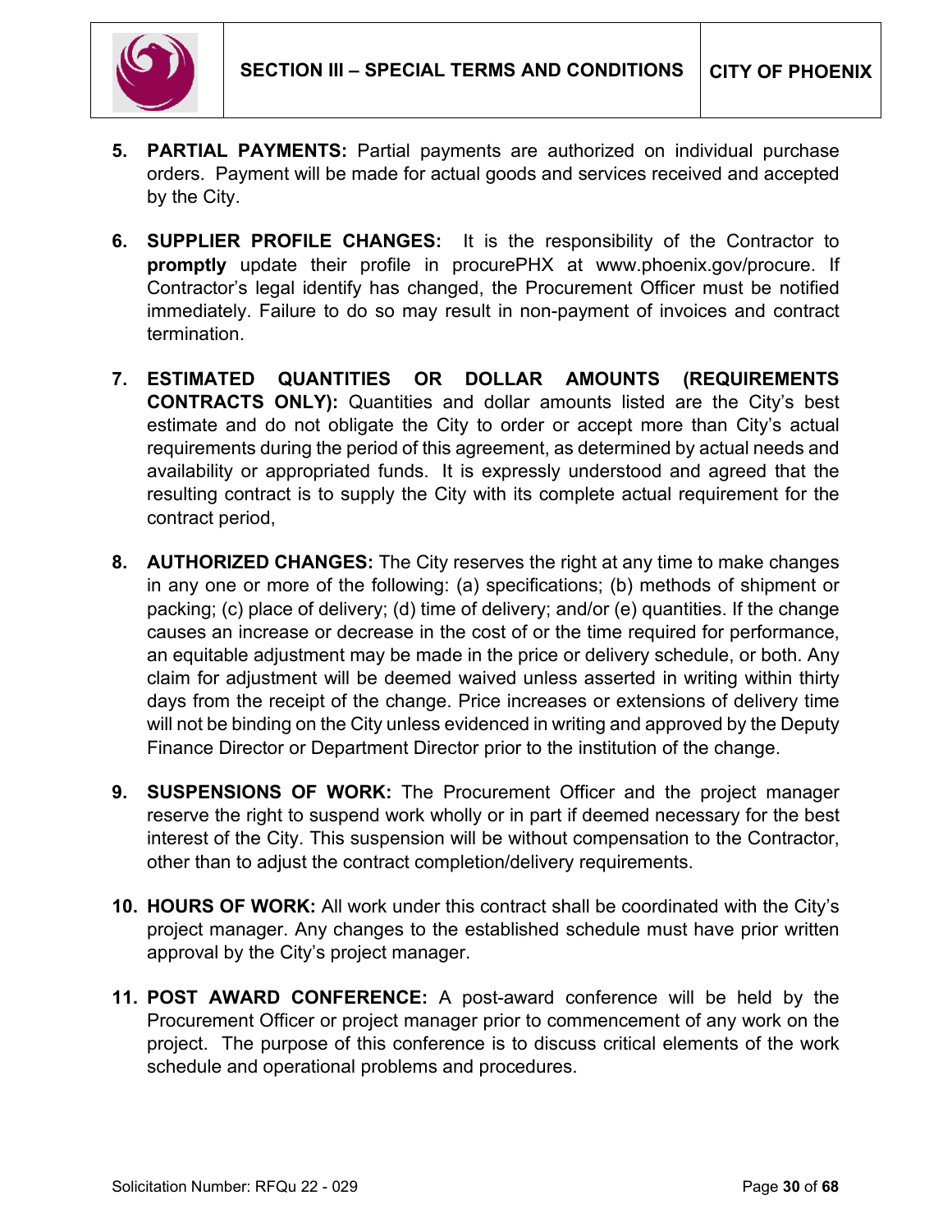5. **PARTIAL PAYMENTS:** Partial payments are authorized on individual purchase orders. Payment will be made for actual goods and services received and accepted by the City.

6. **SUPPLIER PROFILE CHANGES:** It is the responsibility of the Contractor to **promptly** update their profile in procurePHX at www.phoenix.gov/procure. If Contractor's legal identify has changed, the Procurement Officer must be notified immediately. Failure to do so may result in non-payment of invoices and contract termination.

7. **ESTIMATED QUANTITIES OR DOLLAR AMOUNTS (REQUIREMENTS CONTRACTS ONLY):** Quantities and dollar amounts listed are the City's best estimate and do not obligate the City to order or accept more than City's actual requirements during the period of this agreement, as determined by actual needs and availability or appropriated funds. It is expressly understood and agreed that the resulting contract is to supply the City with its complete actual requirement for the contract period,

8. **AUTHORIZED CHANGES:** The City reserves the right at any time to make changes in any one or more of the following: (a) specifications; (b) methods of shipment or packing; (c) place of delivery; (d) time of delivery; and/or (e) quantities. If the change causes an increase or decrease in the cost of or the time required for performance, an equitable adjustment may be made in the price or delivery schedule, or both. Any claim for adjustment will be deemed waived unless asserted in writing within thirty days from the receipt of the change. Price increases or extensions of delivery time will not be binding on the City unless evidenced in writing and approved by the Deputy Finance Director or Department Director prior to the institution of the change.

9. **SUSPENSIONS OF WORK:** The Procurement Officer and the project manager reserve the right to suspend work wholly or in part if deemed necessary for the best interest of the City. This suspension will be without compensation to the Contractor, other than to adjust the contract completion/delivery requirements.

10. **HOURS OF WORK:** All work under this contract shall be coordinated with the City's project manager. Any changes to the established schedule must have prior written approval by the City's project manager.

11. **POST AWARD CONFERENCE:** A post-award conference will be held by the Procurement Officer or project manager prior to commencement of any work on the project. The purpose of this conference is to discuss critical elements of the work schedule and operational problems and procedures.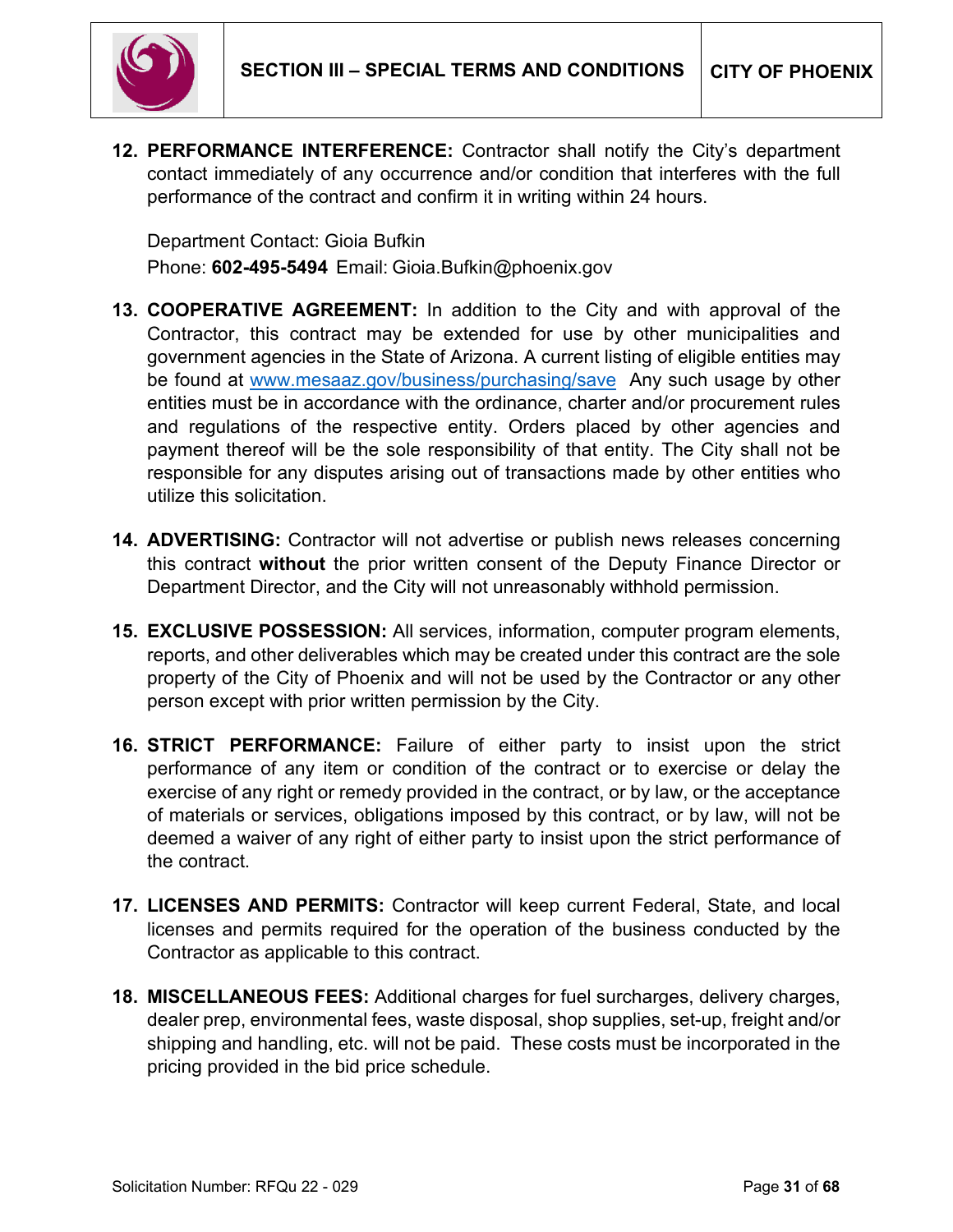12. **PERFORMANCE INTERFERENCE:** Contractor shall notify the City's department contact immediately of any occurrence and/or condition that interferes with the full performance of the contract and confirm it in writing within 24 hours.

    Department Contact: Gioia Bufkin
    Phone: **602-495-5494** Email: Gioia.Bufkin@phoenix.gov

13. **COOPERATIVE AGREEMENT:** In addition to the City and with approval of the Contractor, this contract may be extended for use by other municipalities and government agencies in the State of Arizona. A current listing of eligible entities may be found at [www.mesaaz.gov/business/purchasing/save](www.mesaaz.gov/business/purchasing/save) Any such usage by other entities must be in accordance with the ordinance, charter and/or procurement rules and regulations of the respective entity. Orders placed by other agencies and payment thereof will be the sole responsibility of that entity. The City shall not be responsible for any disputes arising out of transactions made by other entities who utilize this solicitation.

14. **ADVERTISING:** Contractor will not advertise or publish news releases concerning this contract **without** the prior written consent of the Deputy Finance Director or Department Director, and the City will not unreasonably withhold permission.

15. **EXCLUSIVE POSSESSION:** All services, information, computer program elements, reports, and other deliverables which may be created under this contract are the sole property of the City of Phoenix and will not be used by the Contractor or any other person except with prior written permission by the City.

16. **STRICT PERFORMANCE:** Failure of either party to insist upon the strict performance of any item or condition of the contract or to exercise or delay the exercise of any right or remedy provided in the contract, or by law, or the acceptance of materials or services, obligations imposed by this contract, or by law, will not be deemed a waiver of any right of either party to insist upon the strict performance of the contract.

17. **LICENSES AND PERMITS:** Contractor will keep current Federal, State, and local licenses and permits required for the operation of the business conducted by the Contractor as applicable to this contract.

18. **MISCELLANEOUS FEES:** Additional charges for fuel surcharges, delivery charges, dealer prep, environmental fees, waste disposal, shop supplies, set-up, freight and/or shipping and handling, etc. will not be paid. These costs must be incorporated in the pricing provided in the bid price schedule.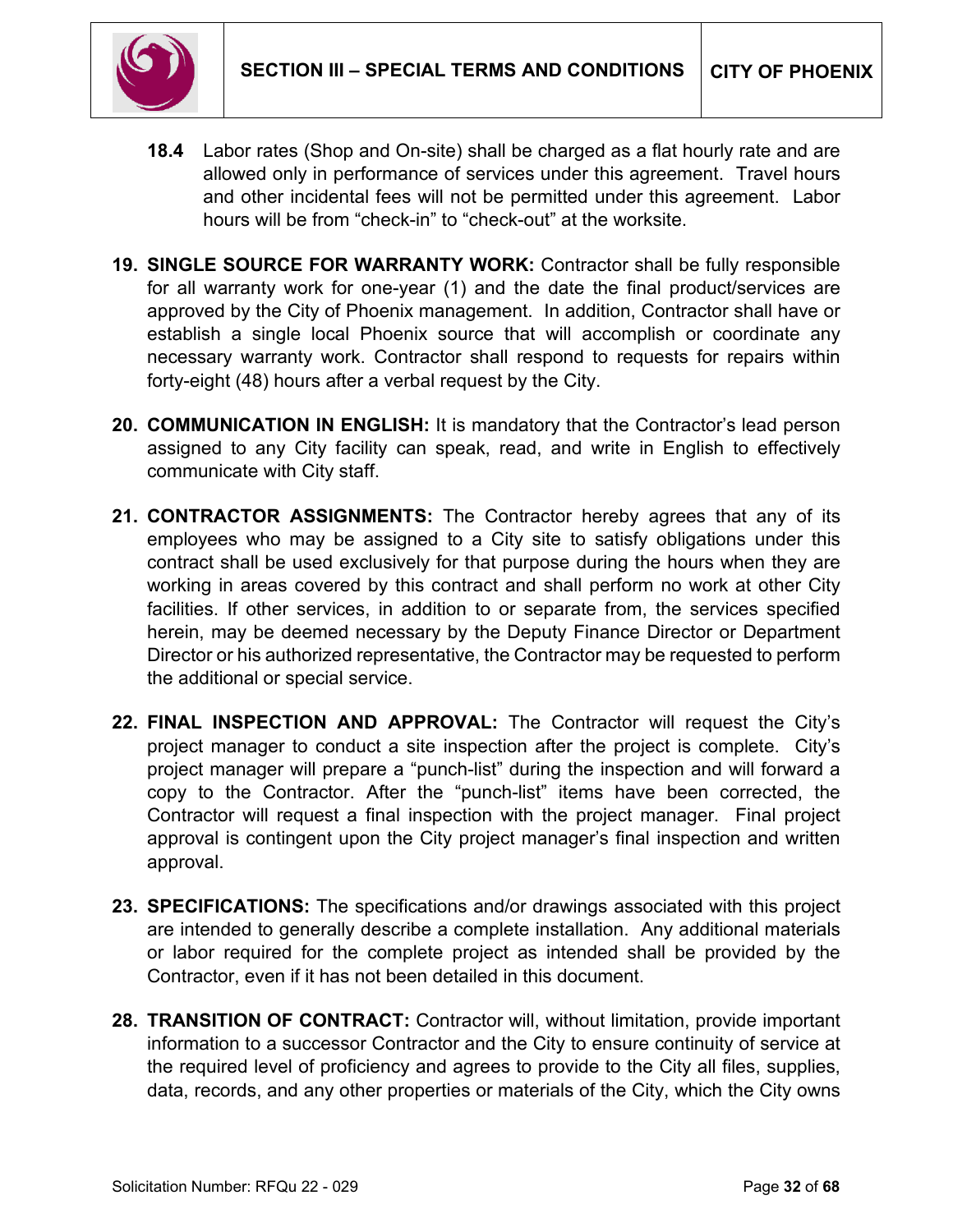**18.4** Labor rates (Shop and On-site) shall be charged as a flat hourly rate and are allowed only in performance of services under this agreement. Travel hours and other incidental fees will not be permitted under this agreement. Labor hours will be from “check-in” to “check-out” at the worksite.

**19. SINGLE SOURCE FOR WARRANTY WORK:** Contractor shall be fully responsible for all warranty work for one-year (1) and the date the final product/services are approved by the City of Phoenix management. In addition, Contractor shall have or establish a single local Phoenix source that will accomplish or coordinate any necessary warranty work. Contractor shall respond to requests for repairs within forty-eight (48) hours after a verbal request by the City.

**20. COMMUNICATION IN ENGLISH:** It is mandatory that the Contractor’s lead person assigned to any City facility can speak, read, and write in English to effectively communicate with City staff.

**21. CONTRACTOR ASSIGNMENTS:** The Contractor hereby agrees that any of its employees who may be assigned to a City site to satisfy obligations under this contract shall be used exclusively for that purpose during the hours when they are working in areas covered by this contract and shall perform no work at other City facilities. If other services, in addition to or separate from, the services specified herein, may be deemed necessary by the Deputy Finance Director or Department Director or his authorized representative, the Contractor may be requested to perform the additional or special service.

**22. FINAL INSPECTION AND APPROVAL:** The Contractor will request the City’s project manager to conduct a site inspection after the project is complete. City’s project manager will prepare a “punch-list” during the inspection and will forward a copy to the Contractor. After the “punch-list” items have been corrected, the Contractor will request a final inspection with the project manager. Final project approval is contingent upon the City project manager’s final inspection and written approval.

**23. SPECIFICATIONS:** The specifications and/or drawings associated with this project are intended to generally describe a complete installation. Any additional materials or labor required for the complete project as intended shall be provided by the Contractor, even if it has not been detailed in this document.

**28. TRANSITION OF CONTRACT:** Contractor will, without limitation, provide important information to a successor Contractor and the City to ensure continuity of service at the required level of proficiency and agrees to provide to the City all files, supplies, data, records, and any other properties or materials of the City, which the City owns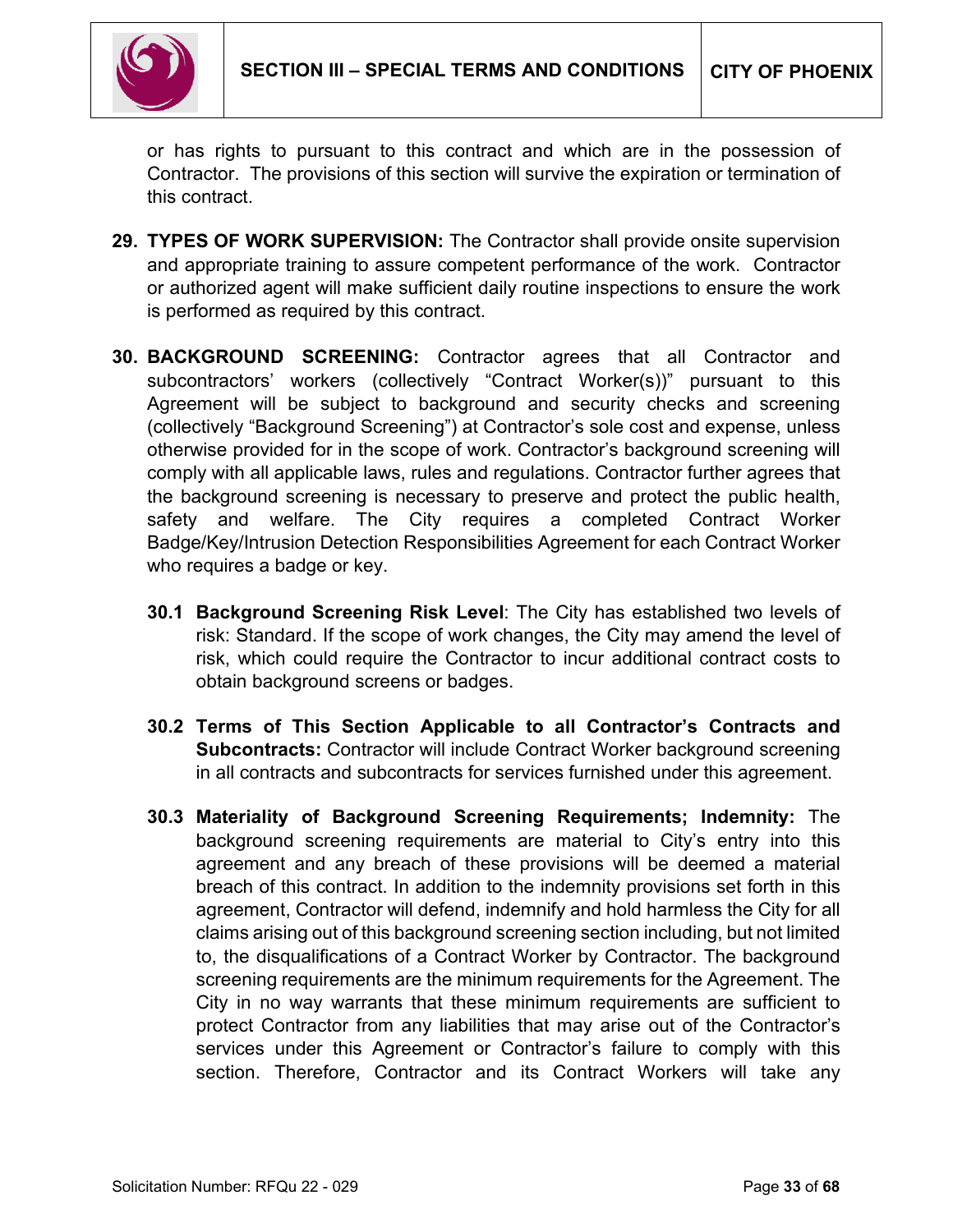or has rights to pursuant to this contract and which are in the possession of Contractor. The provisions of this section will survive the expiration or termination of this contract.

29. **TYPES OF WORK SUPERVISION:** The Contractor shall provide onsite supervision and appropriate training to assure competent performance of the work. Contractor or authorized agent will make sufficient daily routine inspections to ensure the work is performed as required by this contract.

30. **BACKGROUND SCREENING:** Contractor agrees that all Contractor and subcontractors' workers (collectively "Contract Worker(s))" pursuant to this Agreement will be subject to background and security checks and screening (collectively "Background Screening") at Contractor's sole cost and expense, unless otherwise provided for in the scope of work. Contractor's background screening will comply with all applicable laws, rules and regulations. Contractor further agrees that the background screening is necessary to preserve and protect the public health, safety and welfare. The City requires a completed Contract Worker Badge/Key/Intrusion Detection Responsibilities Agreement for each Contract Worker who requires a badge or key.

    **30.1 Background Screening Risk Level**: The City has established two levels of risk: Standard. If the scope of work changes, the City may amend the level of risk, which could require the Contractor to incur additional contract costs to obtain background screens or badges.

    **30.2 Terms of This Section Applicable to all Contractor's Contracts and Subcontracts:** Contractor will include Contract Worker background screening in all contracts and subcontracts for services furnished under this agreement.

    **30.3 Materiality of Background Screening Requirements; Indemnity:** The background screening requirements are material to City's entry into this agreement and any breach of these provisions will be deemed a material breach of this contract. In addition to the indemnity provisions set forth in this agreement, Contractor will defend, indemnify and hold harmless the City for all claims arising out of this background screening section including, but not limited to, the disqualifications of a Contract Worker by Contractor. The background screening requirements are the minimum requirements for the Agreement. The City in no way warrants that these minimum requirements are sufficient to protect Contractor from any liabilities that may arise out of the Contractor's services under this Agreement or Contractor's failure to comply with this section. Therefore, Contractor and its Contract Workers will take any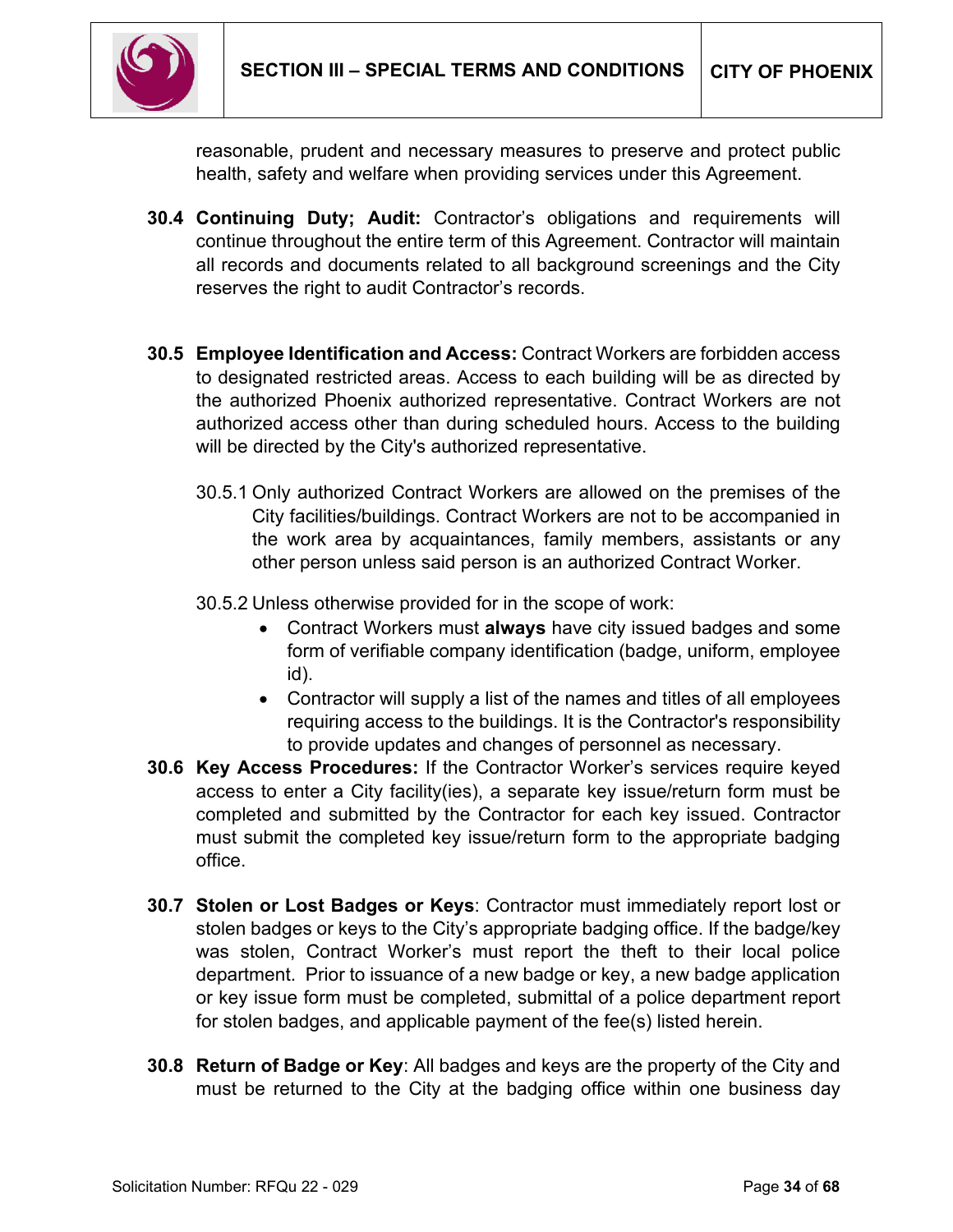reasonable, prudent and necessary measures to preserve and protect public health, safety and welfare when providing services under this Agreement.

**30.4 Continuing Duty; Audit:** Contractor's obligations and requirements will continue throughout the entire term of this Agreement. Contractor will maintain all records and documents related to all background screenings and the City reserves the right to audit Contractor's records.

**30.5 Employee Identification and Access:** Contract Workers are forbidden access to designated restricted areas. Access to each building will be as directed by the authorized Phoenix authorized representative. Contract Workers are not authorized access other than during scheduled hours. Access to the building will be directed by the City's authorized representative.

30.5.1 Only authorized Contract Workers are allowed on the premises of the City facilities/buildings. Contract Workers are not to be accompanied in the work area by acquaintances, family members, assistants or any other person unless said person is an authorized Contract Worker.

30.5.2 Unless otherwise provided for in the scope of work:

- Contract Workers must **always** have city issued badges and some form of verifiable company identification (badge, uniform, employee id).
- Contractor will supply a list of the names and titles of all employees requiring access to the buildings. It is the Contractor's responsibility to provide updates and changes of personnel as necessary.

**30.6 Key Access Procedures:** If the Contractor Worker's services require keyed access to enter a City facility(ies), a separate key issue/return form must be completed and submitted by the Contractor for each key issued. Contractor must submit the completed key issue/return form to the appropriate badging office.

**30.7 Stolen or Lost Badges or Keys**: Contractor must immediately report lost or stolen badges or keys to the City's appropriate badging office. If the badge/key was stolen, Contract Worker's must report the theft to their local police department. Prior to issuance of a new badge or key, a new badge application or key issue form must be completed, submittal of a police department report for stolen badges, and applicable payment of the fee(s) listed herein.

**30.8 Return of Badge or Key**: All badges and keys are the property of the City and must be returned to the City at the badging office within one business day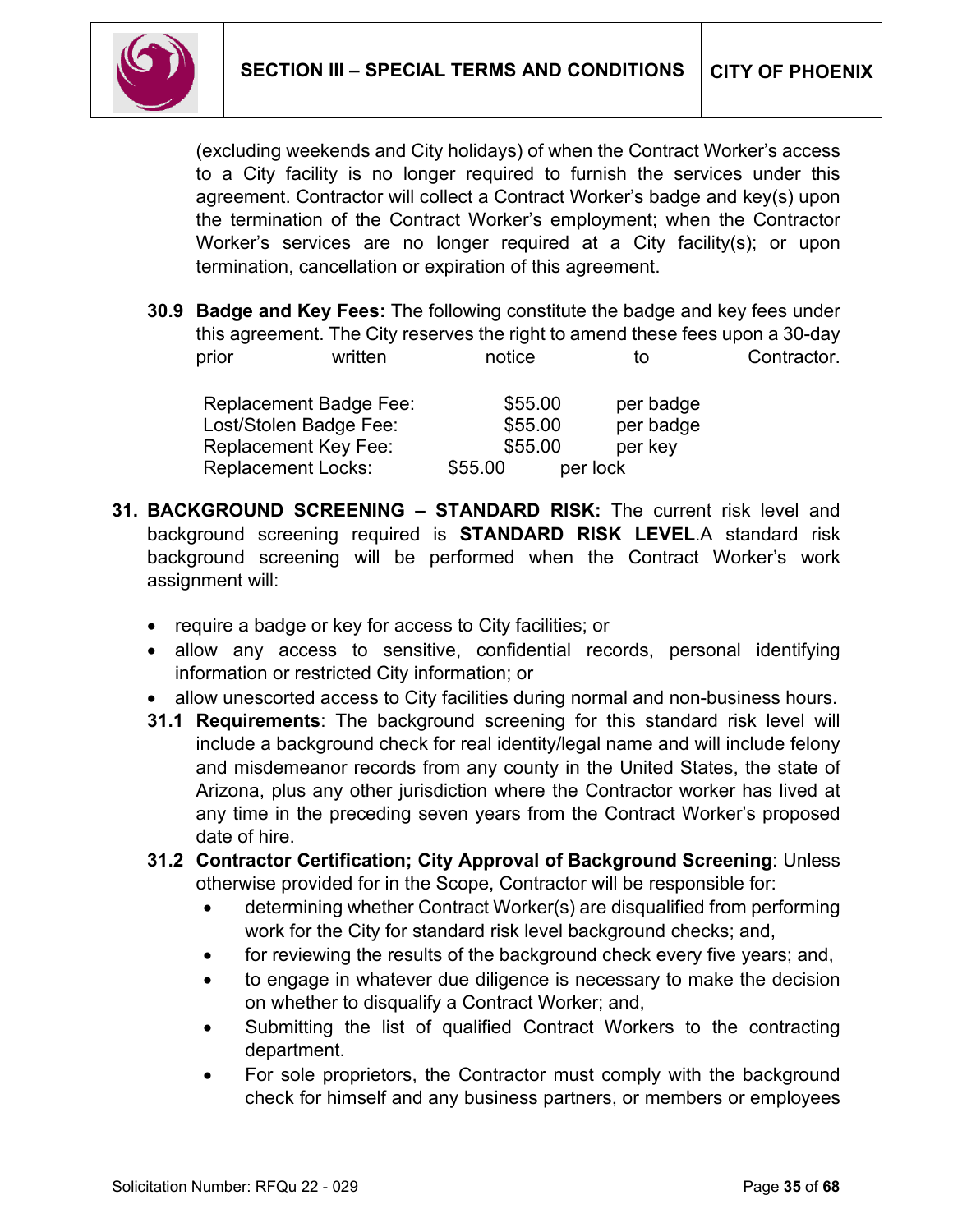(excluding weekends and City holidays) of when the Contract Worker's access to a City facility is no longer required to furnish the services under this agreement. Contractor will collect a Contract Worker's badge and key(s) upon the termination of the Contract Worker's employment; when the Contractor Worker's services are no longer required at a City facility(s); or upon termination, cancellation or expiration of this agreement.

**30.9 Badge and Key Fees:** The following constitute the badge and key fees under this agreement. The City reserves the right to amend these fees upon a 30-day prior written notice to Contractor.

| | | |
|---|---|---|
| Replacement Badge Fee: | $55.00 | per badge |
| Lost/Stolen Badge Fee: | $55.00 | per badge |
| Replacement Key Fee: | $55.00 | per key |
| Replacement Locks: | $55.00 | per lock |

**31. BACKGROUND SCREENING – STANDARD RISK:** The current risk level and background screening required is **STANDARD RISK LEVEL**.A standard risk background screening will be performed when the Contract Worker's work assignment will:

- require a badge or key for access to City facilities; or
- allow any access to sensitive, confidential records, personal identifying information or restricted City information; or
- allow unescorted access to City facilities during normal and non-business hours.

**31.1 Requirements**: The background screening for this standard risk level will include a background check for real identity/legal name and will include felony and misdemeanor records from any county in the United States, the state of Arizona, plus any other jurisdiction where the Contractor worker has lived at any time in the preceding seven years from the Contract Worker's proposed date of hire.

**31.2 Contractor Certification; City Approval of Background Screening**: Unless otherwise provided for in the Scope, Contractor will be responsible for:

- determining whether Contract Worker(s) are disqualified from performing work for the City for standard risk level background checks; and,
- for reviewing the results of the background check every five years; and,
- to engage in whatever due diligence is necessary to make the decision on whether to disqualify a Contract Worker; and,
- Submitting the list of qualified Contract Workers to the contracting department.
- For sole proprietors, the Contractor must comply with the background check for himself and any business partners, or members or employees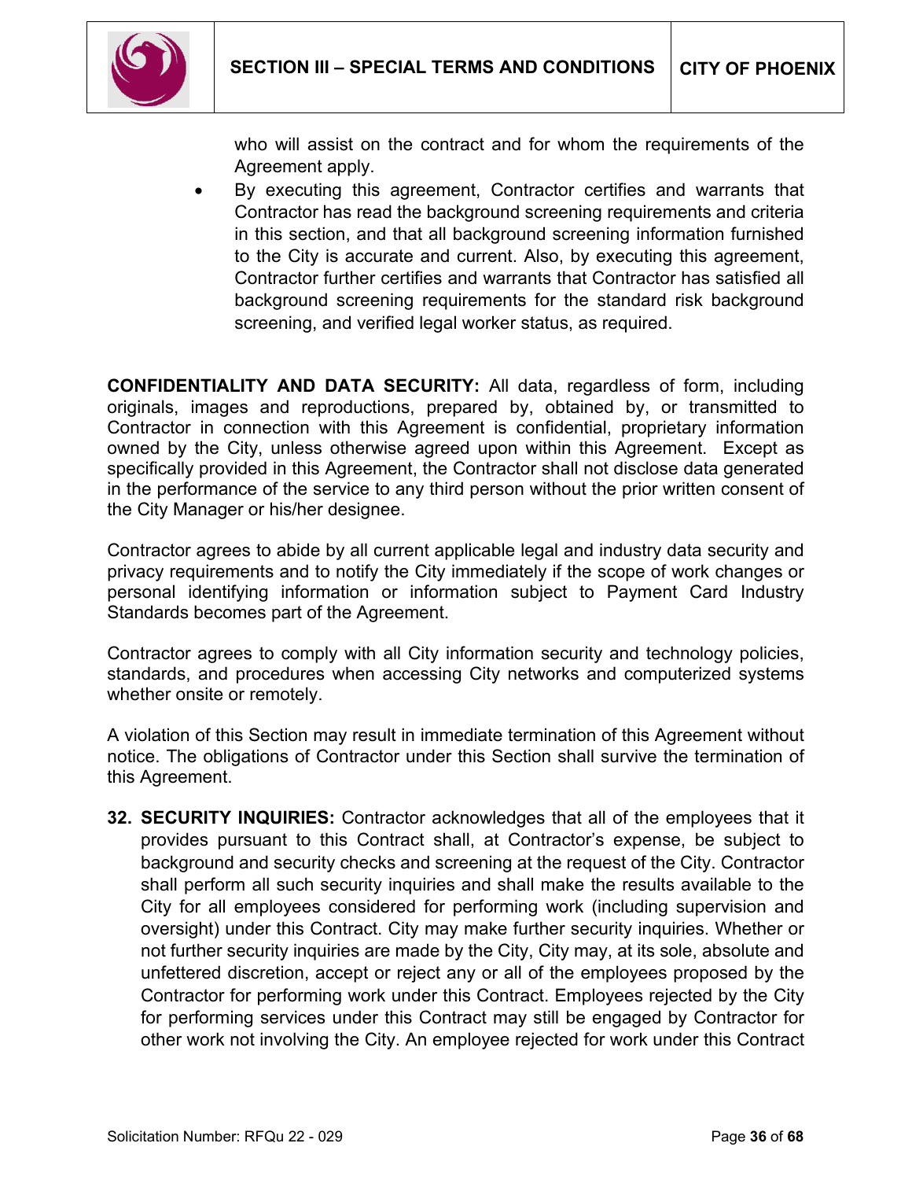who will assist on the contract and for whom the requirements of the Agreement apply.

- By executing this agreement, Contractor certifies and warrants that Contractor has read the background screening requirements and criteria in this section, and that all background screening information furnished to the City is accurate and current. Also, by executing this agreement, Contractor further certifies and warrants that Contractor has satisfied all background screening requirements for the standard risk background screening, and verified legal worker status, as required.

**CONFIDENTIALITY AND DATA SECURITY:** All data, regardless of form, including originals, images and reproductions, prepared by, obtained by, or transmitted to Contractor in connection with this Agreement is confidential, proprietary information owned by the City, unless otherwise agreed upon within this Agreement. Except as specifically provided in this Agreement, the Contractor shall not disclose data generated in the performance of the service to any third person without the prior written consent of the City Manager or his/her designee.

Contractor agrees to abide by all current applicable legal and industry data security and privacy requirements and to notify the City immediately if the scope of work changes or personal identifying information or information subject to Payment Card Industry Standards becomes part of the Agreement.

Contractor agrees to comply with all City information security and technology policies, standards, and procedures when accessing City networks and computerized systems whether onsite or remotely.

A violation of this Section may result in immediate termination of this Agreement without notice. The obligations of Contractor under this Section shall survive the termination of this Agreement.

**32. SECURITY INQUIRIES:** Contractor acknowledges that all of the employees that it provides pursuant to this Contract shall, at Contractor's expense, be subject to background and security checks and screening at the request of the City. Contractor shall perform all such security inquiries and shall make the results available to the City for all employees considered for performing work (including supervision and oversight) under this Contract. City may make further security inquiries. Whether or not further security inquiries are made by the City, City may, at its sole, absolute and unfettered discretion, accept or reject any or all of the employees proposed by the Contractor for performing work under this Contract. Employees rejected by the City for performing services under this Contract may still be engaged by Contractor for other work not involving the City. An employee rejected for work under this Contract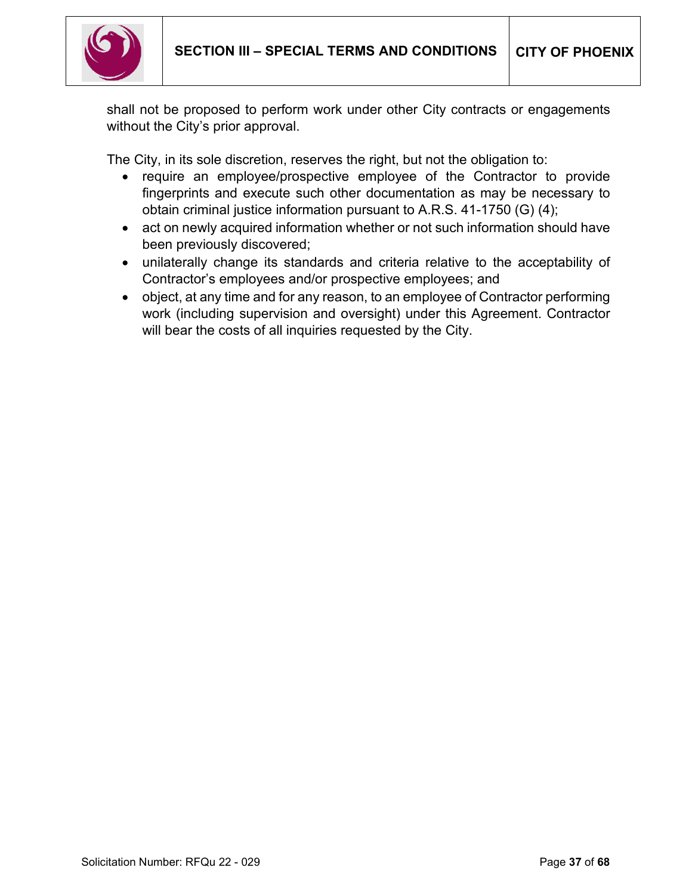shall not be proposed to perform work under other City contracts or engagements without the City's prior approval.

The City, in its sole discretion, reserves the right, but not the obligation to:

- require an employee/prospective employee of the Contractor to provide fingerprints and execute such other documentation as may be necessary to obtain criminal justice information pursuant to A.R.S. 41-1750 (G) (4);
- act on newly acquired information whether or not such information should have been previously discovered;
- unilaterally change its standards and criteria relative to the acceptability of Contractor's employees and/or prospective employees; and
- object, at any time and for any reason, to an employee of Contractor performing work (including supervision and oversight) under this Agreement. Contractor will bear the costs of all inquiries requested by the City.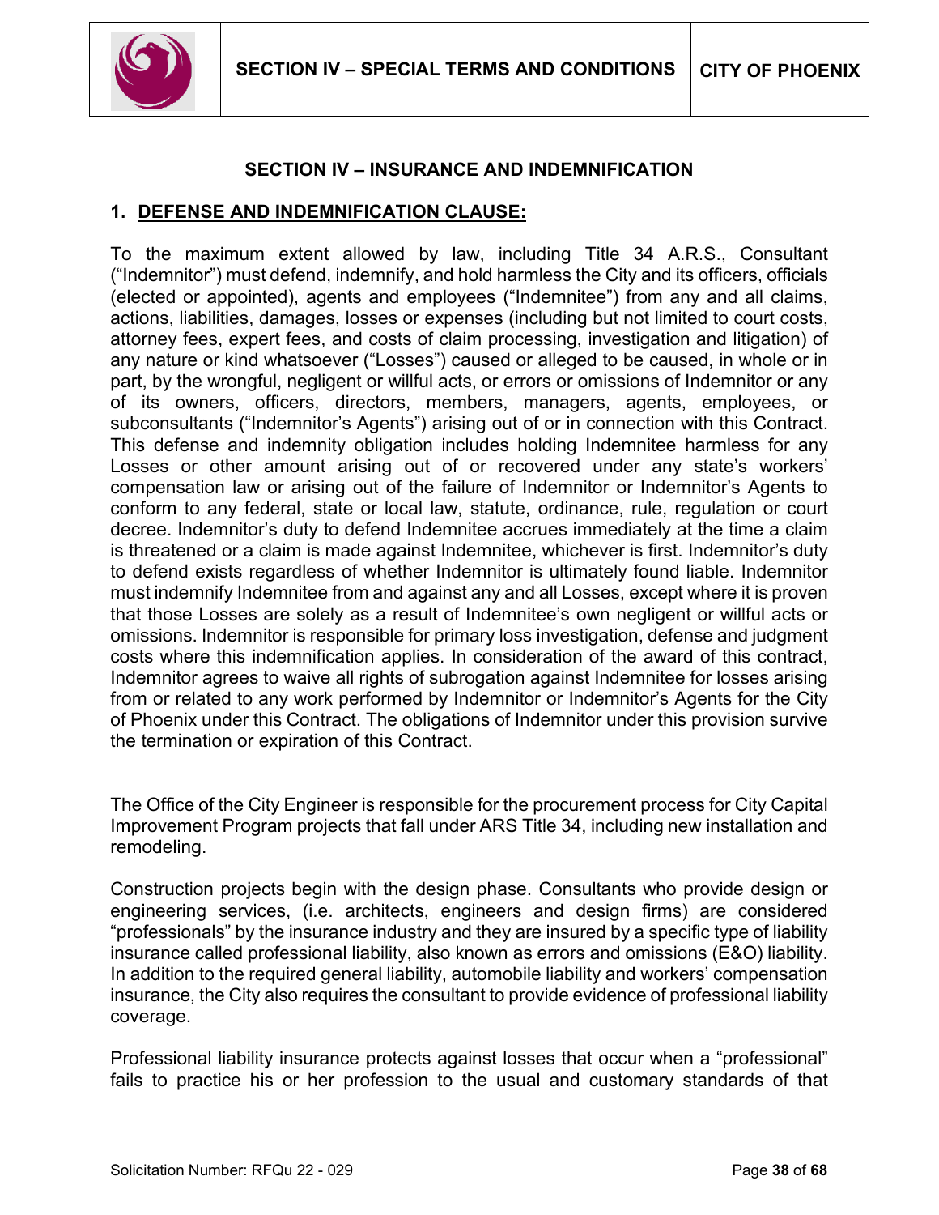## SECTION IV – INSURANCE AND INDEMNIFICATION

### 1. DEFENSE AND INDEMNIFICATION CLAUSE:

To the maximum extent allowed by law, including Title 34 A.R.S., Consultant ("Indemnitor") must defend, indemnify, and hold harmless the City and its officers, officials (elected or appointed), agents and employees ("Indemnitee") from any and all claims, actions, liabilities, damages, losses or expenses (including but not limited to court costs, attorney fees, expert fees, and costs of claim processing, investigation and litigation) of any nature or kind whatsoever ("Losses") caused or alleged to be caused, in whole or in part, by the wrongful, negligent or willful acts, or errors or omissions of Indemnitor or any of its owners, officers, directors, members, managers, agents, employees, or subconsultants ("Indemnitor's Agents") arising out of or in connection with this Contract. This defense and indemnity obligation includes holding Indemnitee harmless for any Losses or other amount arising out of or recovered under any state's workers' compensation law or arising out of the failure of Indemnitor or Indemnitor's Agents to conform to any federal, state or local law, statute, ordinance, rule, regulation or court decree. Indemnitor's duty to defend Indemnitee accrues immediately at the time a claim is threatened or a claim is made against Indemnitee, whichever is first. Indemnitor's duty to defend exists regardless of whether Indemnitor is ultimately found liable. Indemnitor must indemnify Indemnitee from and against any and all Losses, except where it is proven that those Losses are solely as a result of Indemnitee's own negligent or willful acts or omissions. Indemnitor is responsible for primary loss investigation, defense and judgment costs where this indemnification applies. In consideration of the award of this contract, Indemnitor agrees to waive all rights of subrogation against Indemnitee for losses arising from or related to any work performed by Indemnitor or Indemnitor's Agents for the City of Phoenix under this Contract. The obligations of Indemnitor under this provision survive the termination or expiration of this Contract.

The Office of the City Engineer is responsible for the procurement process for City Capital Improvement Program projects that fall under ARS Title 34, including new installation and remodeling.

Construction projects begin with the design phase. Consultants who provide design or engineering services, (i.e. architects, engineers and design firms) are considered "professionals" by the insurance industry and they are insured by a specific type of liability insurance called professional liability, also known as errors and omissions (E&O) liability. In addition to the required general liability, automobile liability and workers' compensation insurance, the City also requires the consultant to provide evidence of professional liability coverage.

Professional liability insurance protects against losses that occur when a "professional" fails to practice his or her profession to the usual and customary standards of that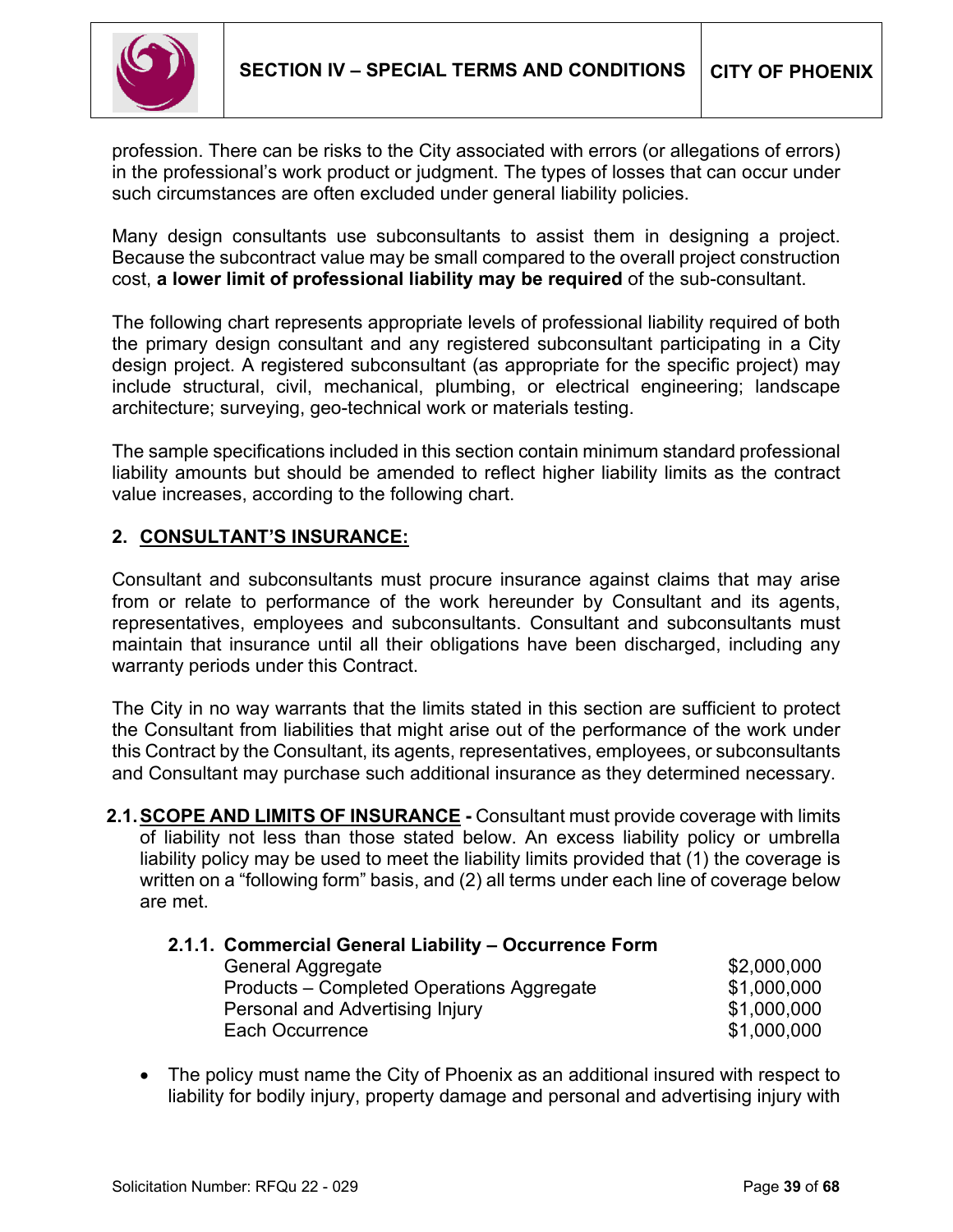profession. There can be risks to the City associated with errors (or allegations of errors) in the professional's work product or judgment. The types of losses that can occur under such circumstances are often excluded under general liability policies.

Many design consultants use subconsultants to assist them in designing a project. Because the subcontract value may be small compared to the overall project construction cost, **a lower limit of professional liability may be required** of the sub-consultant.

The following chart represents appropriate levels of professional liability required of both the primary design consultant and any registered subconsultant participating in a City design project. A registered subconsultant (as appropriate for the specific project) may include structural, civil, mechanical, plumbing, or electrical engineering; landscape architecture; surveying, geo-technical work or materials testing.

The sample specifications included in this section contain minimum standard professional liability amounts but should be amended to reflect higher liability limits as the contract value increases, according to the following chart.

## 2. CONSULTANT'S INSURANCE:

Consultant and subconsultants must procure insurance against claims that may arise from or relate to performance of the work hereunder by Consultant and its agents, representatives, employees and subconsultants. Consultant and subconsultants must maintain that insurance until all their obligations have been discharged, including any warranty periods under this Contract.

The City in no way warrants that the limits stated in this section are sufficient to protect the Consultant from liabilities that might arise out of the performance of the work under this Contract by the Consultant, its agents, representatives, employees, or subconsultants and Consultant may purchase such additional insurance as they determined necessary.

**2.1. SCOPE AND LIMITS OF INSURANCE -** Consultant must provide coverage with limits of liability not less than those stated below. An excess liability policy or umbrella liability policy may be used to meet the liability limits provided that (1) the coverage is written on a "following form" basis, and (2) all terms under each line of coverage below are met.

**2.1.1. Commercial General Liability – Occurrence Form**

| | |
|---|---|
| General Aggregate | $2,000,000 |
| Products – Completed Operations Aggregate | $1,000,000 |
| Personal and Advertising Injury | $1,000,000 |
| Each Occurrence | $1,000,000 |

- The policy must name the City of Phoenix as an additional insured with respect to liability for bodily injury, property damage and personal and advertising injury with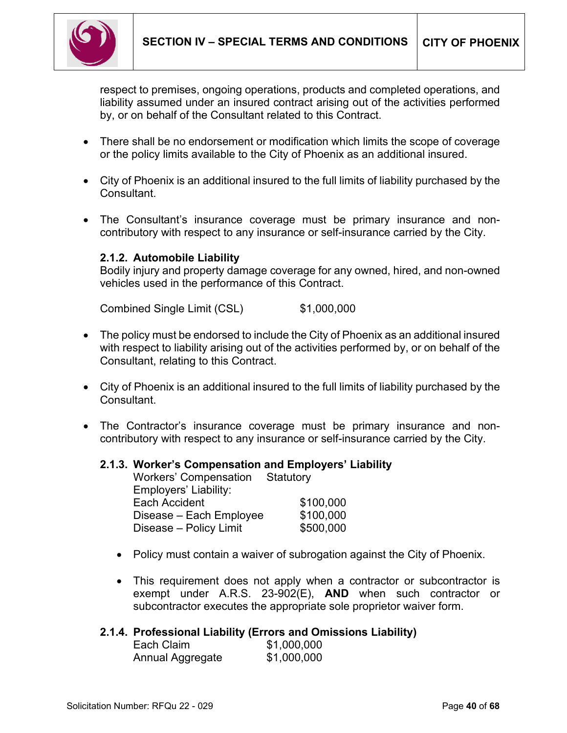respect to premises, ongoing operations, products and completed operations, and liability assumed under an insured contract arising out of the activities performed by, or on behalf of the Consultant related to this Contract.

- There shall be no endorsement or modification which limits the scope of coverage or the policy limits available to the City of Phoenix as an additional insured.
- City of Phoenix is an additional insured to the full limits of liability purchased by the Consultant.
- The Consultant's insurance coverage must be primary insurance and non-contributory with respect to any insurance or self-insurance carried by the City.

#### 2.1.2. Automobile Liability

Bodily injury and property damage coverage for any owned, hired, and non-owned vehicles used in the performance of this Contract.

Combined Single Limit (CSL) $1,000,000

- The policy must be endorsed to include the City of Phoenix as an additional insured with respect to liability arising out of the activities performed by, or on behalf of the Consultant, relating to this Contract.
- City of Phoenix is an additional insured to the full limits of liability purchased by the Consultant.
- The Contractor's insurance coverage must be primary insurance and non-contributory with respect to any insurance or self-insurance carried by the City.

#### 2.1.3. Worker's Compensation and Employers' Liability

| | |
|---|---|
| Workers' Compensation | Statutory |
| Employers' Liability: | |
| Each Accident | $100,000 |
| Disease – Each Employee | $100,000 |
| Disease – Policy Limit | $500,000 |

- Policy must contain a waiver of subrogation against the City of Phoenix.
- This requirement does not apply when a contractor or subcontractor is exempt under A.R.S. 23-902(E), **AND** when such contractor or subcontractor executes the appropriate sole proprietor waiver form.

#### 2.1.4. Professional Liability (Errors and Omissions Liability)

| | |
|---|---|
| Each Claim | $1,000,000 |
| Annual Aggregate | $1,000,000 |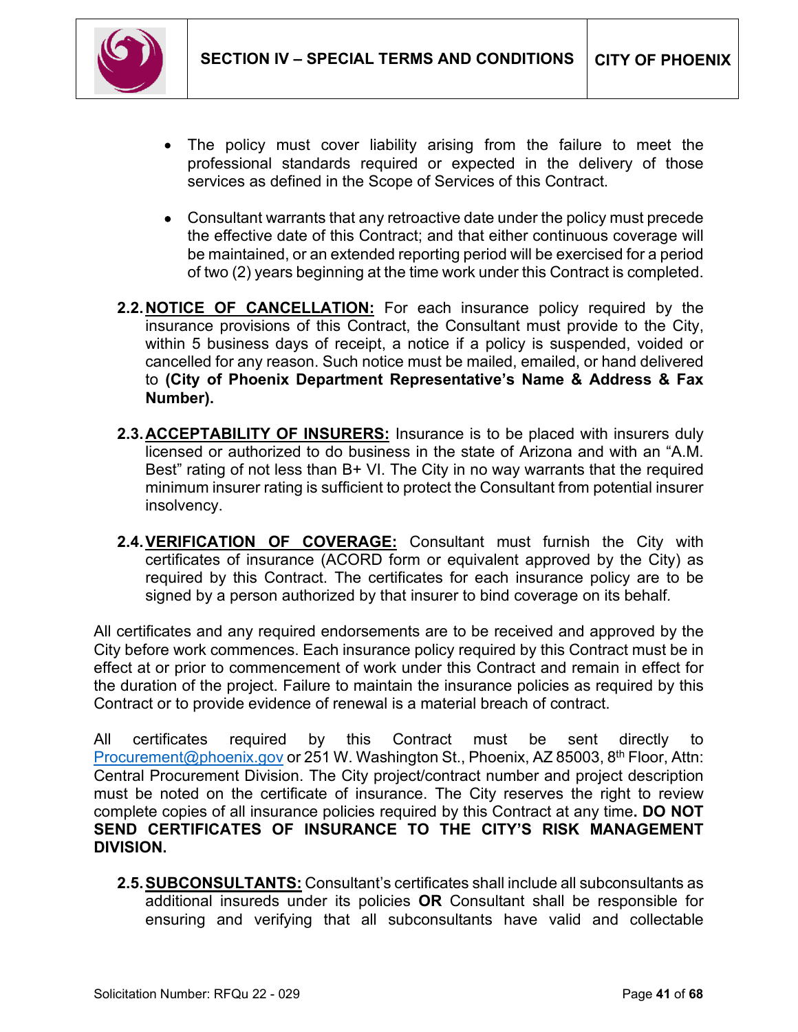- The policy must cover liability arising from the failure to meet the professional standards required or expected in the delivery of those services as defined in the Scope of Services of this Contract.

- Consultant warrants that any retroactive date under the policy must precede the effective date of this Contract; and that either continuous coverage will be maintained, or an extended reporting period will be exercised for a period of two (2) years beginning at the time work under this Contract is completed.

**2.2. <u>NOTICE OF CANCELLATION:</u>** For each insurance policy required by the insurance provisions of this Contract, the Consultant must provide to the City, within 5 business days of receipt, a notice if a policy is suspended, voided or cancelled for any reason. Such notice must be mailed, emailed, or hand delivered to **(City of Phoenix Department Representative's Name & Address & Fax Number).**

**2.3. <u>ACCEPTABILITY OF INSURERS:</u>** Insurance is to be placed with insurers duly licensed or authorized to do business in the state of Arizona and with an "A.M. Best" rating of not less than B+ VI. The City in no way warrants that the required minimum insurer rating is sufficient to protect the Consultant from potential insurer insolvency.

**2.4. <u>VERIFICATION OF COVERAGE:</u>** Consultant must furnish the City with certificates of insurance (ACORD form or equivalent approved by the City) as required by this Contract. The certificates for each insurance policy are to be signed by a person authorized by that insurer to bind coverage on its behalf.

All certificates and any required endorsements are to be received and approved by the City before work commences. Each insurance policy required by this Contract must be in effect at or prior to commencement of work under this Contract and remain in effect for the duration of the project. Failure to maintain the insurance policies as required by this Contract or to provide evidence of renewal is a material breach of contract.

All certificates required by this Contract must be sent directly to Procurement@phoenix.gov or 251 W. Washington St., Phoenix, AZ 85003, 8th Floor, Attn: Central Procurement Division. The City project/contract number and project description must be noted on the certificate of insurance. The City reserves the right to review complete copies of all insurance policies required by this Contract at any time**. DO NOT SEND CERTIFICATES OF INSURANCE TO THE CITY'S RISK MANAGEMENT DIVISION.**

**2.5. <u>SUBCONSULTANTS:</u>** Consultant's certificates shall include all subconsultants as additional insureds under its policies **OR** Consultant shall be responsible for ensuring and verifying that all subconsultants have valid and collectable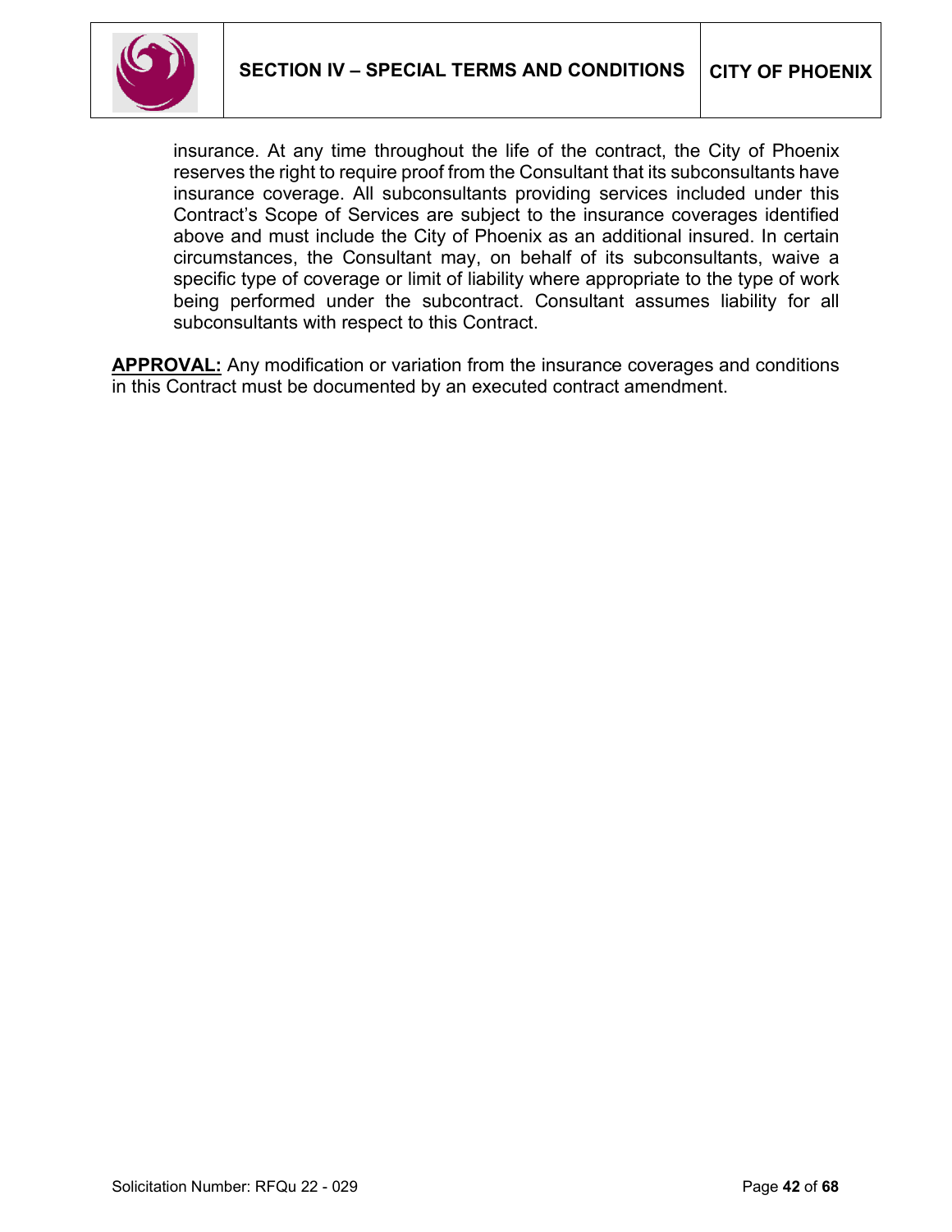insurance. At any time throughout the life of the contract, the City of Phoenix reserves the right to require proof from the Consultant that its subconsultants have insurance coverage. All subconsultants providing services included under this Contract's Scope of Services are subject to the insurance coverages identified above and must include the City of Phoenix as an additional insured. In certain circumstances, the Consultant may, on behalf of its subconsultants, waive a specific type of coverage or limit of liability where appropriate to the type of work being performed under the subcontract. Consultant assumes liability for all subconsultants with respect to this Contract.

**APPROVAL:** Any modification or variation from the insurance coverages and conditions in this Contract must be documented by an executed contract amendment.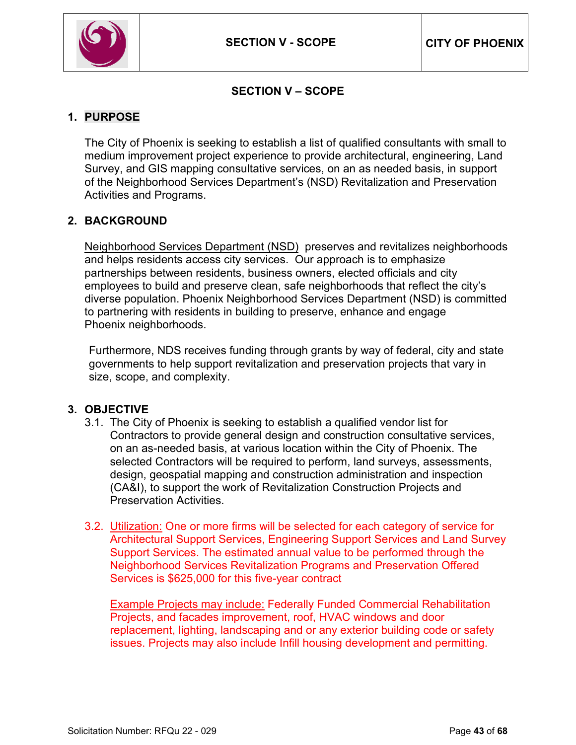## SECTION V – SCOPE

### 1. PURPOSE

The City of Phoenix is seeking to establish a list of qualified consultants with small to medium improvement project experience to provide architectural, engineering, Land Survey, and GIS mapping consultative services, on an as needed basis, in support of the Neighborhood Services Department's (NSD) Revitalization and Preservation Activities and Programs.

### 2. BACKGROUND

Neighborhood Services Department (NSD) preserves and revitalizes neighborhoods and helps residents access city services. Our approach is to emphasize partnerships between residents, business owners, elected officials and city employees to build and preserve clean, safe neighborhoods that reflect the city's diverse population. Phoenix Neighborhood Services Department (NSD) is committed to partnering with residents in building to preserve, enhance and engage Phoenix neighborhoods.

Furthermore, NDS receives funding through grants by way of federal, city and state governments to help support revitalization and preservation projects that vary in size, scope, and complexity.

### 3. OBJECTIVE

3.1. The City of Phoenix is seeking to establish a qualified vendor list for Contractors to provide general design and construction consultative services, on an as-needed basis, at various location within the City of Phoenix. The selected Contractors will be required to perform, land surveys, assessments, design, geospatial mapping and construction administration and inspection (CA&I), to support the work of Revitalization Construction Projects and Preservation Activities.

3.2. Utilization: One or more firms will be selected for each category of service for Architectural Support Services, Engineering Support Services and Land Survey Support Services. The estimated annual value to be performed through the Neighborhood Services Revitalization Programs and Preservation Offered Services is $625,000 for this five-year contract

Example Projects may include: Federally Funded Commercial Rehabilitation Projects, and facades improvement, roof, HVAC windows and door replacement, lighting, landscaping and or any exterior building code or safety issues. Projects may also include Infill housing development and permitting.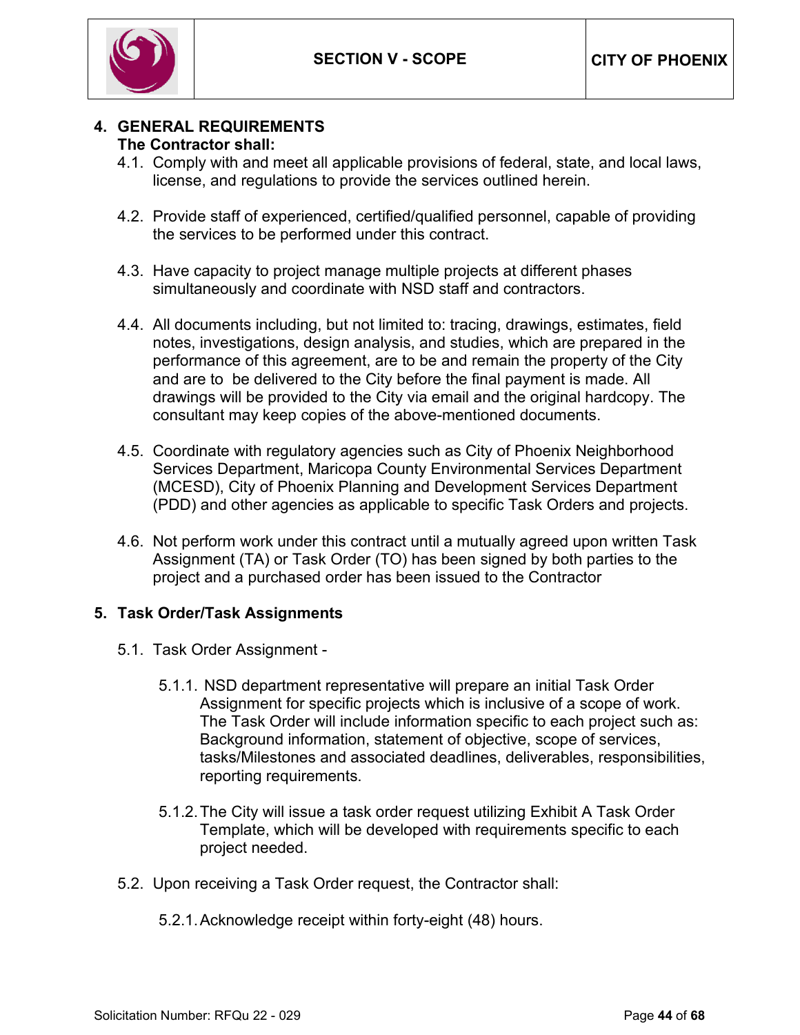## 4. GENERAL REQUIREMENTS

**The Contractor shall:**

4.1. Comply with and meet all applicable provisions of federal, state, and local laws, license, and regulations to provide the services outlined herein.

4.2. Provide staff of experienced, certified/qualified personnel, capable of providing the services to be performed under this contract.

4.3. Have capacity to project manage multiple projects at different phases simultaneously and coordinate with NSD staff and contractors.

4.4. All documents including, but not limited to: tracing, drawings, estimates, field notes, investigations, design analysis, and studies, which are prepared in the performance of this agreement, are to be and remain the property of the City and are to be delivered to the City before the final payment is made. All drawings will be provided to the City via email and the original hardcopy. The consultant may keep copies of the above-mentioned documents.

4.5. Coordinate with regulatory agencies such as City of Phoenix Neighborhood Services Department, Maricopa County Environmental Services Department (MCESD), City of Phoenix Planning and Development Services Department (PDD) and other agencies as applicable to specific Task Orders and projects.

4.6. Not perform work under this contract until a mutually agreed upon written Task Assignment (TA) or Task Order (TO) has been signed by both parties to the project and a purchased order has been issued to the Contractor

## 5. Task Order/Task Assignments

5.1. Task Order Assignment -

5.1.1. NSD department representative will prepare an initial Task Order Assignment for specific projects which is inclusive of a scope of work. The Task Order will include information specific to each project such as: Background information, statement of objective, scope of services, tasks/Milestones and associated deadlines, deliverables, responsibilities, reporting requirements.

5.1.2. The City will issue a task order request utilizing Exhibit A Task Order Template, which will be developed with requirements specific to each project needed.

5.2. Upon receiving a Task Order request, the Contractor shall:

5.2.1. Acknowledge receipt within forty-eight (48) hours.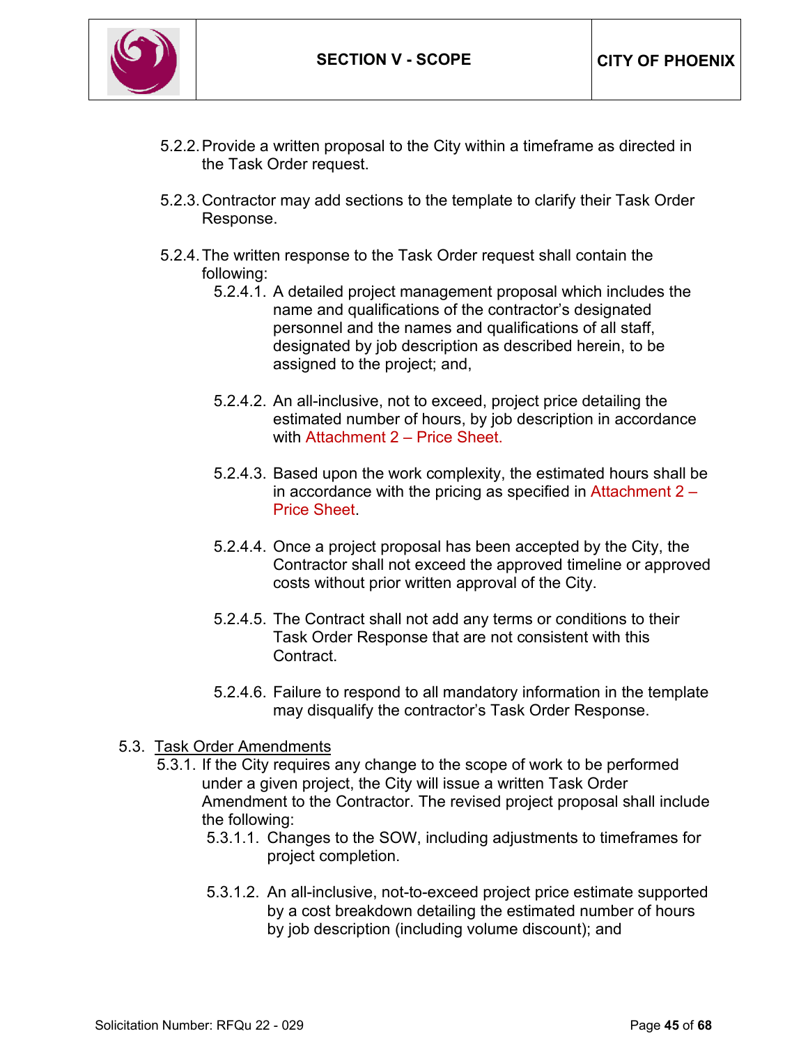5.2.2. Provide a written proposal to the City within a timeframe as directed in the Task Order request.

5.2.3. Contractor may add sections to the template to clarify their Task Order Response.

5.2.4. The written response to the Task Order request shall contain the following:

5.2.4.1. A detailed project management proposal which includes the name and qualifications of the contractor's designated personnel and the names and qualifications of all staff, designated by job description as described herein, to be assigned to the project; and,

5.2.4.2. An all-inclusive, not to exceed, project price detailing the estimated number of hours, by job description in accordance with Attachment 2 – Price Sheet.

5.2.4.3. Based upon the work complexity, the estimated hours shall be in accordance with the pricing as specified in Attachment 2 – Price Sheet.

5.2.4.4. Once a project proposal has been accepted by the City, the Contractor shall not exceed the approved timeline or approved costs without prior written approval of the City.

5.2.4.5. The Contract shall not add any terms or conditions to their Task Order Response that are not consistent with this Contract.

5.2.4.6. Failure to respond to all mandatory information in the template may disqualify the contractor's Task Order Response.

5.3. <u>Task Order Amendments</u>

5.3.1. If the City requires any change to the scope of work to be performed under a given project, the City will issue a written Task Order Amendment to the Contractor. The revised project proposal shall include the following:

5.3.1.1. Changes to the SOW, including adjustments to timeframes for project completion.

5.3.1.2. An all-inclusive, not-to-exceed project price estimate supported by a cost breakdown detailing the estimated number of hours by job description (including volume discount); and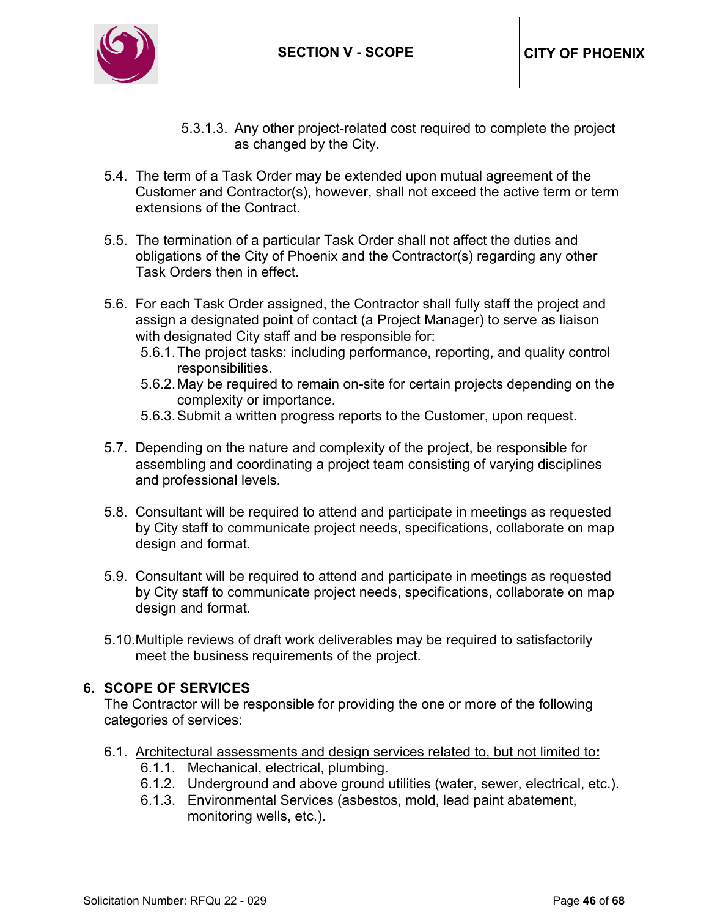5.3.1.3. Any other project-related cost required to complete the project as changed by the City.

5.4. The term of a Task Order may be extended upon mutual agreement of the Customer and Contractor(s), however, shall not exceed the active term or term extensions of the Contract.

5.5. The termination of a particular Task Order shall not affect the duties and obligations of the City of Phoenix and the Contractor(s) regarding any other Task Orders then in effect.

5.6. For each Task Order assigned, the Contractor shall fully staff the project and assign a designated point of contact (a Project Manager) to serve as liaison with designated City staff and be responsible for:

- 5.6.1. The project tasks: including performance, reporting, and quality control responsibilities.
- 5.6.2. May be required to remain on-site for certain projects depending on the complexity or importance.
- 5.6.3. Submit a written progress reports to the Customer, upon request.

5.7. Depending on the nature and complexity of the project, be responsible for assembling and coordinating a project team consisting of varying disciplines and professional levels.

5.8. Consultant will be required to attend and participate in meetings as requested by City staff to communicate project needs, specifications, collaborate on map design and format.

5.9. Consultant will be required to attend and participate in meetings as requested by City staff to communicate project needs, specifications, collaborate on map design and format.

5.10. Multiple reviews of draft work deliverables may be required to satisfactorily meet the business requirements of the project.

## 6. SCOPE OF SERVICES

The Contractor will be responsible for providing the one or more of the following categories of services:

6.1. <u>Architectural assessments and design services related to, but not limited to</u>**:**

- 6.1.1. Mechanical, electrical, plumbing.
- 6.1.2. Underground and above ground utilities (water, sewer, electrical, etc.).
- 6.1.3. Environmental Services (asbestos, mold, lead paint abatement, monitoring wells, etc.).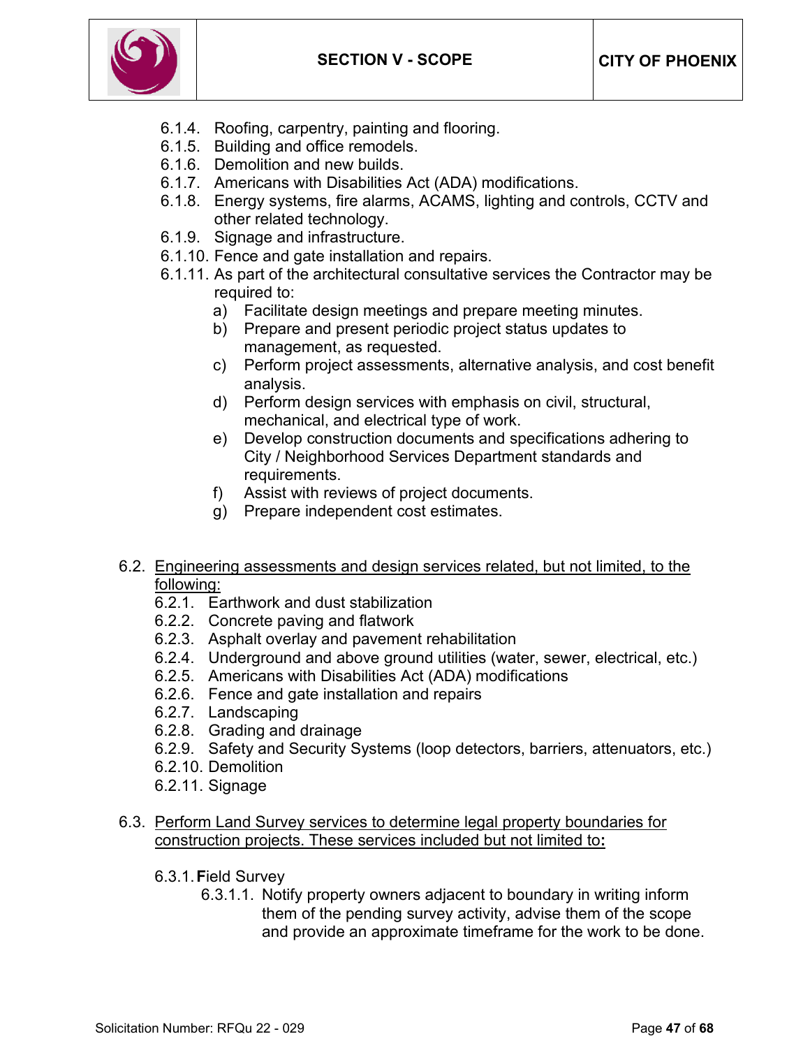6.1.4. Roofing, carpentry, painting and flooring.
6.1.5. Building and office remodels.
6.1.6. Demolition and new builds.
6.1.7. Americans with Disabilities Act (ADA) modifications.
6.1.8. Energy systems, fire alarms, ACAMS, lighting and controls, CCTV and other related technology.
6.1.9. Signage and infrastructure.
6.1.10. Fence and gate installation and repairs.
6.1.11. As part of the architectural consultative services the Contractor may be required to:
   a) Facilitate design meetings and prepare meeting minutes.
   b) Prepare and present periodic project status updates to management, as requested.
   c) Perform project assessments, alternative analysis, and cost benefit analysis.
   d) Perform design services with emphasis on civil, structural, mechanical, and electrical type of work.
   e) Develop construction documents and specifications adhering to City / Neighborhood Services Department standards and requirements.
   f) Assist with reviews of project documents.
   g) Prepare independent cost estimates.

6.2. <u>Engineering assessments and design services related, but not limited, to the following:</u>
   6.2.1. Earthwork and dust stabilization
   6.2.2. Concrete paving and flatwork
   6.2.3. Asphalt overlay and pavement rehabilitation
   6.2.4. Underground and above ground utilities (water, sewer, electrical, etc.)
   6.2.5. Americans with Disabilities Act (ADA) modifications
   6.2.6. Fence and gate installation and repairs
   6.2.7. Landscaping
   6.2.8. Grading and drainage
   6.2.9. Safety and Security Systems (loop detectors, barriers, attenuators, etc.)
   6.2.10. Demolition
   6.2.11. Signage

6.3. <u>Perform Land Survey services to determine legal property boundaries for construction projects. These services included but not limited to</u>**:**

   6.3.1. **F**ield Survey
      6.3.1.1. Notify property owners adjacent to boundary in writing inform them of the pending survey activity, advise them of the scope and provide an approximate timeframe for the work to be done.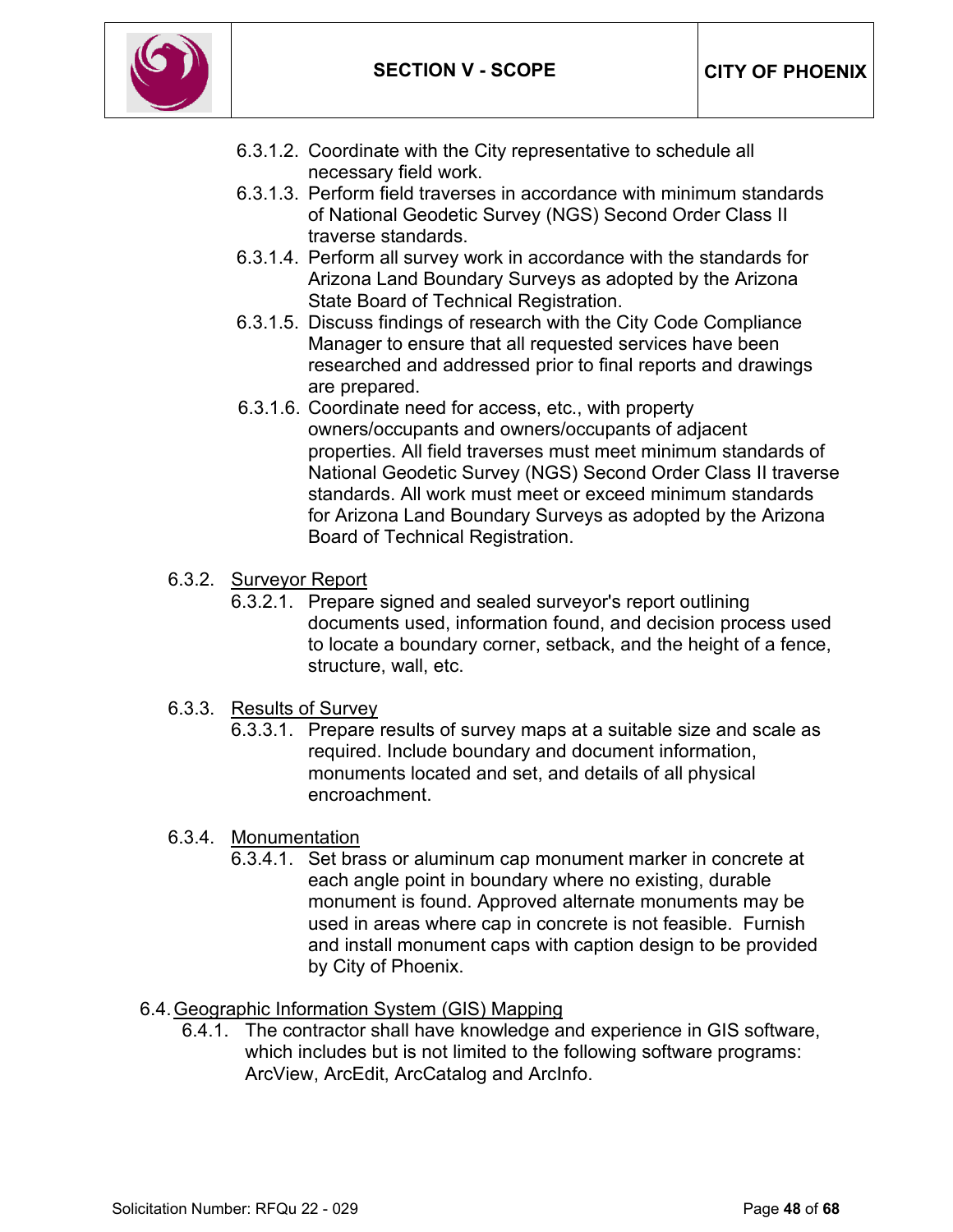6.3.1.2. Coordinate with the City representative to schedule all necessary field work.

6.3.1.3. Perform field traverses in accordance with minimum standards of National Geodetic Survey (NGS) Second Order Class II traverse standards.

6.3.1.4. Perform all survey work in accordance with the standards for Arizona Land Boundary Surveys as adopted by the Arizona State Board of Technical Registration.

6.3.1.5. Discuss findings of research with the City Code Compliance Manager to ensure that all requested services have been researched and addressed prior to final reports and drawings are prepared.

6.3.1.6. Coordinate need for access, etc., with property owners/occupants and owners/occupants of adjacent properties. All field traverses must meet minimum standards of National Geodetic Survey (NGS) Second Order Class II traverse standards. All work must meet or exceed minimum standards for Arizona Land Boundary Surveys as adopted by the Arizona Board of Technical Registration.

6.3.2. <u>Surveyor Report</u>

6.3.2.1. Prepare signed and sealed surveyor's report outlining documents used, information found, and decision process used to locate a boundary corner, setback, and the height of a fence, structure, wall, etc.

6.3.3. <u>Results of Survey</u>

6.3.3.1. Prepare results of survey maps at a suitable size and scale as required. Include boundary and document information, monuments located and set, and details of all physical encroachment.

6.3.4. <u>Monumentation</u>

6.3.4.1. Set brass or aluminum cap monument marker in concrete at each angle point in boundary where no existing, durable monument is found. Approved alternate monuments may be used in areas where cap in concrete is not feasible. Furnish and install monument caps with caption design to be provided by City of Phoenix.

6.4. <u>Geographic Information System (GIS) Mapping</u>

6.4.1. The contractor shall have knowledge and experience in GIS software, which includes but is not limited to the following software programs: ArcView, ArcEdit, ArcCatalog and ArcInfo.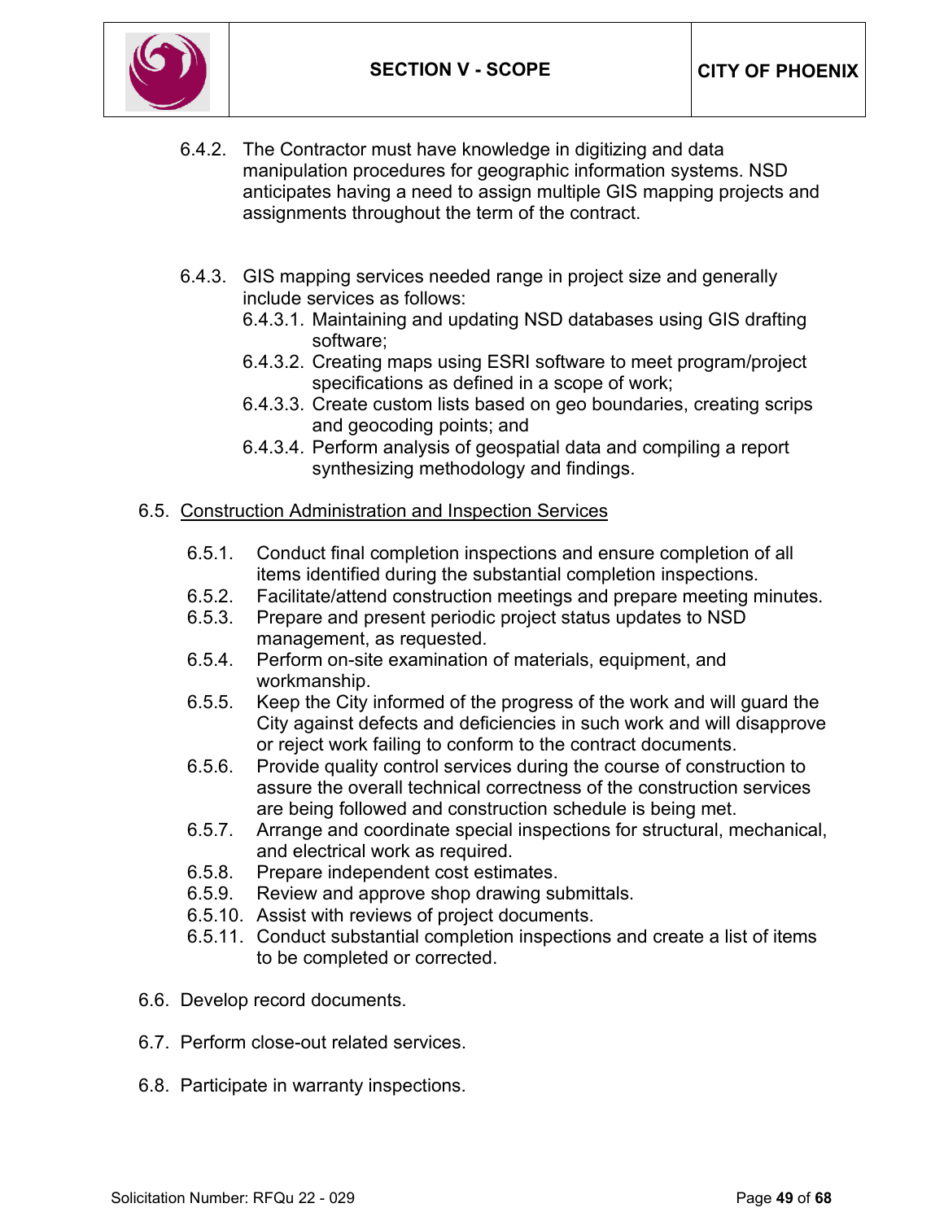6.4.2. The Contractor must have knowledge in digitizing and data manipulation procedures for geographic information systems. NSD anticipates having a need to assign multiple GIS mapping projects and assignments throughout the term of the contract.

6.4.3. GIS mapping services needed range in project size and generally include services as follows:

- 6.4.3.1. Maintaining and updating NSD databases using GIS drafting software;
- 6.4.3.2. Creating maps using ESRI software to meet program/project specifications as defined in a scope of work;
- 6.4.3.3. Create custom lists based on geo boundaries, creating scrips and geocoding points; and
- 6.4.3.4. Perform analysis of geospatial data and compiling a report synthesizing methodology and findings.

6.5. <u>Construction Administration and Inspection Services</u>

- 6.5.1. Conduct final completion inspections and ensure completion of all items identified during the substantial completion inspections.
- 6.5.2. Facilitate/attend construction meetings and prepare meeting minutes.
- 6.5.3. Prepare and present periodic project status updates to NSD management, as requested.
- 6.5.4. Perform on-site examination of materials, equipment, and workmanship.
- 6.5.5. Keep the City informed of the progress of the work and will guard the City against defects and deficiencies in such work and will disapprove or reject work failing to conform to the contract documents.
- 6.5.6. Provide quality control services during the course of construction to assure the overall technical correctness of the construction services are being followed and construction schedule is being met.
- 6.5.7. Arrange and coordinate special inspections for structural, mechanical, and electrical work as required.
- 6.5.8. Prepare independent cost estimates.
- 6.5.9. Review and approve shop drawing submittals.
- 6.5.10. Assist with reviews of project documents.
- 6.5.11. Conduct substantial completion inspections and create a list of items to be completed or corrected.

6.6. Develop record documents.

6.7. Perform close-out related services.

6.8. Participate in warranty inspections.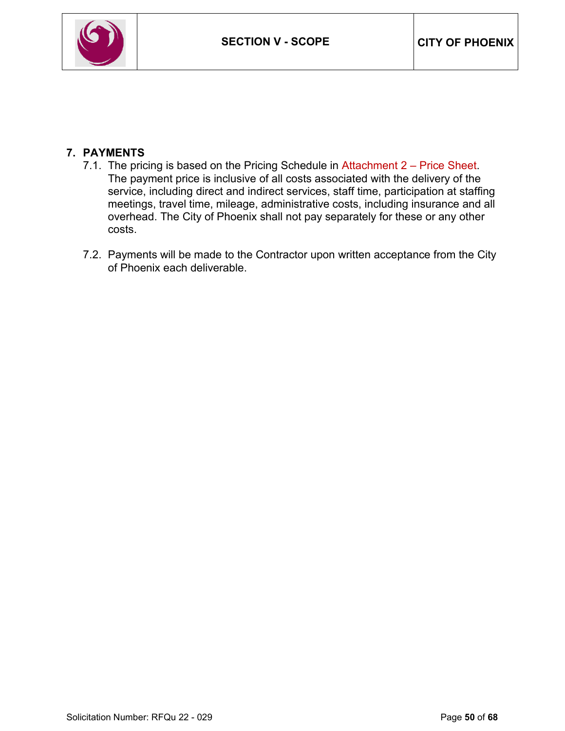## 7. PAYMENTS

7.1. The pricing is based on the Pricing Schedule in Attachment 2 – Price Sheet. The payment price is inclusive of all costs associated with the delivery of the service, including direct and indirect services, staff time, participation at staffing meetings, travel time, mileage, administrative costs, including insurance and all overhead. The City of Phoenix shall not pay separately for these or any other costs.

7.2. Payments will be made to the Contractor upon written acceptance from the City of Phoenix each deliverable.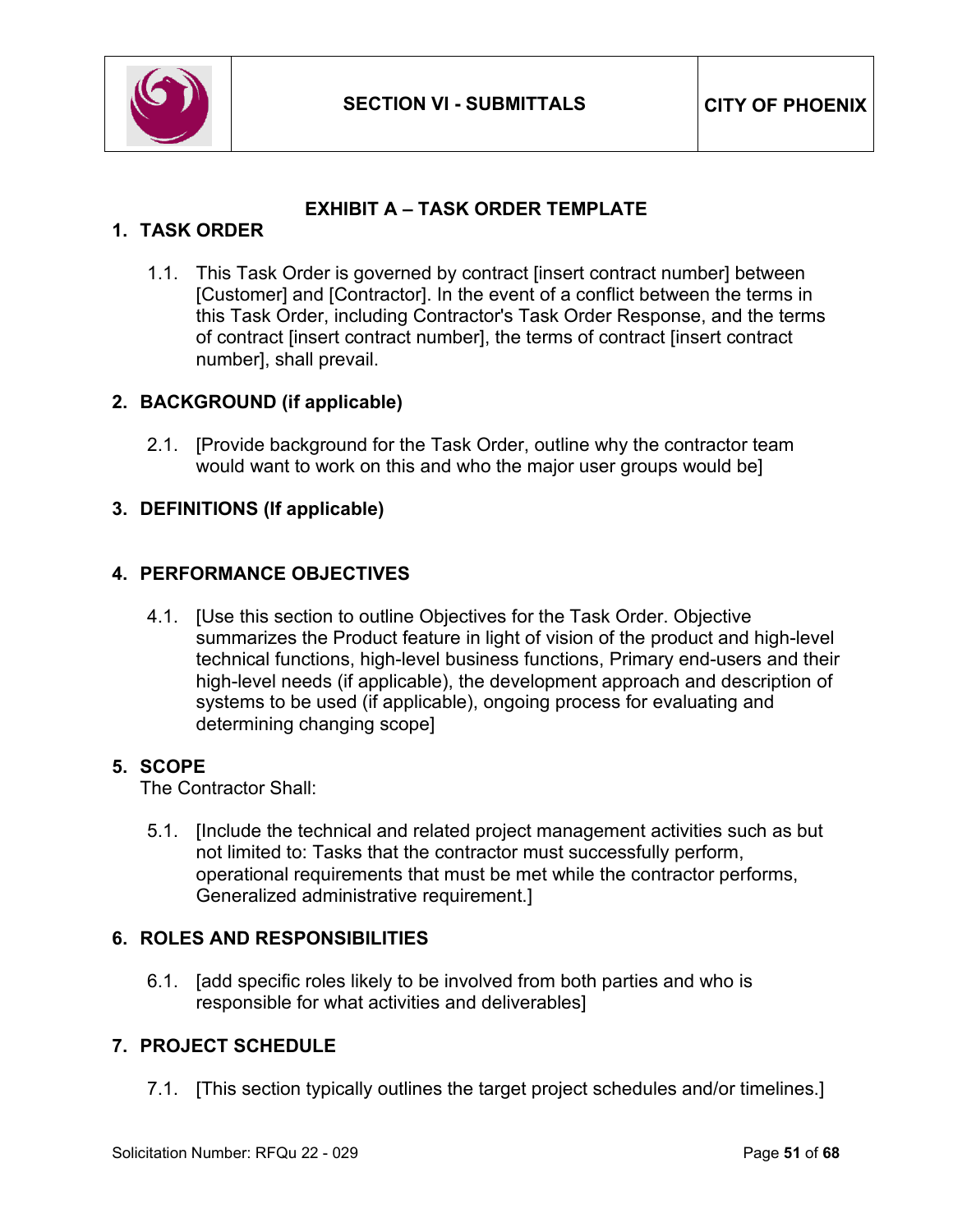# EXHIBIT A – TASK ORDER TEMPLATE

## 1. TASK ORDER

1.1. This Task Order is governed by contract [insert contract number] between [Customer] and [Contractor]. In the event of a conflict between the terms in this Task Order, including Contractor's Task Order Response, and the terms of contract [insert contract number], the terms of contract [insert contract number], shall prevail.

## 2. BACKGROUND (if applicable)

2.1. [Provide background for the Task Order, outline why the contractor team would want to work on this and who the major user groups would be]

## 3. DEFINITIONS (If applicable)

## 4. PERFORMANCE OBJECTIVES

4.1. [Use this section to outline Objectives for the Task Order. Objective summarizes the Product feature in light of vision of the product and high-level technical functions, high-level business functions, Primary end-users and their high-level needs (if applicable), the development approach and description of systems to be used (if applicable), ongoing process for evaluating and determining changing scope]

## 5. SCOPE

The Contractor Shall:

5.1. [Include the technical and related project management activities such as but not limited to: Tasks that the contractor must successfully perform, operational requirements that must be met while the contractor performs, Generalized administrative requirement.]

## 6. ROLES AND RESPONSIBILITIES

6.1. [add specific roles likely to be involved from both parties and who is responsible for what activities and deliverables]

## 7. PROJECT SCHEDULE

7.1. [This section typically outlines the target project schedules and/or timelines.]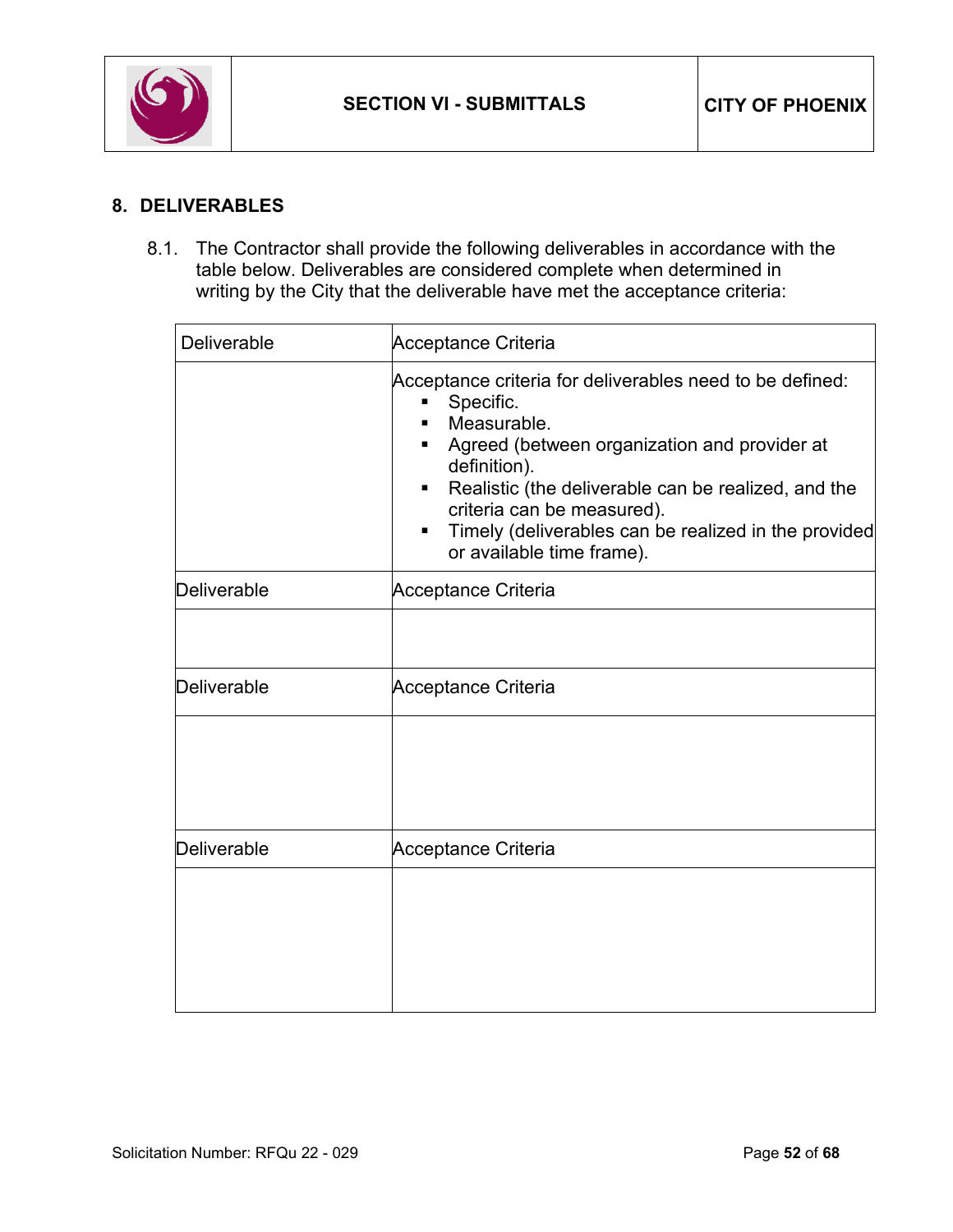## 8. DELIVERABLES

8.1. The Contractor shall provide the following deliverables in accordance with the table below. Deliverables are considered complete when determined in writing by the City that the deliverable have met the acceptance criteria:

| Deliverable | Acceptance Criteria |
|---|---|
| | Acceptance criteria for deliverables need to be defined:<br>▪ Specific.<br>▪ Measurable.<br>▪ Agreed (between organization and provider at definition).<br>▪ Realistic (the deliverable can be realized, and the criteria can be measured).<br>▪ Timely (deliverables can be realized in the provided or available time frame). |
| Deliverable | Acceptance Criteria |
| | |
| Deliverable | Acceptance Criteria |
| | |
| Deliverable | Acceptance Criteria |
| | |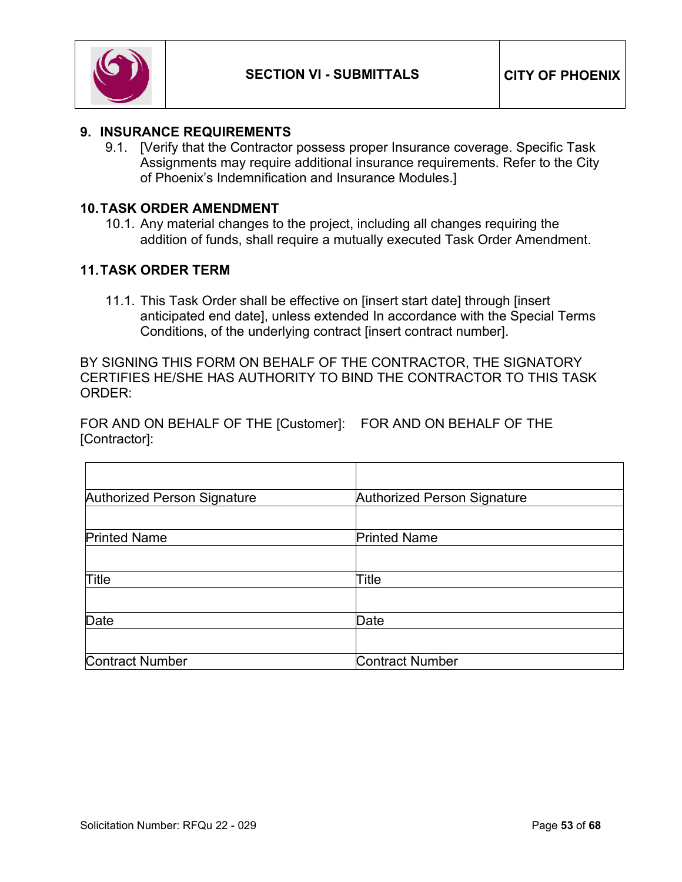## 9. INSURANCE REQUIREMENTS

9.1. [Verify that the Contractor possess proper Insurance coverage. Specific Task Assignments may require additional insurance requirements. Refer to the City of Phoenix's Indemnification and Insurance Modules.]

## 10. TASK ORDER AMENDMENT

10.1. Any material changes to the project, including all changes requiring the addition of funds, shall require a mutually executed Task Order Amendment.

## 11. TASK ORDER TERM

11.1. This Task Order shall be effective on [insert start date] through [insert anticipated end date], unless extended In accordance with the Special Terms Conditions, of the underlying contract [insert contract number].

BY SIGNING THIS FORM ON BEHALF OF THE CONTRACTOR, THE SIGNATORY CERTIFIES HE/SHE HAS AUTHORITY TO BIND THE CONTRACTOR TO THIS TASK ORDER:

FOR AND ON BEHALF OF THE [Customer]: FOR AND ON BEHALF OF THE [Contractor]:

| | |
|---|---|
| Authorized Person Signature | Authorized Person Signature |
| | |
| Printed Name | Printed Name |
| | |
| Title | Title |
| | |
| Date | Date |
| | |
| Contract Number | Contract Number |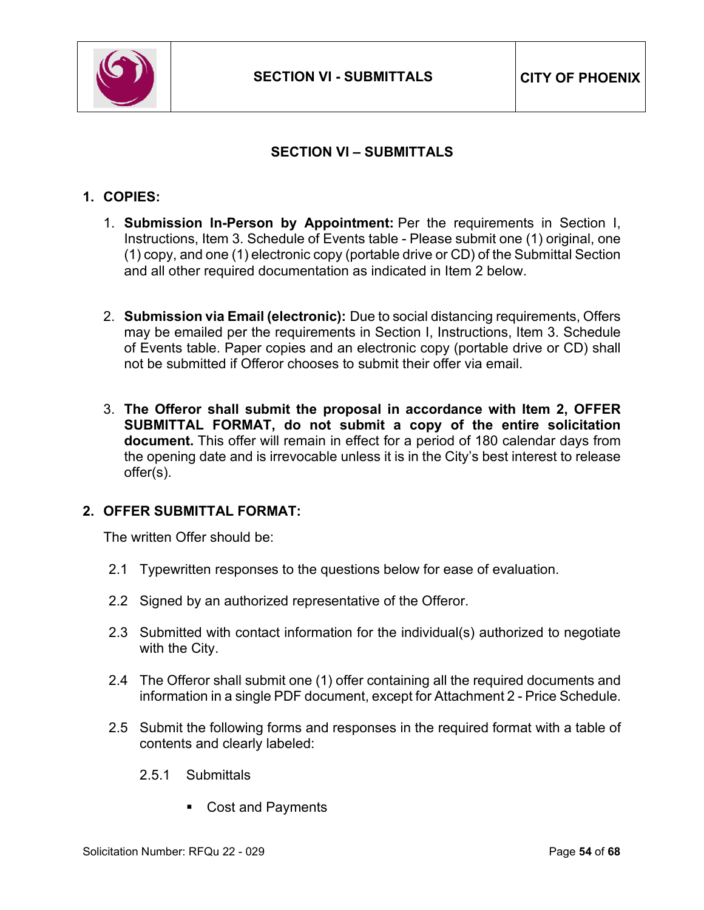# SECTION VI – SUBMITTALS

## 1. COPIES:

1. **Submission In-Person by Appointment:** Per the requirements in Section I, Instructions, Item 3. Schedule of Events table - Please submit one (1) original, one (1) copy, and one (1) electronic copy (portable drive or CD) of the Submittal Section and all other required documentation as indicated in Item 2 below.

2. **Submission via Email (electronic):** Due to social distancing requirements, Offers may be emailed per the requirements in Section I, Instructions, Item 3. Schedule of Events table. Paper copies and an electronic copy (portable drive or CD) shall not be submitted if Offeror chooses to submit their offer via email.

3. **The Offeror shall submit the proposal in accordance with Item 2, OFFER SUBMITTAL FORMAT, do not submit a copy of the entire solicitation document.** This offer will remain in effect for a period of 180 calendar days from the opening date and is irrevocable unless it is in the City's best interest to release offer(s).

## 2. OFFER SUBMITTAL FORMAT:

The written Offer should be:

2.1 Typewritten responses to the questions below for ease of evaluation.

2.2 Signed by an authorized representative of the Offeror.

2.3 Submitted with contact information for the individual(s) authorized to negotiate with the City.

2.4 The Offeror shall submit one (1) offer containing all the required documents and information in a single PDF document, except for Attachment 2 - Price Schedule.

2.5 Submit the following forms and responses in the required format with a table of contents and clearly labeled:

2.5.1 Submittals

- Cost and Payments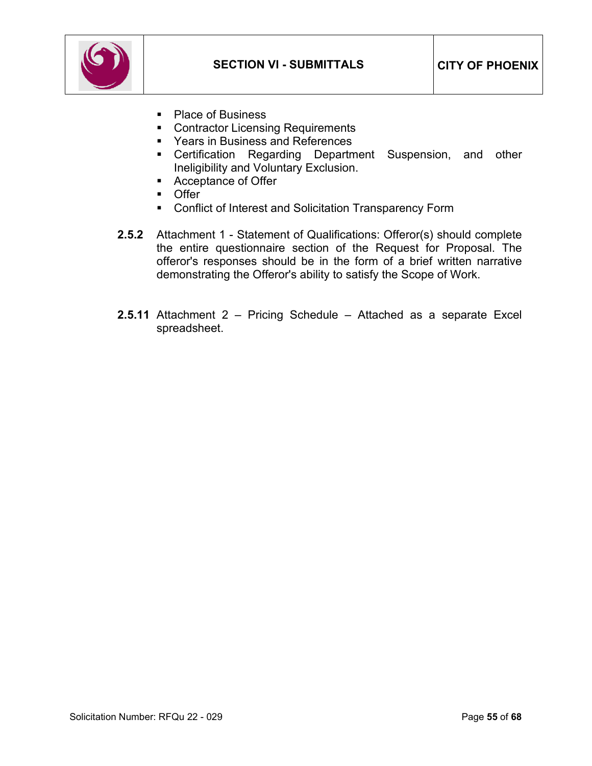- Place of Business
- Contractor Licensing Requirements
- Years in Business and References
- Certification Regarding Department Suspension, and other Ineligibility and Voluntary Exclusion.
- Acceptance of Offer
- Offer
- Conflict of Interest and Solicitation Transparency Form

**2.5.2** Attachment 1 - Statement of Qualifications: Offeror(s) should complete the entire questionnaire section of the Request for Proposal. The offeror's responses should be in the form of a brief written narrative demonstrating the Offeror's ability to satisfy the Scope of Work.

**2.5.11** Attachment 2 – Pricing Schedule – Attached as a separate Excel spreadsheet.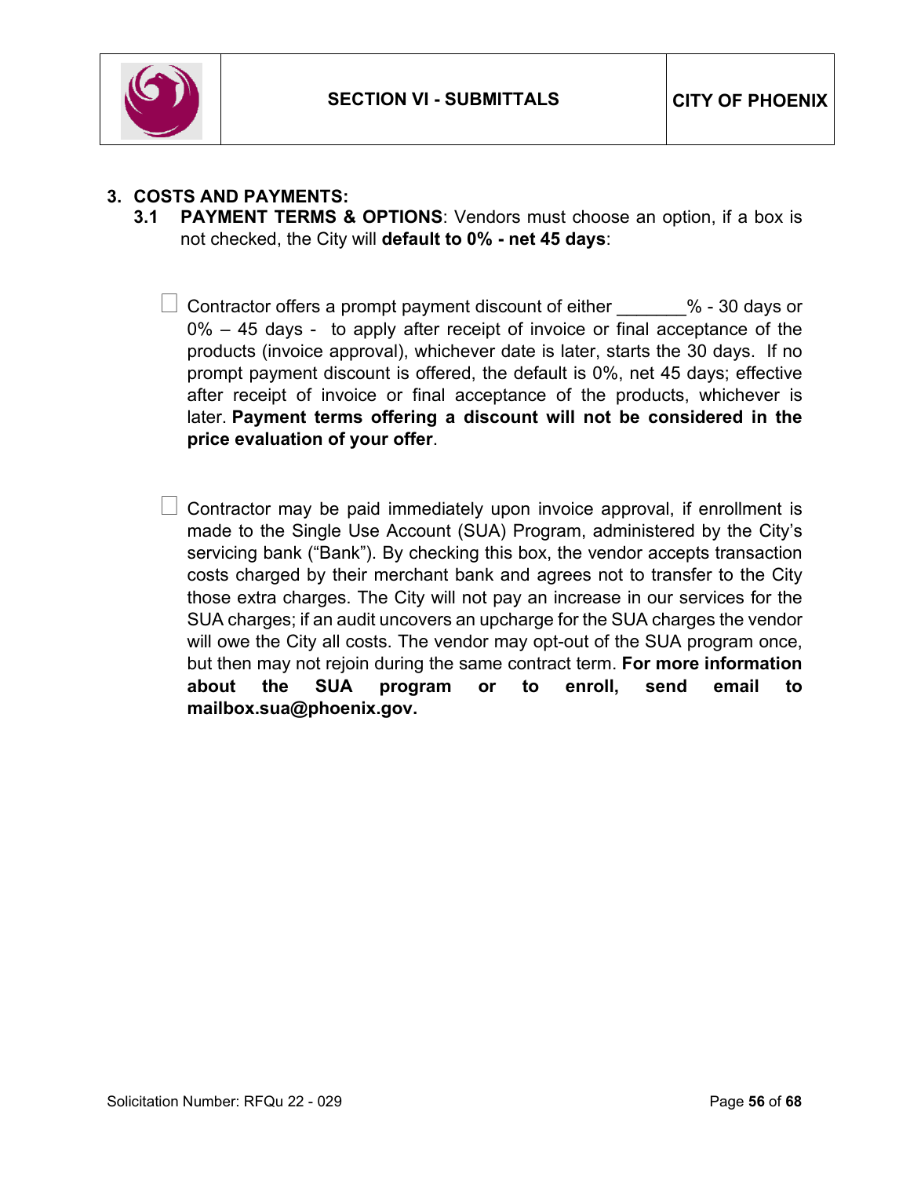### 3. COSTS AND PAYMENTS:

**3.1 PAYMENT TERMS & OPTIONS**: Vendors must choose an option, if a box is not checked, the City will **default to 0% - net 45 days**:

☐ Contractor offers a prompt payment discount of either _______% - 30 days or 0% – 45 days - to apply after receipt of invoice or final acceptance of the products (invoice approval), whichever date is later, starts the 30 days. If no prompt payment discount is offered, the default is 0%, net 45 days; effective after receipt of invoice or final acceptance of the products, whichever is later. **Payment terms offering a discount will not be considered in the price evaluation of your offer**.

☐ Contractor may be paid immediately upon invoice approval, if enrollment is made to the Single Use Account (SUA) Program, administered by the City's servicing bank ("Bank"). By checking this box, the vendor accepts transaction costs charged by their merchant bank and agrees not to transfer to the City those extra charges. The City will not pay an increase in our services for the SUA charges; if an audit uncovers an upcharge for the SUA charges the vendor will owe the City all costs. The vendor may opt-out of the SUA program once, but then may not rejoin during the same contract term. **For more information about the SUA program or to enroll, send email to mailbox.sua@phoenix.gov.**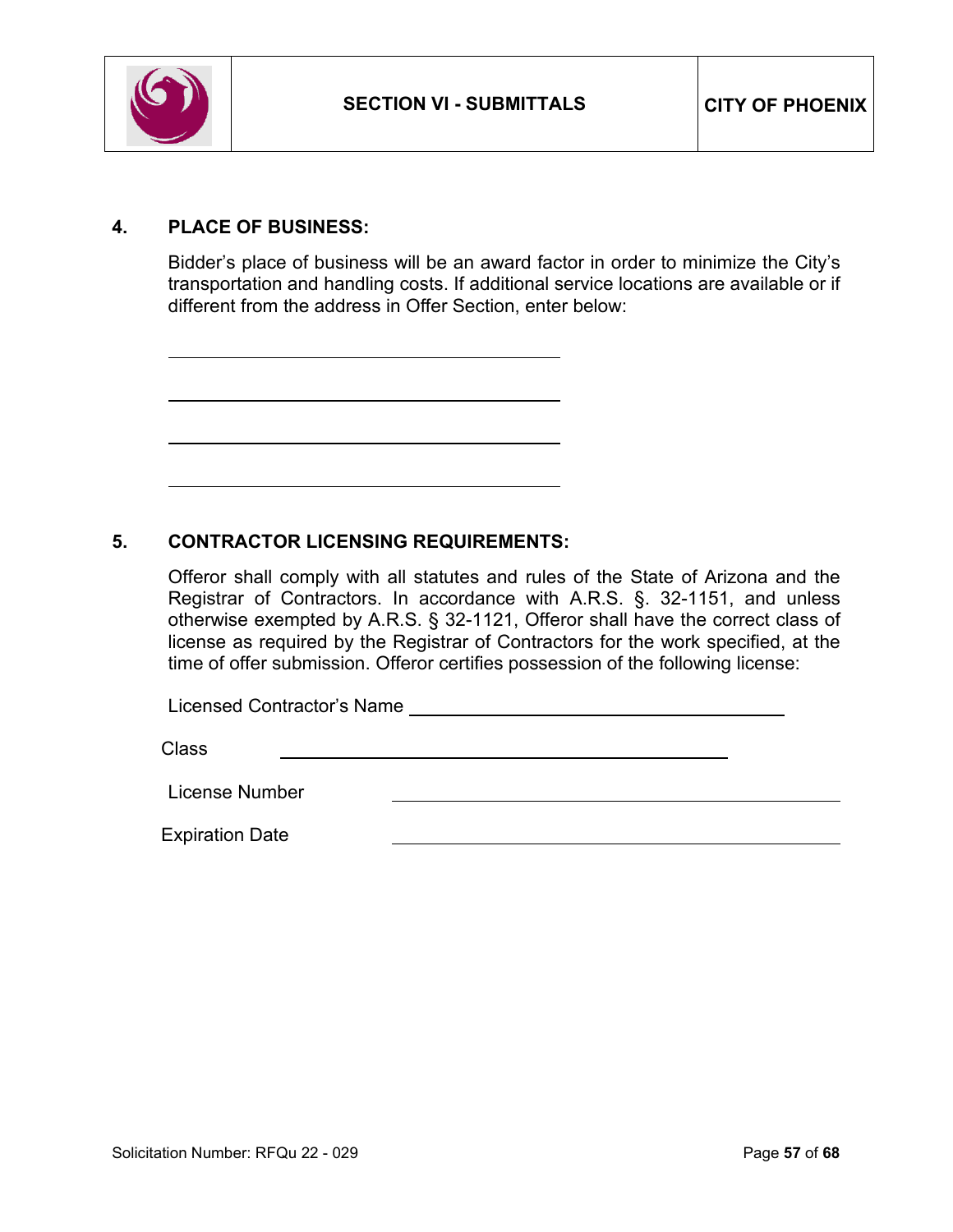## 4. PLACE OF BUSINESS:

Bidder's place of business will be an award factor in order to minimize the City's transportation and handling costs. If additional service locations are available or if different from the address in Offer Section, enter below:

\_\_\_\_\_\_\_\_\_\_\_\_\_\_\_\_\_\_\_\_\_\_\_\_\_\_\_\_\_\_\_\_\_\_\_\_\_\_\_\_

\_\_\_\_\_\_\_\_\_\_\_\_\_\_\_\_\_\_\_\_\_\_\_\_\_\_\_\_\_\_\_\_\_\_\_\_\_\_\_\_

\_\_\_\_\_\_\_\_\_\_\_\_\_\_\_\_\_\_\_\_\_\_\_\_\_\_\_\_\_\_\_\_\_\_\_\_\_\_\_\_

\_\_\_\_\_\_\_\_\_\_\_\_\_\_\_\_\_\_\_\_\_\_\_\_\_\_\_\_\_\_\_\_\_\_\_\_\_\_\_\_

## 5. CONTRACTOR LICENSING REQUIREMENTS:

Offeror shall comply with all statutes and rules of the State of Arizona and the Registrar of Contractors. In accordance with A.R.S. §. 32-1151, and unless otherwise exempted by A.R.S. § 32-1121, Offeror shall have the correct class of license as required by the Registrar of Contractors for the work specified, at the time of offer submission. Offeror certifies possession of the following license:

Licensed Contractor's Name \_\_\_\_\_\_\_\_\_\_\_\_\_\_\_\_\_\_\_\_\_\_\_\_\_\_\_\_\_\_\_\_\_\_\_\_\_\_

Class \_\_\_\_\_\_\_\_\_\_\_\_\_\_\_\_\_\_\_\_\_\_\_\_\_\_\_\_\_\_\_\_\_\_\_\_\_\_\_\_\_\_\_\_\_\_

License Number \_\_\_\_\_\_\_\_\_\_\_\_\_\_\_\_\_\_\_\_\_\_\_\_\_\_\_\_\_\_\_\_\_\_\_\_\_\_\_\_\_\_\_\_\_\_

Expiration Date \_\_\_\_\_\_\_\_\_\_\_\_\_\_\_\_\_\_\_\_\_\_\_\_\_\_\_\_\_\_\_\_\_\_\_\_\_\_\_\_\_\_\_\_\_\_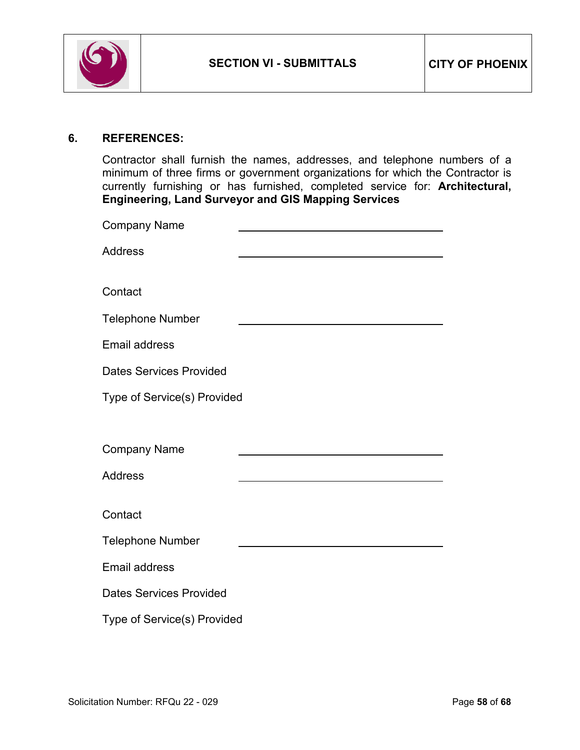## 6. REFERENCES:

Contractor shall furnish the names, addresses, and telephone numbers of a minimum of three firms or government organizations for which the Contractor is currently furnishing or has furnished, completed service for: **Architectural, Engineering, Land Surveyor and GIS Mapping Services**

Company Name \_\_\_\_\_\_\_\_\_\_\_\_\_\_\_\_\_\_\_\_\_\_\_\_\_\_\_\_\_\_

Address \_\_\_\_\_\_\_\_\_\_\_\_\_\_\_\_\_\_\_\_\_\_\_\_\_\_\_\_\_\_

Contact

Telephone Number \_\_\_\_\_\_\_\_\_\_\_\_\_\_\_\_\_\_\_\_\_\_\_\_\_\_\_\_\_\_

Email address

Dates Services Provided

Type of Service(s) Provided

Company Name \_\_\_\_\_\_\_\_\_\_\_\_\_\_\_\_\_\_\_\_\_\_\_\_\_\_\_\_\_\_

Address \_\_\_\_\_\_\_\_\_\_\_\_\_\_\_\_\_\_\_\_\_\_\_\_\_\_\_\_\_\_

Contact

Telephone Number \_\_\_\_\_\_\_\_\_\_\_\_\_\_\_\_\_\_\_\_\_\_\_\_\_\_\_\_\_\_

Email address

Dates Services Provided

Type of Service(s) Provided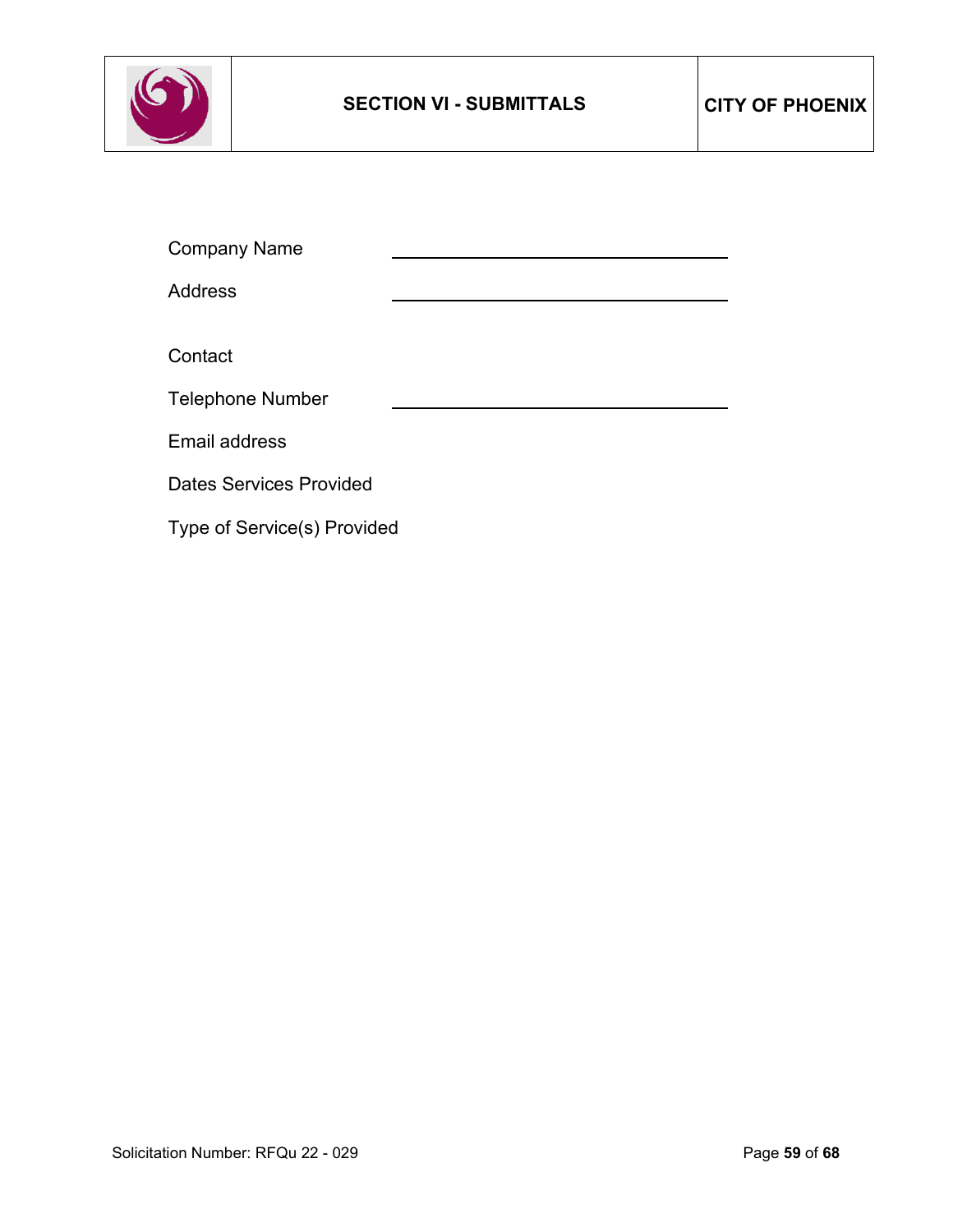Company Name \_\_\_\_\_\_\_\_\_\_\_\_\_\_\_\_\_\_\_\_\_\_\_\_\_\_\_\_\_\_\_\_

Address \_\_\_\_\_\_\_\_\_\_\_\_\_\_\_\_\_\_\_\_\_\_\_\_\_\_\_\_\_\_\_\_

Contact

Telephone Number \_\_\_\_\_\_\_\_\_\_\_\_\_\_\_\_\_\_\_\_\_\_\_\_\_\_\_\_\_\_\_\_

Email address

Dates Services Provided

Type of Service(s) Provided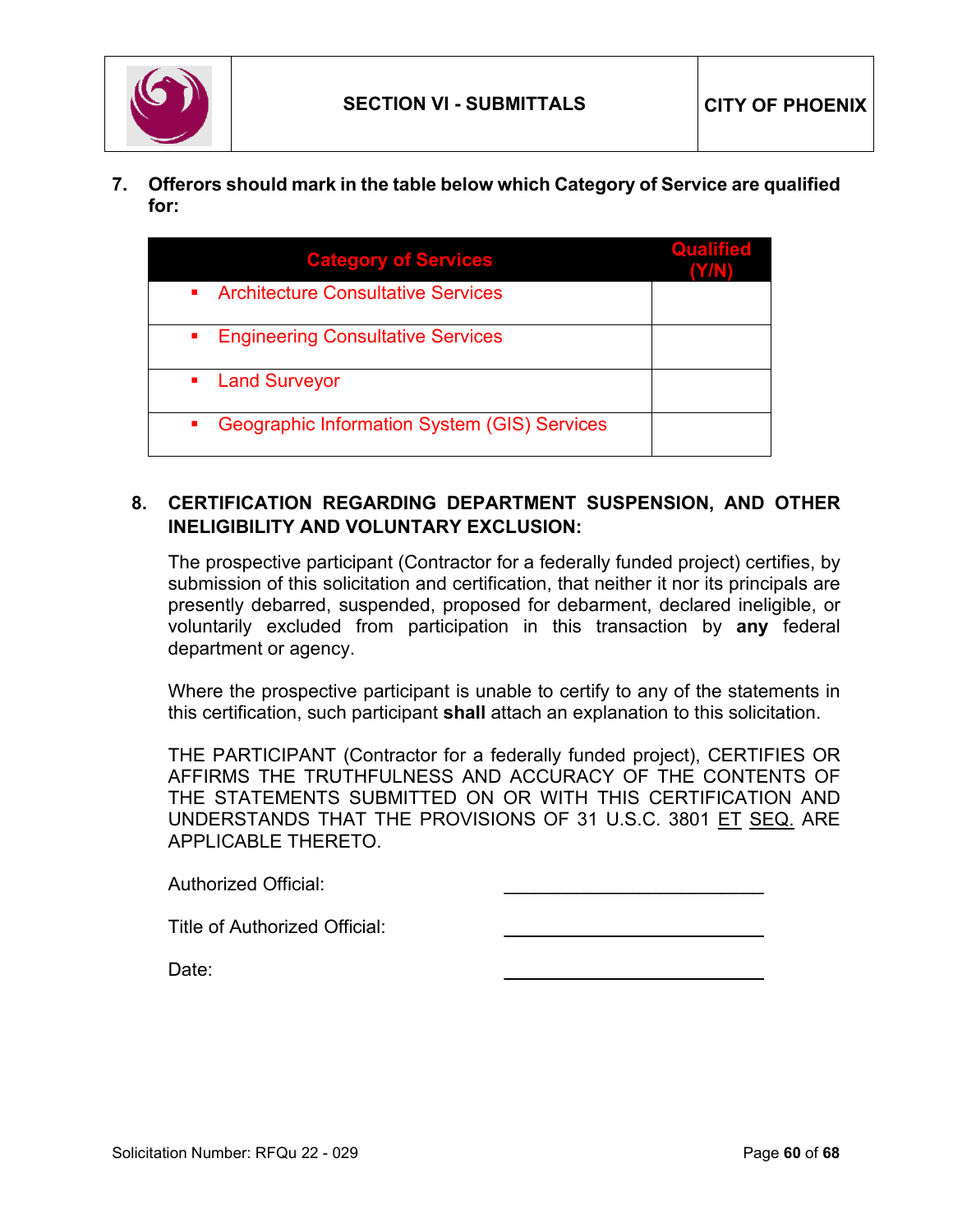7. **Offerors should mark in the table below which Category of Service are qualified for:**

| Category of Services | Qualified (Y/N) |
|---|---|
| ▪ Architecture Consultative Services | |
| ▪ Engineering Consultative Services | |
| ▪ Land Surveyor | |
| ▪ Geographic Information System (GIS) Services | |

8. **CERTIFICATION REGARDING DEPARTMENT SUSPENSION, AND OTHER INELIGIBILITY AND VOLUNTARY EXCLUSION:**

   The prospective participant (Contractor for a federally funded project) certifies, by submission of this solicitation and certification, that neither it nor its principals are presently debarred, suspended, proposed for debarment, declared ineligible, or voluntarily excluded from participation in this transaction by **any** federal department or agency.

   Where the prospective participant is unable to certify to any of the statements in this certification, such participant **shall** attach an explanation to this solicitation.

   THE PARTICIPANT (Contractor for a federally funded project), CERTIFIES OR AFFIRMS THE TRUTHFULNESS AND ACCURACY OF THE CONTENTS OF THE STATEMENTS SUBMITTED ON OR WITH THIS CERTIFICATION AND UNDERSTANDS THAT THE PROVISIONS OF 31 U.S.C. 3801 ET SEQ. ARE APPLICABLE THERETO.

   Authorized Official: ____________________________

   Title of Authorized Official: ____________________________

   Date: ____________________________

Solicitation Number: RFQu 22 - 029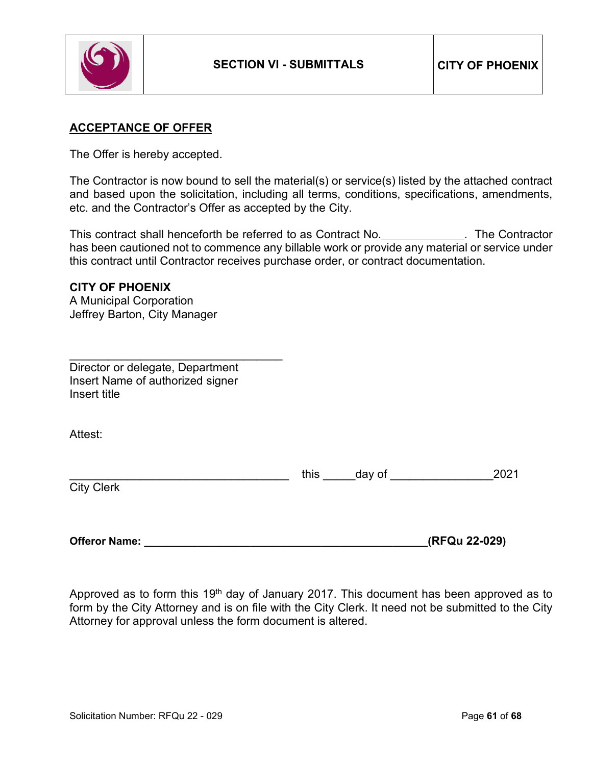| | SECTION VI - SUBMITTALS | CITY OF PHOENIX |
| --- | --- | --- |

## ACCEPTANCE OF OFFER

The Offer is hereby accepted.

The Contractor is now bound to sell the material(s) or service(s) listed by the attached contract and based upon the solicitation, including all terms, conditions, specifications, amendments, etc. and the Contractor's Offer as accepted by the City.

This contract shall henceforth be referred to as Contract No.\_\_\_\_\_\_\_\_\_\_\_\_\_. The Contractor has been cautioned not to commence any billable work or provide any material or service under this contract until Contractor receives purchase order, or contract documentation.

**CITY OF PHOENIX**
A Municipal Corporation
Jeffrey Barton, City Manager

\_\_\_\_\_\_\_\_\_\_\_\_\_\_\_\_\_\_\_\_\_\_\_\_\_\_\_\_\_\_\_\_\_\_
Director or delegate, Department
Insert Name of authorized signer
Insert title

Attest:

\_\_\_\_\_\_\_\_\_\_\_\_\_\_\_\_\_\_\_\_\_\_\_\_\_\_\_\_\_\_\_\_\_\_\_ this \_\_\_\_\_day of \_\_\_\_\_\_\_\_\_\_\_\_\_\_\_\_2021
City Clerk

**Offeror Name: \_\_\_\_\_\_\_\_\_\_\_\_\_\_\_\_\_\_\_\_\_\_\_\_\_\_\_\_\_\_\_\_\_\_\_\_\_\_\_\_\_\_\_\_\_\_\_\_(RFQu 22-029)**

Approved as to form this 19th day of January 2017. This document has been approved as to form by the City Attorney and is on file with the City Clerk. It need not be submitted to the City Attorney for approval unless the form document is altered.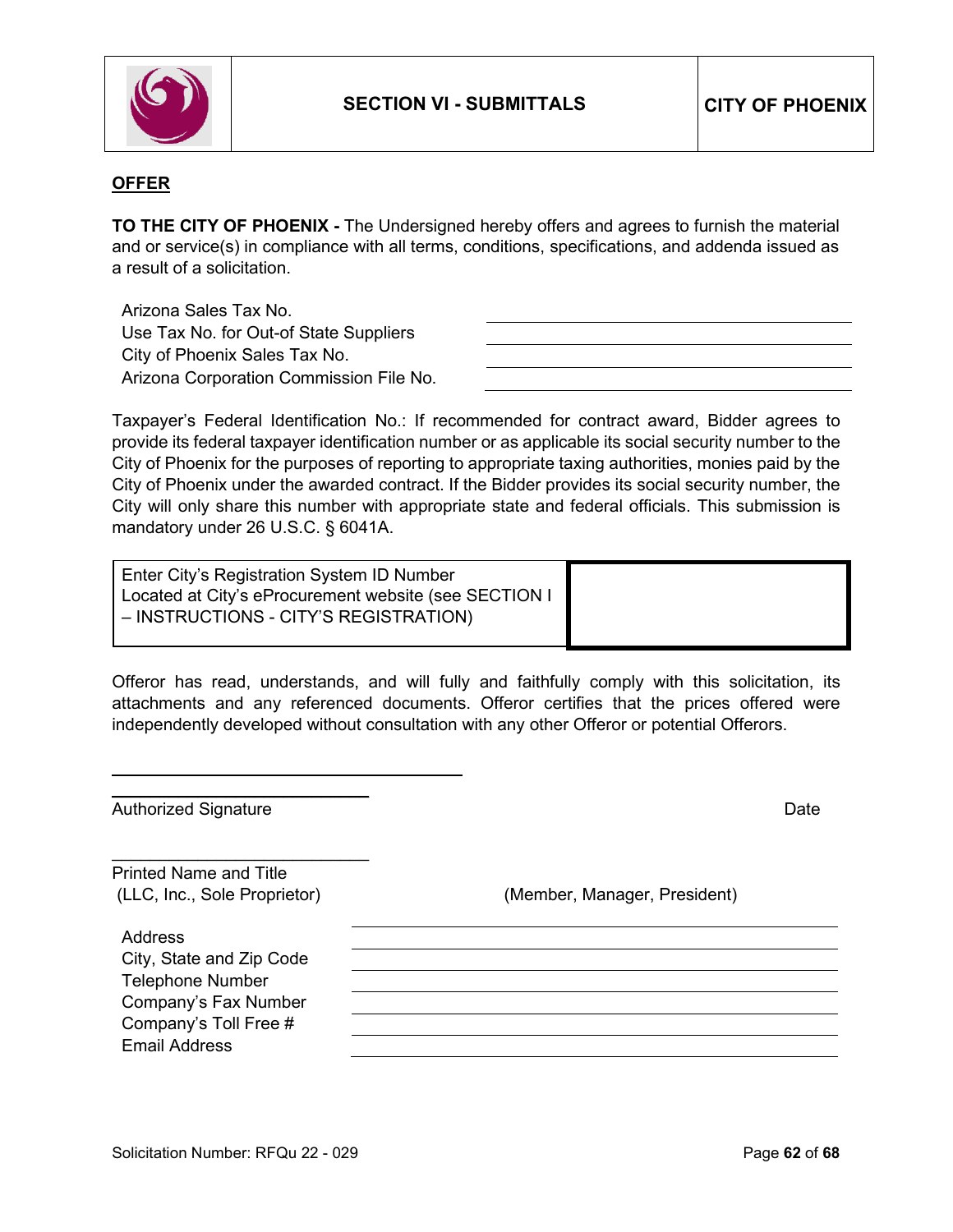| | SECTION VI - SUBMITTALS | CITY OF PHOENIX |
|---|---|---|

**OFFER**

**TO THE CITY OF PHOENIX -** The Undersigned hereby offers and agrees to furnish the material and or service(s) in compliance with all terms, conditions, specifications, and addenda issued as a result of a solicitation.

| | |
|---|---|
| Arizona Sales Tax No. | ______________________ |
| Use Tax No. for Out-of State Suppliers | ______________________ |
| City of Phoenix Sales Tax No. | ______________________ |
| Arizona Corporation Commission File No. | ______________________ |

Taxpayer's Federal Identification No.: If recommended for contract award, Bidder agrees to provide its federal taxpayer identification number or as applicable its social security number to the City of Phoenix for the purposes of reporting to appropriate taxing authorities, monies paid by the City of Phoenix under the awarded contract. If the Bidder provides its social security number, the City will only share this number with appropriate state and federal officials. This submission is mandatory under 26 U.S.C. § 6041A.

| Enter City's Registration System ID Number Located at City's eProcurement website (see SECTION I – INSTRUCTIONS - CITY'S REGISTRATION) | |
|---|---|

Offeror has read, understands, and will fully and faithfully comply with this solicitation, its attachments and any referenced documents. Offeror certifies that the prices offered were independently developed without consultation with any other Offeror or potential Offerors.

______________________________

______________________________

Authorized Signature　　　　　　　　　　　　　　　　　　　　　　　　Date

______________________________

Printed Name and Title
(LLC, Inc., Sole Proprietor)　　　　　　　　(Member, Manager, President)

| | |
|---|---|
| Address | ______________________ |
| City, State and Zip Code | ______________________ |
| Telephone Number | ______________________ |
| Company's Fax Number | ______________________ |
| Company's Toll Free # | ______________________ |
| Email Address | ______________________ |

Solicitation Number: RFQu 22 - 029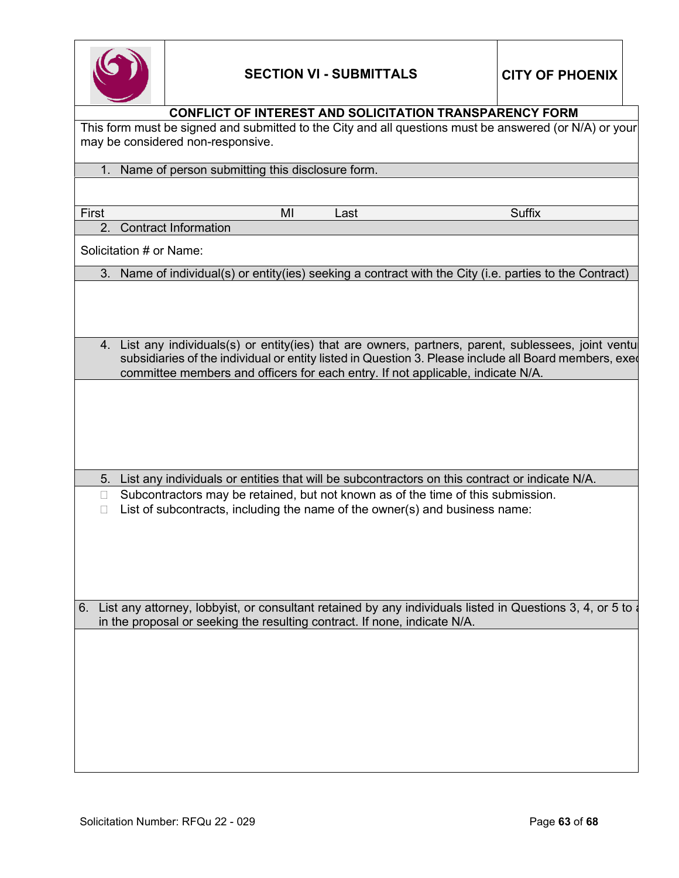# SECTION VI - SUBMITTALS

**CITY OF PHOENIX**

## CONFLICT OF INTEREST AND SOLICITATION TRANSPARENCY FORM

This form must be signed and submitted to the City and all questions must be answered (or N/A) or your may be considered non-responsive.

1. Name of person submitting this disclosure form.

| First | MI | Last | Suffix |
|---|---|---|---|
| | | | |

2. Contract Information

Solicitation # or Name:

3. Name of individual(s) or entity(ies) seeking a contract with the City (i.e. parties to the Contract)

4. List any individuals(s) or entity(ies) that are owners, partners, parent, sublessees, joint ventu subsidiaries of the individual or entity listed in Question 3. Please include all Board members, exec committee members and officers for each entry. If not applicable, indicate N/A.

5. List any individuals or entities that will be subcontractors on this contract or indicate N/A.

- ☐ Subcontractors may be retained, but not known as of the time of this submission.
- ☐ List of subcontracts, including the name of the owner(s) and business name:

6. List any attorney, lobbyist, or consultant retained by any individuals listed in Questions 3, 4, or 5 to a in the proposal or seeking the resulting contract. If none, indicate N/A.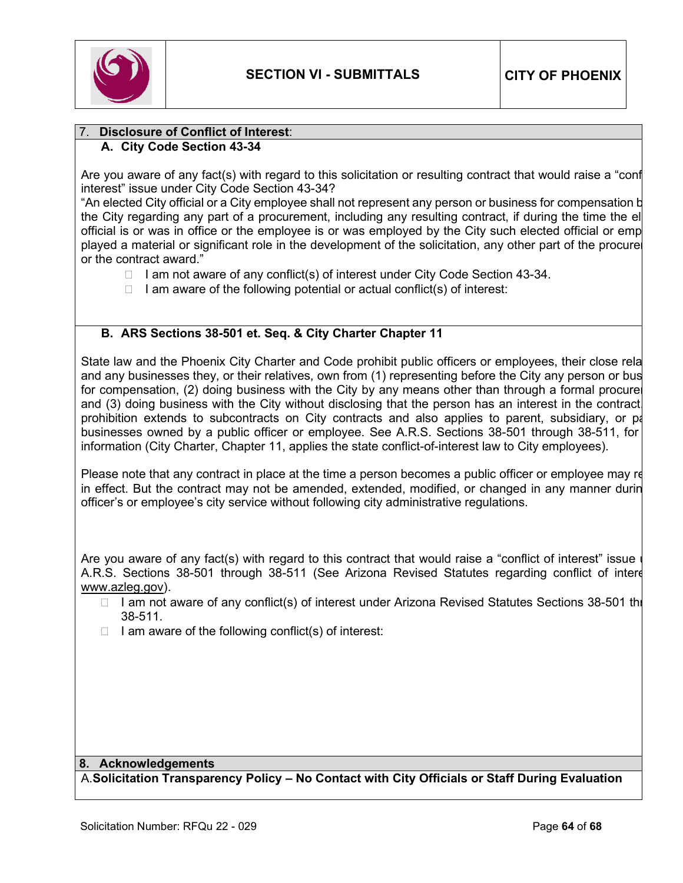## 7. Disclosure of Conflict of Interest:

### A. City Code Section 43-34

Are you aware of any fact(s) with regard to this solicitation or resulting contract that would raise a "conf interest" issue under City Code Section 43-34?

"An elected City official or a City employee shall not represent any person or business for compensation b the City regarding any part of a procurement, including any resulting contract, if during the time the el official is or was in office or the employee is or was employed by the City such elected official or emp played a material or significant role in the development of the solicitation, any other part of the procure or the contract award."

- ☐ I am not aware of any conflict(s) of interest under City Code Section 43-34.
- ☐ I am aware of the following potential or actual conflict(s) of interest:

### B. ARS Sections 38-501 et. Seq. & City Charter Chapter 11

State law and the Phoenix City Charter and Code prohibit public officers or employees, their close rela and any businesses they, or their relatives, own from (1) representing before the City any person or bus for compensation, (2) doing business with the City by any means other than through a formal procure and (3) doing business with the City without disclosing that the person has an interest in the contract. prohibition extends to subcontracts on City contracts and also applies to parent, subsidiary, or pa businesses owned by a public officer or employee. See A.R.S. Sections 38-501 through 38-511, for information (City Charter, Chapter 11, applies the state conflict-of-interest law to City employees).

Please note that any contract in place at the time a person becomes a public officer or employee may re in effect. But the contract may not be amended, extended, modified, or changed in any manner durin officer's or employee's city service without following city administrative regulations.

Are you aware of any fact(s) with regard to this contract that would raise a "conflict of interest" issue A.R.S. Sections 38-501 through 38-511 (See Arizona Revised Statutes regarding conflict of intere www.azleg.gov).

- ☐ I am not aware of any conflict(s) of interest under Arizona Revised Statutes Sections 38-501 th 38-511.
- ☐ I am aware of the following conflict(s) of interest:

## 8. Acknowledgements

A. **Solicitation Transparency Policy – No Contact with City Officials or Staff During Evaluation**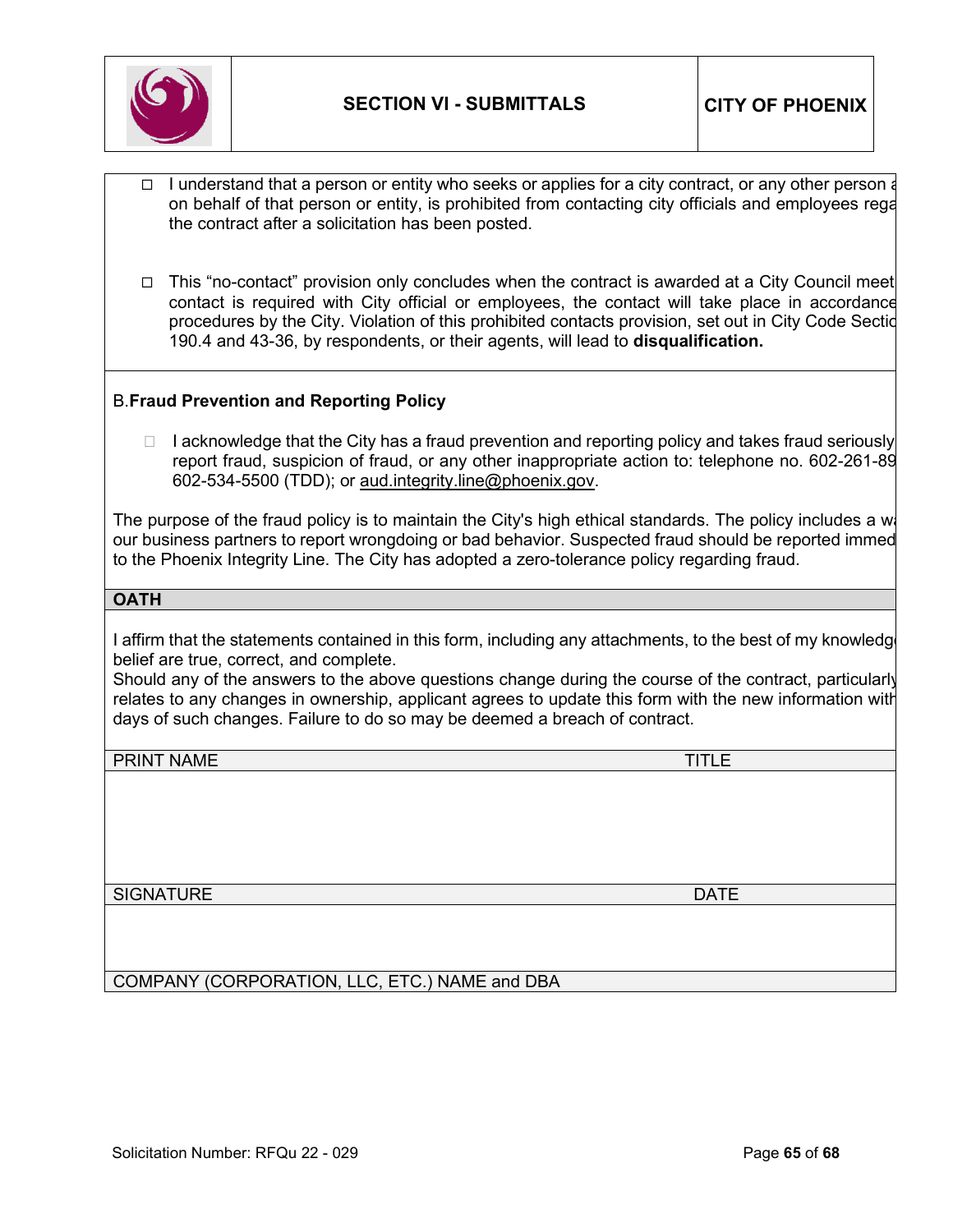- ☐ I understand that a person or entity who seeks or applies for a city contract, or any other person a on behalf of that person or entity, is prohibited from contacting city officials and employees rega the contract after a solicitation has been posted.

- ☐ This "no-contact" provision only concludes when the contract is awarded at a City Council meet contact is required with City official or employees, the contact will take place in accordance procedures by the City. Violation of this prohibited contacts provision, set out in City Code Sectio 190.4 and 43-36, by respondents, or their agents, will lead to **disqualification.**

B. **Fraud Prevention and Reporting Policy**

- ☐ I acknowledge that the City has a fraud prevention and reporting policy and takes fraud seriously report fraud, suspicion of fraud, or any other inappropriate action to: telephone no. 602-261-89 602-534-5500 (TDD); or aud.integrity.line@phoenix.gov.

The purpose of the fraud policy is to maintain the City's high ethical standards. The policy includes a wa our business partners to report wrongdoing or bad behavior. Suspected fraud should be reported immed to the Phoenix Integrity Line. The City has adopted a zero-tolerance policy regarding fraud.

**OATH**

I affirm that the statements contained in this form, including any attachments, to the best of my knowledg belief are true, correct, and complete.
Should any of the answers to the above questions change during the course of the contract, particularly relates to any changes in ownership, applicant agrees to update this form with the new information with days of such changes. Failure to do so may be deemed a breach of contract.

| PRINT NAME | TITLE |
| --- | --- |
| | |
| SIGNATURE | DATE |
| | |
| COMPANY (CORPORATION, LLC, ETC.) NAME and DBA | |

Solicitation Number: RFQu 22 - 029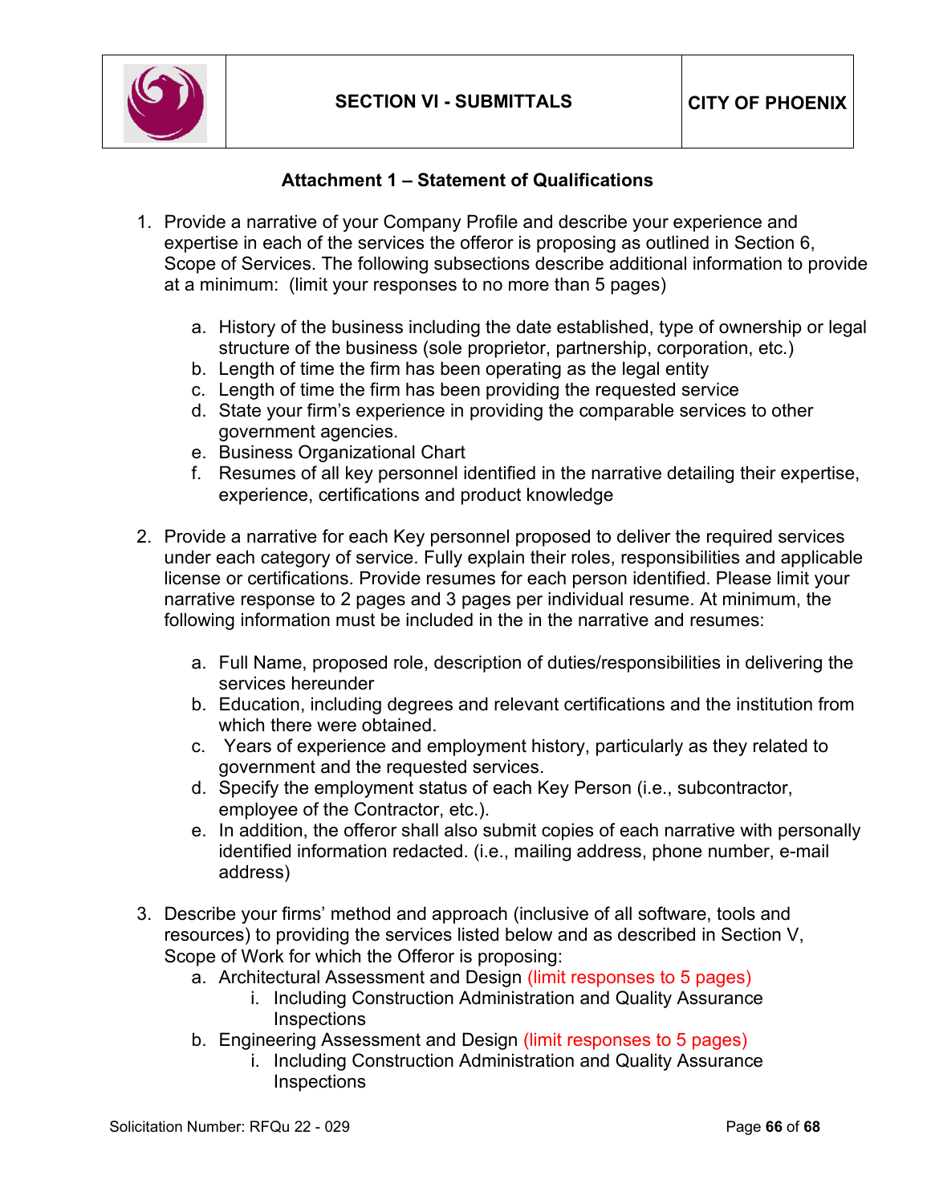## Attachment 1 – Statement of Qualifications

1. Provide a narrative of your Company Profile and describe your experience and expertise in each of the services the offeror is proposing as outlined in Section 6, Scope of Services. The following subsections describe additional information to provide at a minimum: (limit your responses to no more than 5 pages)

   a. History of the business including the date established, type of ownership or legal structure of the business (sole proprietor, partnership, corporation, etc.)
   b. Length of time the firm has been operating as the legal entity
   c. Length of time the firm has been providing the requested service
   d. State your firm's experience in providing the comparable services to other government agencies.
   e. Business Organizational Chart
   f. Resumes of all key personnel identified in the narrative detailing their expertise, experience, certifications and product knowledge

2. Provide a narrative for each Key personnel proposed to deliver the required services under each category of service. Fully explain their roles, responsibilities and applicable license or certifications. Provide resumes for each person identified. Please limit your narrative response to 2 pages and 3 pages per individual resume. At minimum, the following information must be included in the in the narrative and resumes:

   a. Full Name, proposed role, description of duties/responsibilities in delivering the services hereunder
   b. Education, including degrees and relevant certifications and the institution from which there were obtained.
   c. Years of experience and employment history, particularly as they related to government and the requested services.
   d. Specify the employment status of each Key Person (i.e., subcontractor, employee of the Contractor, etc.).
   e. In addition, the offeror shall also submit copies of each narrative with personally identified information redacted. (i.e., mailing address, phone number, e-mail address)

3. Describe your firms' method and approach (inclusive of all software, tools and resources) to providing the services listed below and as described in Section V, Scope of Work for which the Offeror is proposing:
   a. Architectural Assessment and Design (limit responses to 5 pages)
      i. Including Construction Administration and Quality Assurance Inspections
   b. Engineering Assessment and Design (limit responses to 5 pages)
      i. Including Construction Administration and Quality Assurance Inspections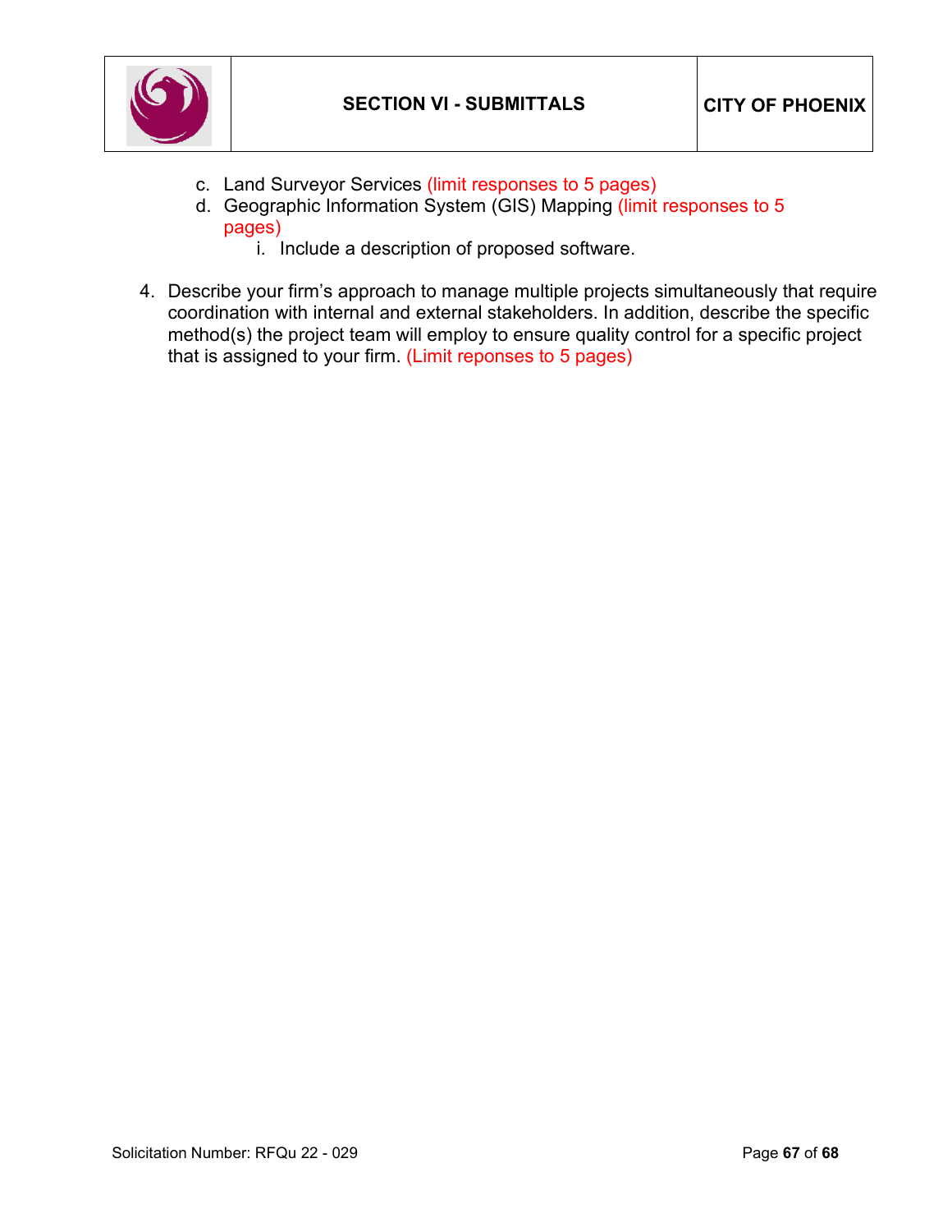c. Land Surveyor Services (limit responses to 5 pages)
d. Geographic Information System (GIS) Mapping (limit responses to 5 pages)
    i. Include a description of proposed software.

4. Describe your firm's approach to manage multiple projects simultaneously that require coordination with internal and external stakeholders. In addition, describe the specific method(s) the project team will employ to ensure quality control for a specific project that is assigned to your firm. (Limit reponses to 5 pages)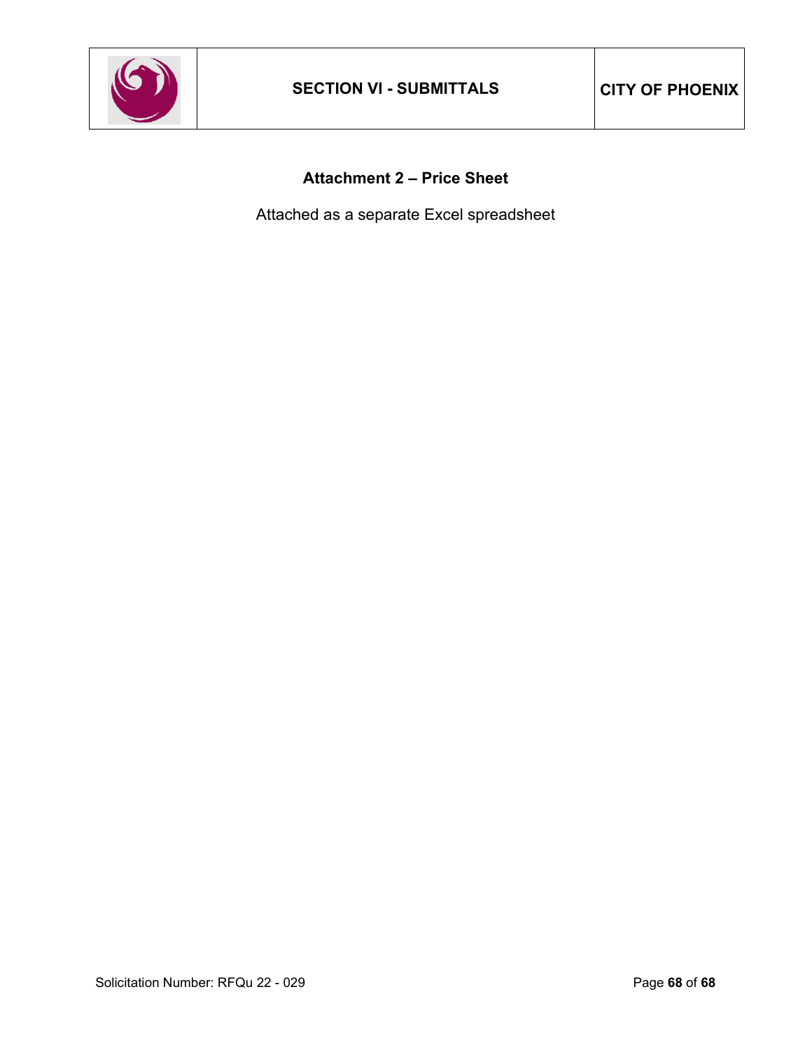## Attachment 2 – Price Sheet

Attached as a separate Excel spreadsheet